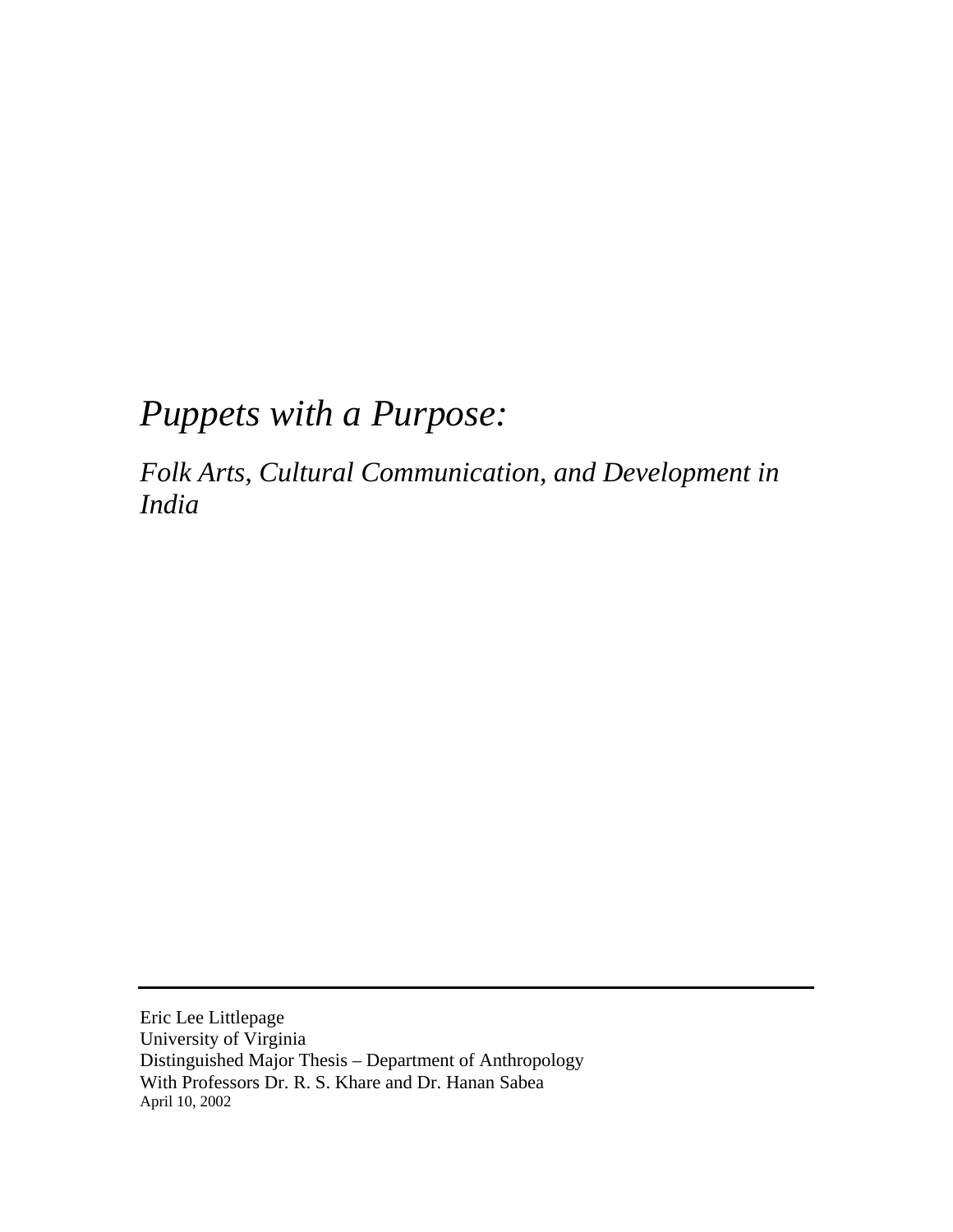# *Puppets with a Purpose:*

## *Folk Arts, Cultural Communication, and Development in India*

---

Eric Lee Littlepage
University of Virginia
Distinguished Major Thesis – Department of Anthropology
With Professors Dr. R. S. Khare and Dr. Hanan Sabea
April 10, 2002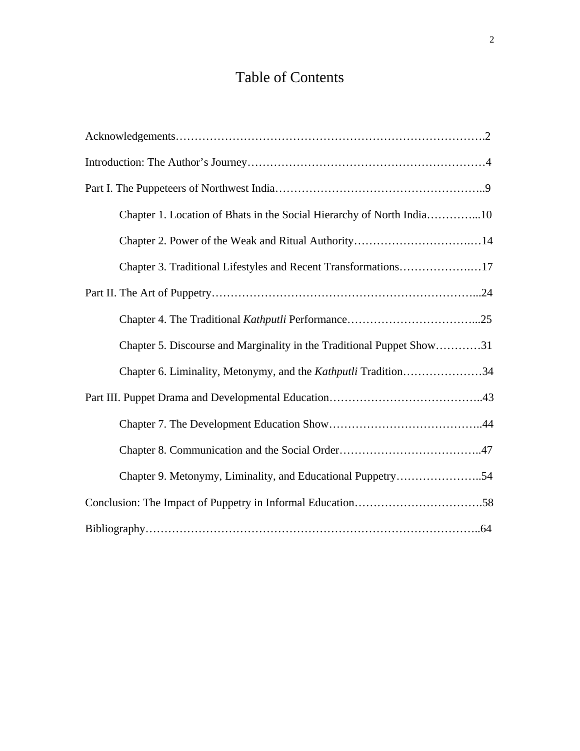# Table of Contents

Acknowledgements……………………………………………………………………….2

Introduction: The Author's Journey……………………………………………………4

Part I. The Puppeteers of Northwest India……………………………………………..9

Chapter 1. Location of Bhats in the Social Hierarchy of North India…………...10

Chapter 2. Power of the Weak and Ritual Authority…………………………..…14

Chapter 3. Traditional Lifestyles and Recent Transformations……………….…17

Part II. The Art of Puppetry……………………………………………………………...24

Chapter 4. The Traditional *Kathputli* Performance……………………………...25

Chapter 5. Discourse and Marginality in the Traditional Puppet Show…………31

Chapter 6. Liminality, Metonymy, and the *Kathputli* Tradition…………………34

Part III. Puppet Drama and Developmental Education…………………………………..43

Chapter 7. The Development Education Show…………………………………..44

Chapter 8. Communication and the Social Order……………………………….47

Chapter 9. Metonymy, Liminality, and Educational Puppetry…………………..54

Conclusion: The Impact of Puppetry in Informal Education…………………………….58

Bibliography…………………………………………………………………………..64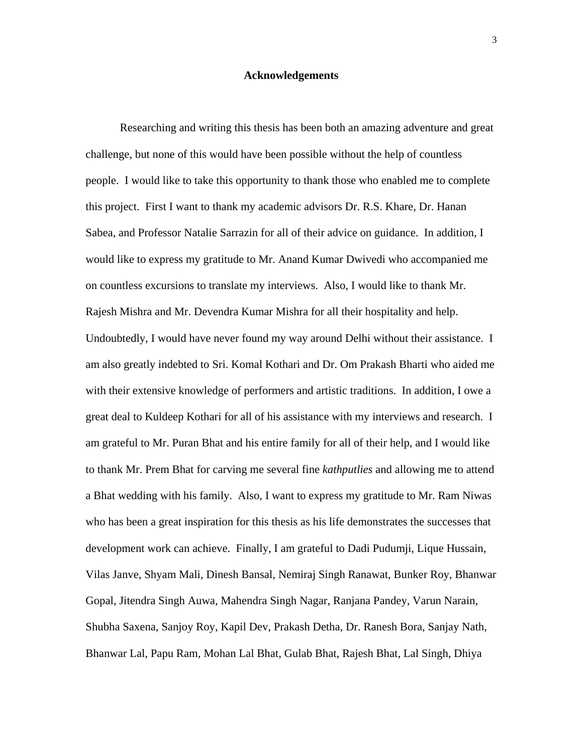# Acknowledgements

Researching and writing this thesis has been both an amazing adventure and great challenge, but none of this would have been possible without the help of countless people. I would like to take this opportunity to thank those who enabled me to complete this project. First I want to thank my academic advisors Dr. R.S. Khare, Dr. Hanan Sabea, and Professor Natalie Sarrazin for all of their advice on guidance. In addition, I would like to express my gratitude to Mr. Anand Kumar Dwivedi who accompanied me on countless excursions to translate my interviews. Also, I would like to thank Mr. Rajesh Mishra and Mr. Devendra Kumar Mishra for all their hospitality and help. Undoubtedly, I would have never found my way around Delhi without their assistance. I am also greatly indebted to Sri. Komal Kothari and Dr. Om Prakash Bharti who aided me with their extensive knowledge of performers and artistic traditions. In addition, I owe a great deal to Kuldeep Kothari for all of his assistance with my interviews and research. I am grateful to Mr. Puran Bhat and his entire family for all of their help, and I would like to thank Mr. Prem Bhat for carving me several fine *kathputlies* and allowing me to attend a Bhat wedding with his family. Also, I want to express my gratitude to Mr. Ram Niwas who has been a great inspiration for this thesis as his life demonstrates the successes that development work can achieve. Finally, I am grateful to Dadi Pudumji, Lique Hussain, Vilas Janve, Shyam Mali, Dinesh Bansal, Nemiraj Singh Ranawat, Bunker Roy, Bhanwar Gopal, Jitendra Singh Auwa, Mahendra Singh Nagar, Ranjana Pandey, Varun Narain, Shubha Saxena, Sanjoy Roy, Kapil Dev, Prakash Detha, Dr. Ranesh Bora, Sanjay Nath, Bhanwar Lal, Papu Ram, Mohan Lal Bhat, Gulab Bhat, Rajesh Bhat, Lal Singh, Dhiya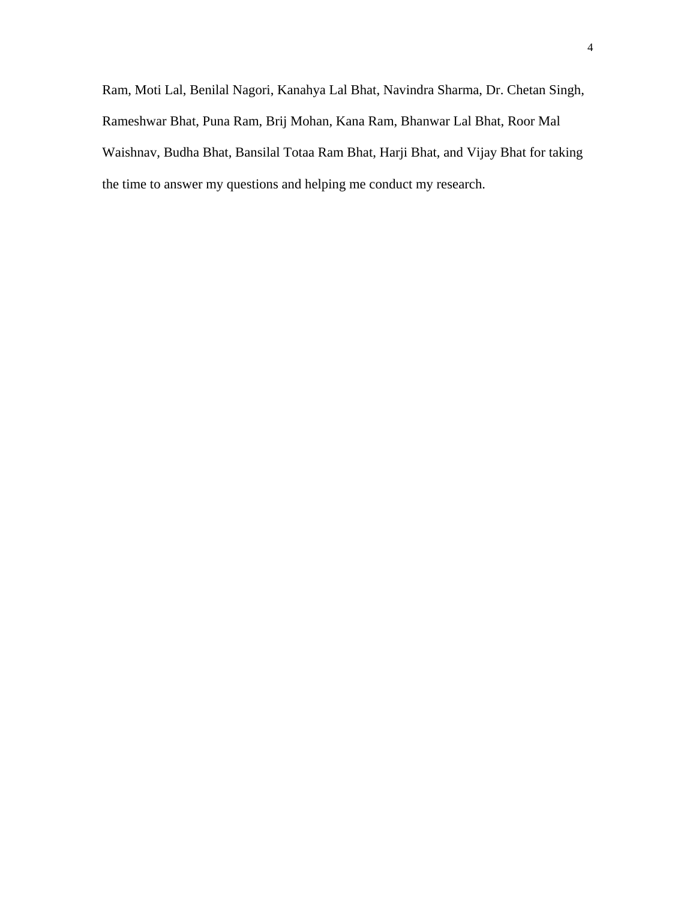Ram, Moti Lal, Benilal Nagori, Kanahya Lal Bhat, Navindra Sharma, Dr. Chetan Singh, Rameshwar Bhat, Puna Ram, Brij Mohan, Kana Ram, Bhanwar Lal Bhat, Roor Mal Waishnav, Budha Bhat, Bansilal Totaa Ram Bhat, Harji Bhat, and Vijay Bhat for taking the time to answer my questions and helping me conduct my research.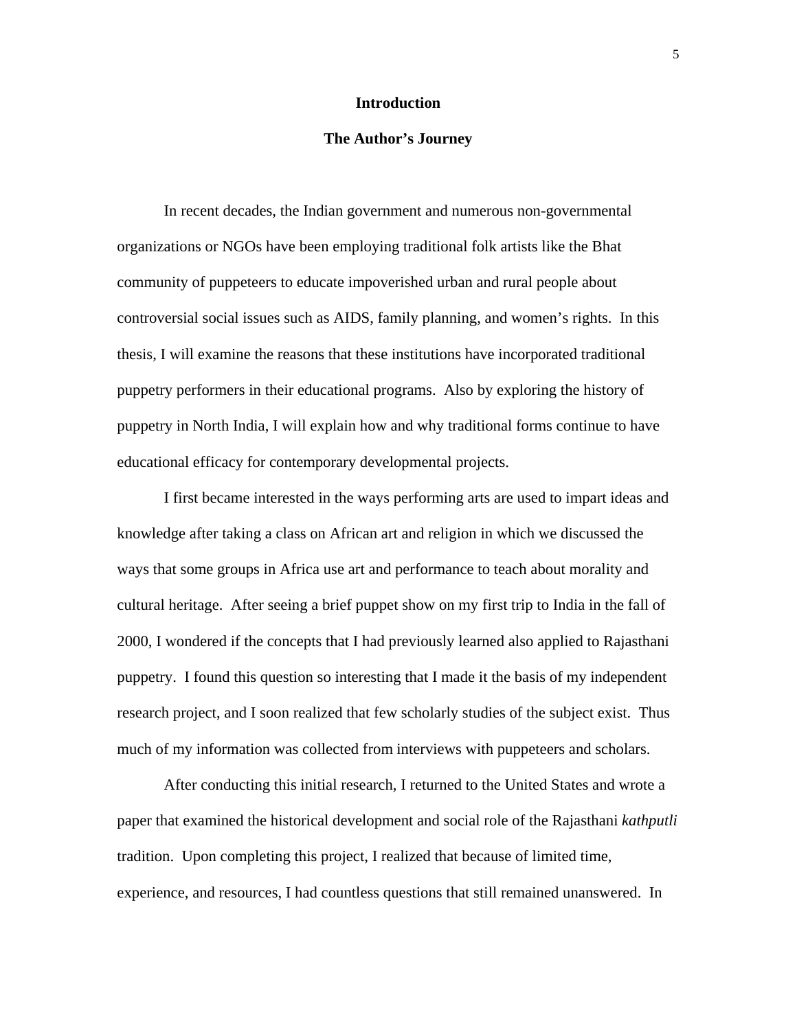# Introduction

## The Author's Journey

In recent decades, the Indian government and numerous non-governmental organizations or NGOs have been employing traditional folk artists like the Bhat community of puppeteers to educate impoverished urban and rural people about controversial social issues such as AIDS, family planning, and women's rights. In this thesis, I will examine the reasons that these institutions have incorporated traditional puppetry performers in their educational programs. Also by exploring the history of puppetry in North India, I will explain how and why traditional forms continue to have educational efficacy for contemporary developmental projects.

I first became interested in the ways performing arts are used to impart ideas and knowledge after taking a class on African art and religion in which we discussed the ways that some groups in Africa use art and performance to teach about morality and cultural heritage. After seeing a brief puppet show on my first trip to India in the fall of 2000, I wondered if the concepts that I had previously learned also applied to Rajasthani puppetry. I found this question so interesting that I made it the basis of my independent research project, and I soon realized that few scholarly studies of the subject exist. Thus much of my information was collected from interviews with puppeteers and scholars.

After conducting this initial research, I returned to the United States and wrote a paper that examined the historical development and social role of the Rajasthani *kathputli* tradition. Upon completing this project, I realized that because of limited time, experience, and resources, I had countless questions that still remained unanswered. In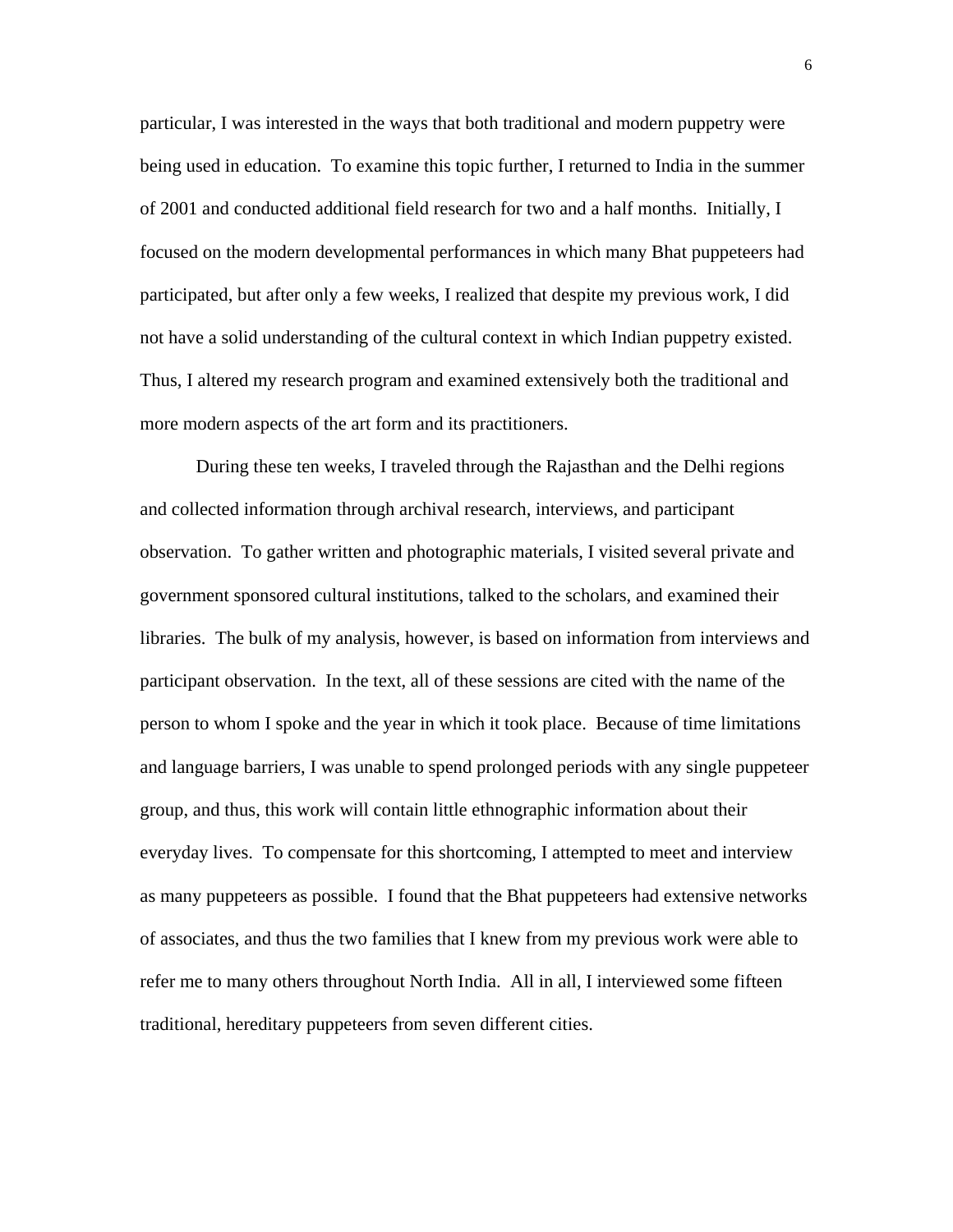particular, I was interested in the ways that both traditional and modern puppetry were being used in education. To examine this topic further, I returned to India in the summer of 2001 and conducted additional field research for two and a half months. Initially, I focused on the modern developmental performances in which many Bhat puppeteers had participated, but after only a few weeks, I realized that despite my previous work, I did not have a solid understanding of the cultural context in which Indian puppetry existed. Thus, I altered my research program and examined extensively both the traditional and more modern aspects of the art form and its practitioners.

During these ten weeks, I traveled through the Rajasthan and the Delhi regions and collected information through archival research, interviews, and participant observation. To gather written and photographic materials, I visited several private and government sponsored cultural institutions, talked to the scholars, and examined their libraries. The bulk of my analysis, however, is based on information from interviews and participant observation. In the text, all of these sessions are cited with the name of the person to whom I spoke and the year in which it took place. Because of time limitations and language barriers, I was unable to spend prolonged periods with any single puppeteer group, and thus, this work will contain little ethnographic information about their everyday lives. To compensate for this shortcoming, I attempted to meet and interview as many puppeteers as possible. I found that the Bhat puppeteers had extensive networks of associates, and thus the two families that I knew from my previous work were able to refer me to many others throughout North India. All in all, I interviewed some fifteen traditional, hereditary puppeteers from seven different cities.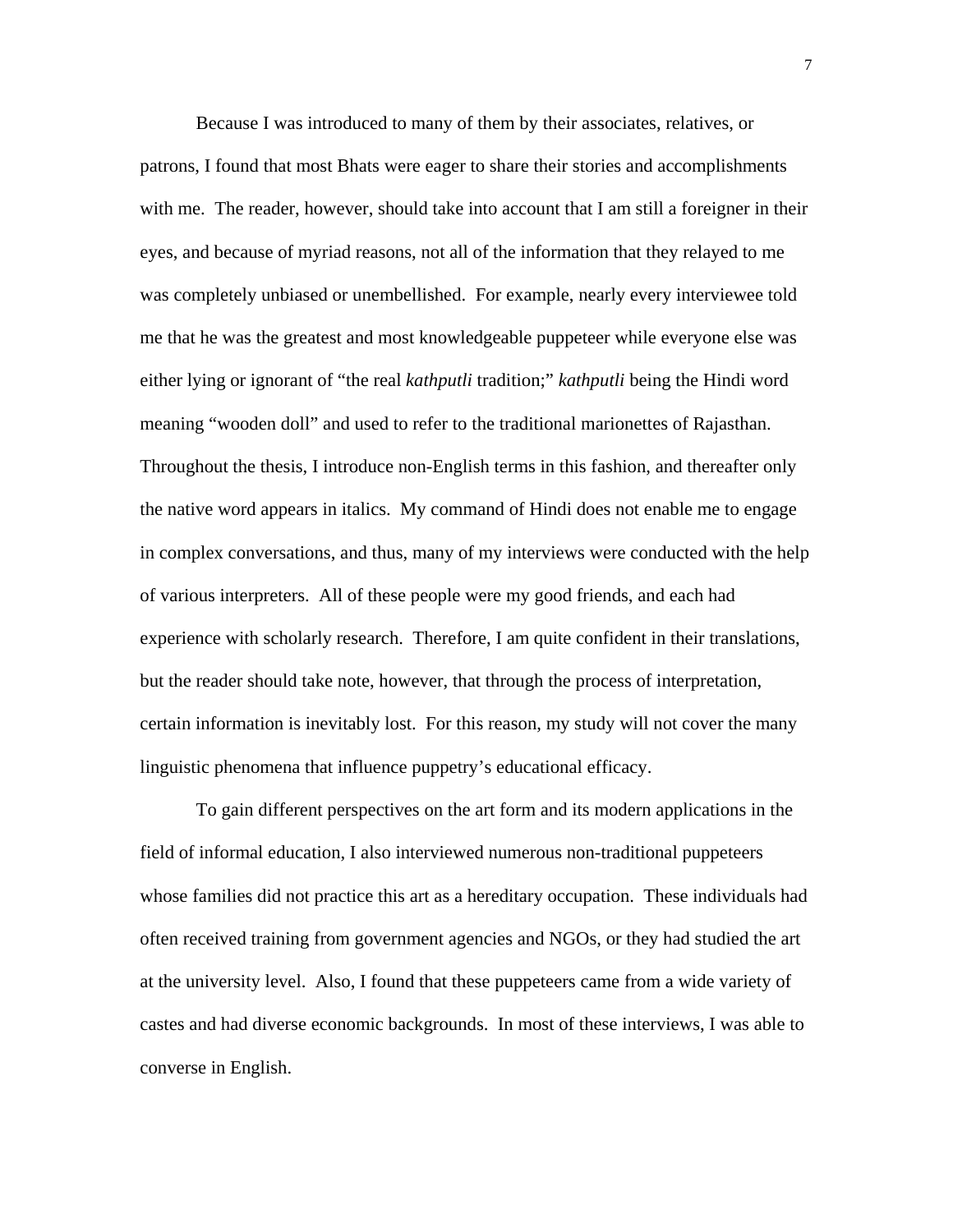Because I was introduced to many of them by their associates, relatives, or patrons, I found that most Bhats were eager to share their stories and accomplishments with me. The reader, however, should take into account that I am still a foreigner in their eyes, and because of myriad reasons, not all of the information that they relayed to me was completely unbiased or unembellished. For example, nearly every interviewee told me that he was the greatest and most knowledgeable puppeteer while everyone else was either lying or ignorant of "the real *kathputli* tradition;" *kathputli* being the Hindi word meaning "wooden doll" and used to refer to the traditional marionettes of Rajasthan. Throughout the thesis, I introduce non-English terms in this fashion, and thereafter only the native word appears in italics. My command of Hindi does not enable me to engage in complex conversations, and thus, many of my interviews were conducted with the help of various interpreters. All of these people were my good friends, and each had experience with scholarly research. Therefore, I am quite confident in their translations, but the reader should take note, however, that through the process of interpretation, certain information is inevitably lost. For this reason, my study will not cover the many linguistic phenomena that influence puppetry's educational efficacy.

To gain different perspectives on the art form and its modern applications in the field of informal education, I also interviewed numerous non-traditional puppeteers whose families did not practice this art as a hereditary occupation. These individuals had often received training from government agencies and NGOs, or they had studied the art at the university level. Also, I found that these puppeteers came from a wide variety of castes and had diverse economic backgrounds. In most of these interviews, I was able to converse in English.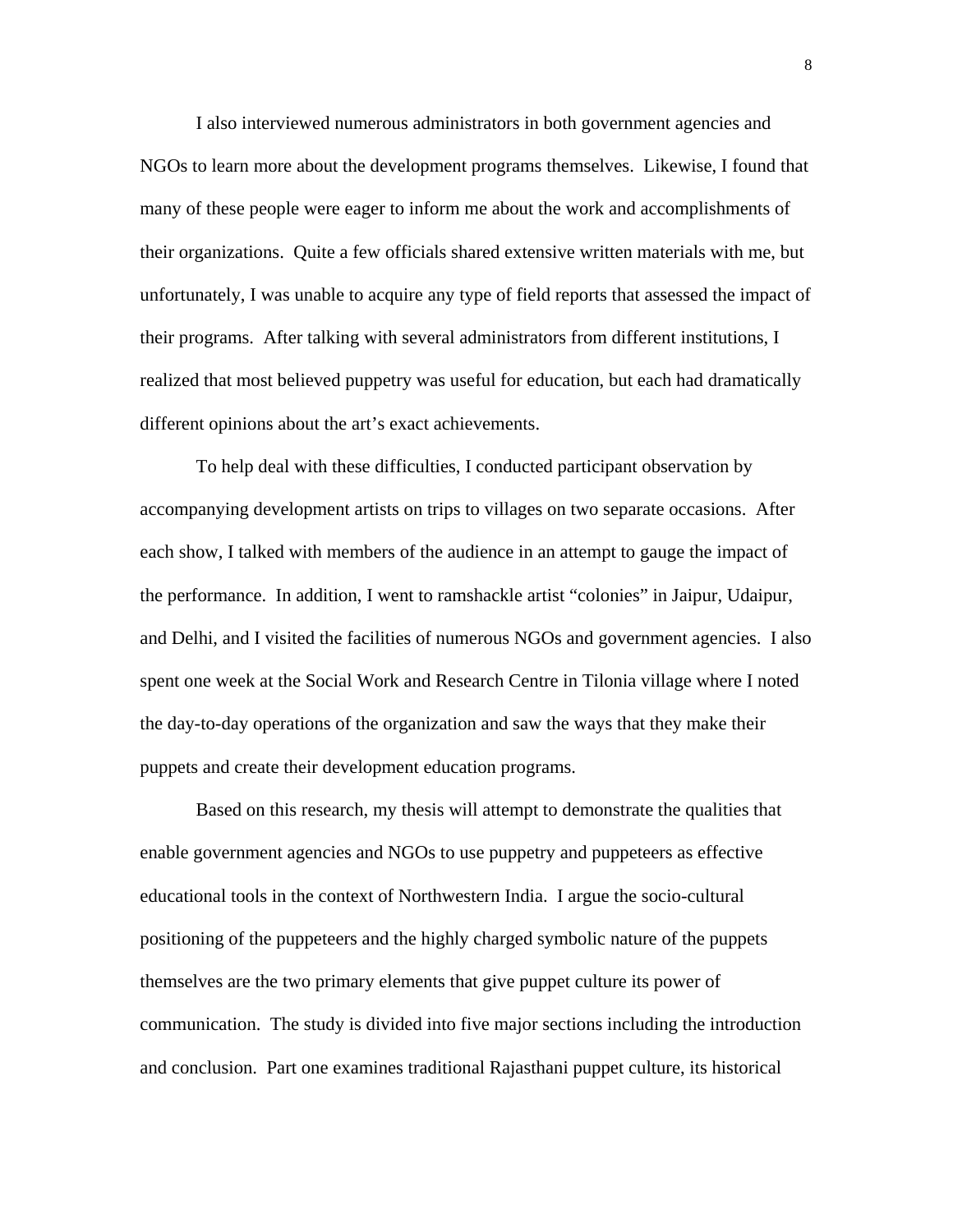I also interviewed numerous administrators in both government agencies and NGOs to learn more about the development programs themselves. Likewise, I found that many of these people were eager to inform me about the work and accomplishments of their organizations. Quite a few officials shared extensive written materials with me, but unfortunately, I was unable to acquire any type of field reports that assessed the impact of their programs. After talking with several administrators from different institutions, I realized that most believed puppetry was useful for education, but each had dramatically different opinions about the art's exact achievements.

To help deal with these difficulties, I conducted participant observation by accompanying development artists on trips to villages on two separate occasions. After each show, I talked with members of the audience in an attempt to gauge the impact of the performance. In addition, I went to ramshackle artist "colonies" in Jaipur, Udaipur, and Delhi, and I visited the facilities of numerous NGOs and government agencies. I also spent one week at the Social Work and Research Centre in Tilonia village where I noted the day-to-day operations of the organization and saw the ways that they make their puppets and create their development education programs.

Based on this research, my thesis will attempt to demonstrate the qualities that enable government agencies and NGOs to use puppetry and puppeteers as effective educational tools in the context of Northwestern India. I argue the socio-cultural positioning of the puppeteers and the highly charged symbolic nature of the puppets themselves are the two primary elements that give puppet culture its power of communication. The study is divided into five major sections including the introduction and conclusion. Part one examines traditional Rajasthani puppet culture, its historical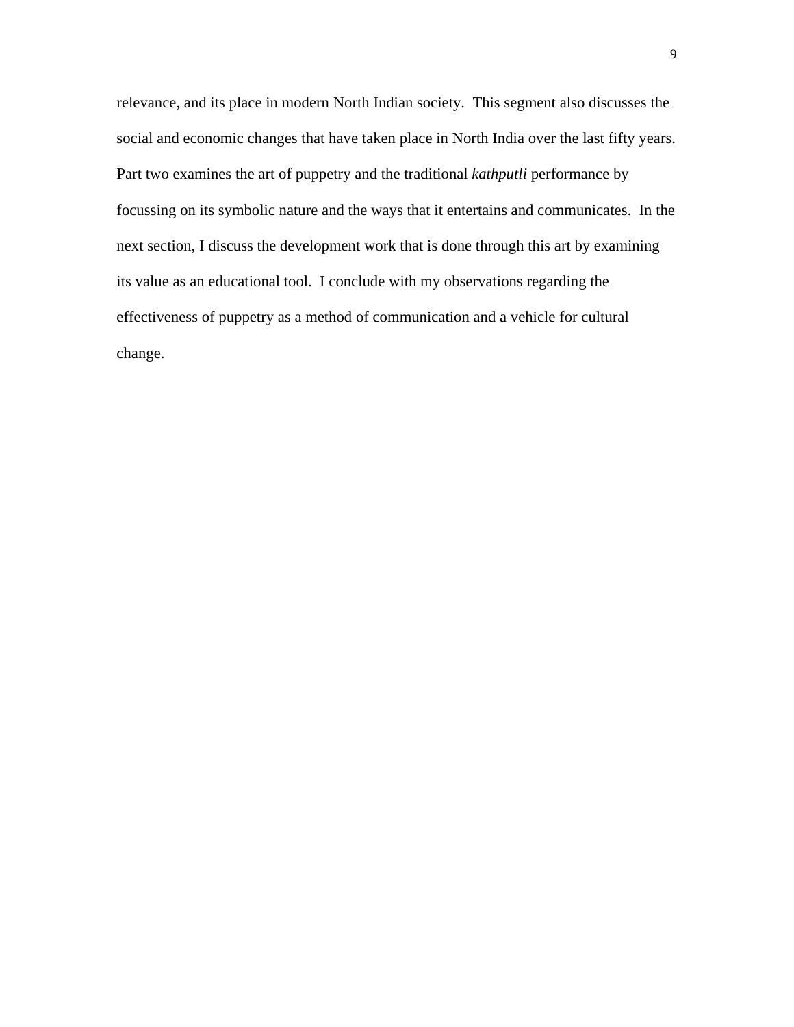relevance, and its place in modern North Indian society. This segment also discusses the social and economic changes that have taken place in North India over the last fifty years. Part two examines the art of puppetry and the traditional *kathputli* performance by focussing on its symbolic nature and the ways that it entertains and communicates. In the next section, I discuss the development work that is done through this art by examining its value as an educational tool. I conclude with my observations regarding the effectiveness of puppetry as a method of communication and a vehicle for cultural change.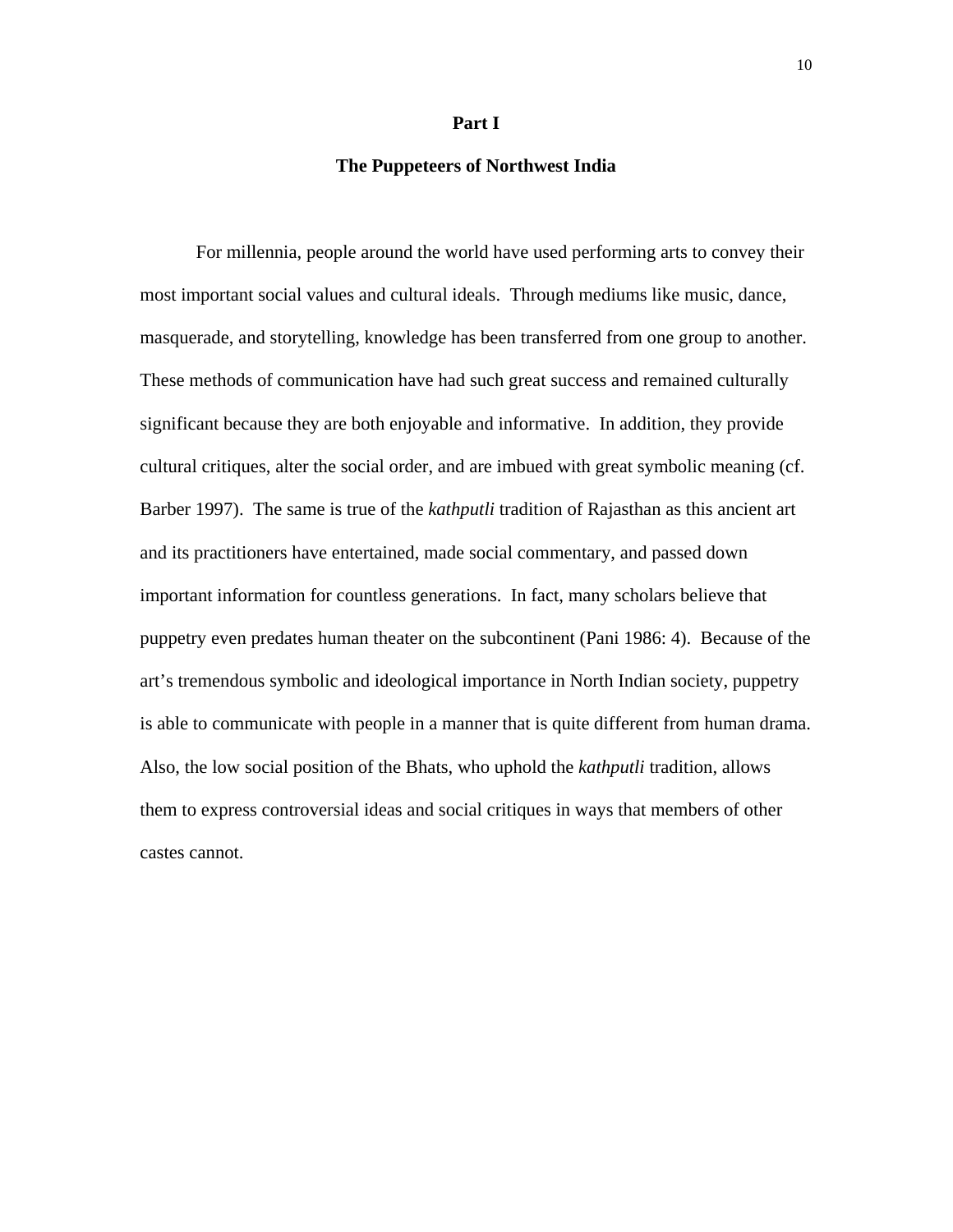# Part I

## The Puppeteers of Northwest India

For millennia, people around the world have used performing arts to convey their most important social values and cultural ideals. Through mediums like music, dance, masquerade, and storytelling, knowledge has been transferred from one group to another. These methods of communication have had such great success and remained culturally significant because they are both enjoyable and informative. In addition, they provide cultural critiques, alter the social order, and are imbued with great symbolic meaning (cf. Barber 1997). The same is true of the *kathputli* tradition of Rajasthan as this ancient art and its practitioners have entertained, made social commentary, and passed down important information for countless generations. In fact, many scholars believe that puppetry even predates human theater on the subcontinent (Pani 1986: 4). Because of the art's tremendous symbolic and ideological importance in North Indian society, puppetry is able to communicate with people in a manner that is quite different from human drama. Also, the low social position of the Bhats, who uphold the *kathputli* tradition, allows them to express controversial ideas and social critiques in ways that members of other castes cannot.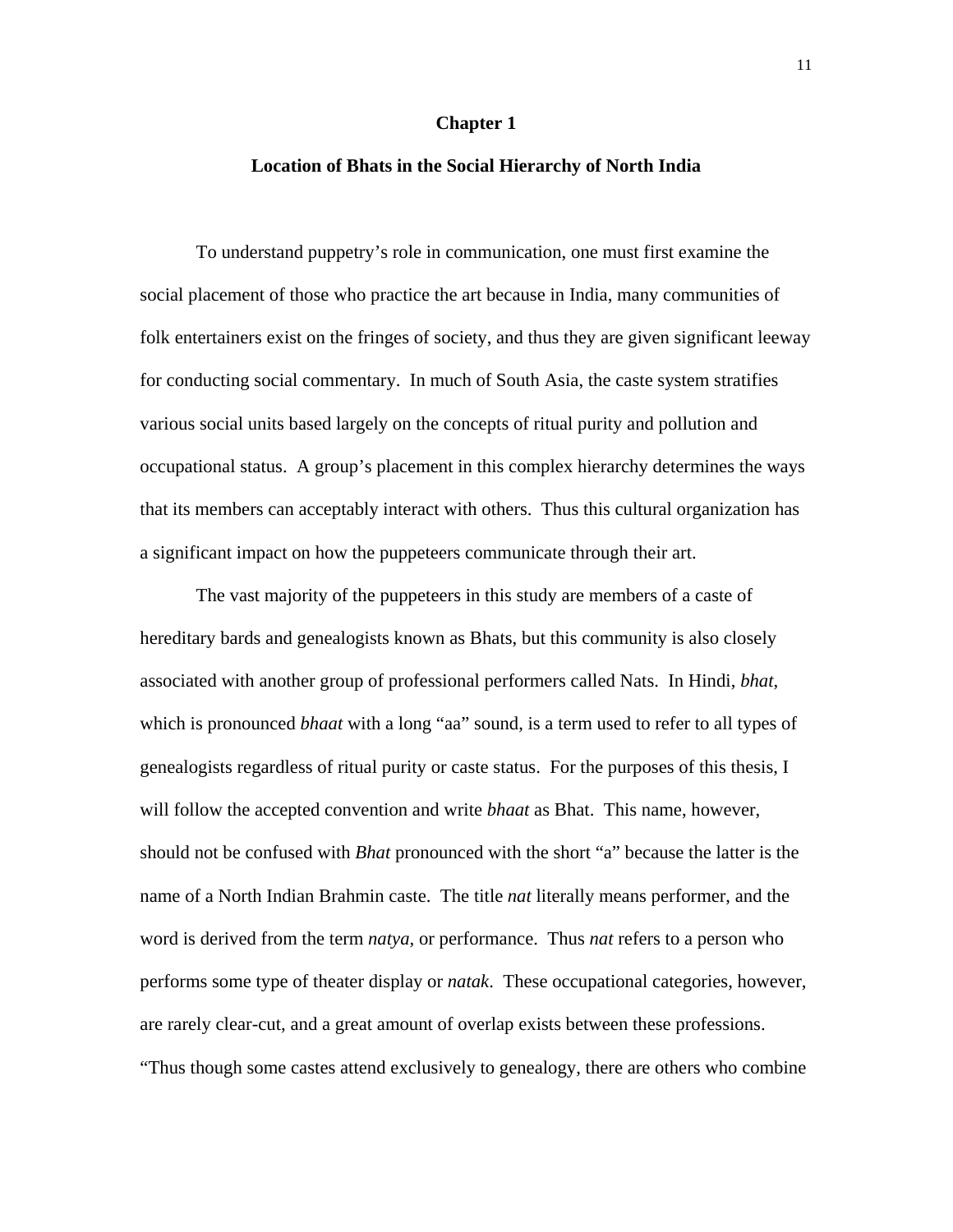# Chapter 1

## Location of Bhats in the Social Hierarchy of North India

To understand puppetry's role in communication, one must first examine the social placement of those who practice the art because in India, many communities of folk entertainers exist on the fringes of society, and thus they are given significant leeway for conducting social commentary. In much of South Asia, the caste system stratifies various social units based largely on the concepts of ritual purity and pollution and occupational status. A group's placement in this complex hierarchy determines the ways that its members can acceptably interact with others. Thus this cultural organization has a significant impact on how the puppeteers communicate through their art.

The vast majority of the puppeteers in this study are members of a caste of hereditary bards and genealogists known as Bhats, but this community is also closely associated with another group of professional performers called Nats. In Hindi, *bhat*, which is pronounced *bhaat* with a long "aa" sound, is a term used to refer to all types of genealogists regardless of ritual purity or caste status. For the purposes of this thesis, I will follow the accepted convention and write *bhaat* as Bhat. This name, however, should not be confused with *Bhat* pronounced with the short "a" because the latter is the name of a North Indian Brahmin caste. The title *nat* literally means performer, and the word is derived from the term *natya*, or performance. Thus *nat* refers to a person who performs some type of theater display or *natak*. These occupational categories, however, are rarely clear-cut, and a great amount of overlap exists between these professions. "Thus though some castes attend exclusively to genealogy, there are others who combine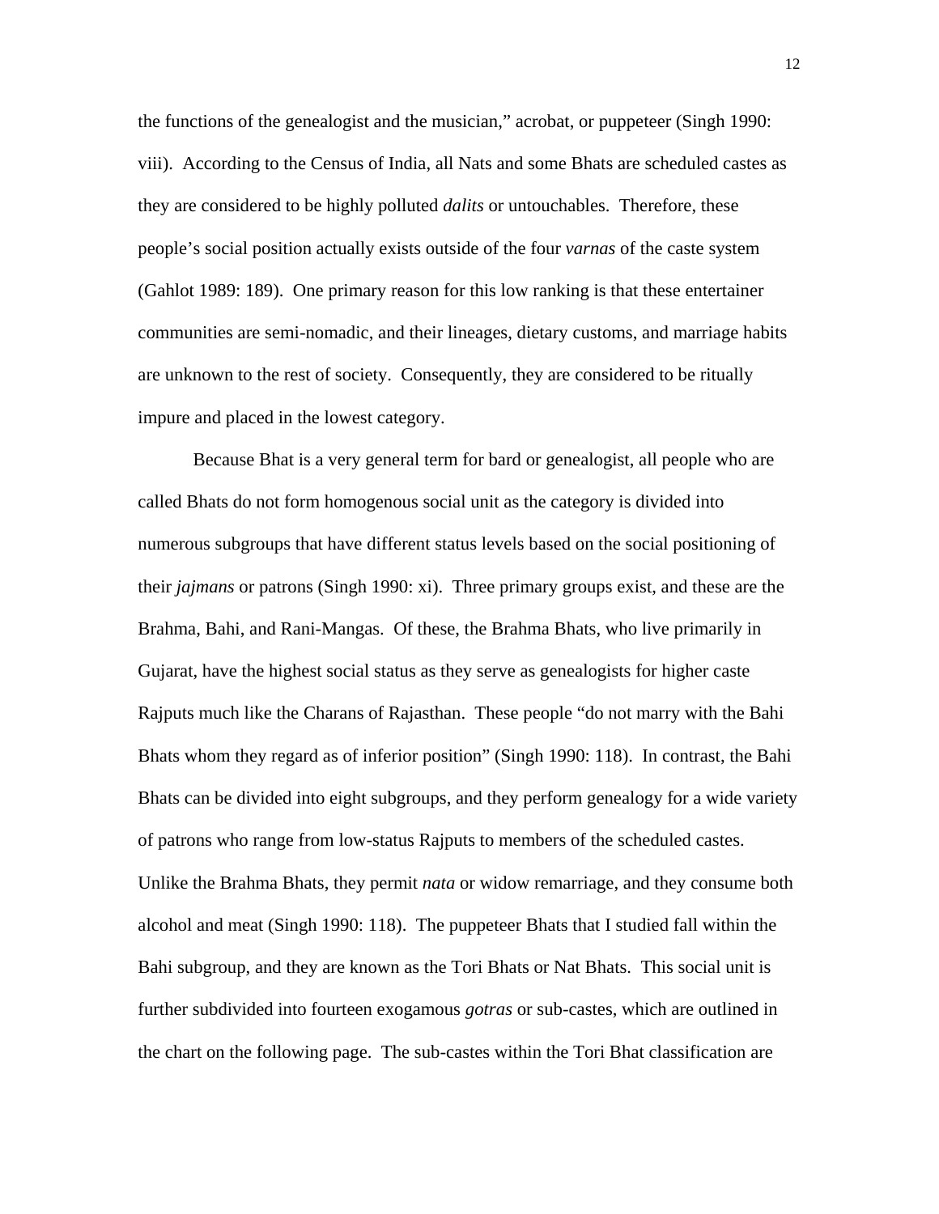the functions of the genealogist and the musician," acrobat, or puppeteer (Singh 1990: viii). According to the Census of India, all Nats and some Bhats are scheduled castes as they are considered to be highly polluted *dalits* or untouchables. Therefore, these people's social position actually exists outside of the four *varnas* of the caste system (Gahlot 1989: 189). One primary reason for this low ranking is that these entertainer communities are semi-nomadic, and their lineages, dietary customs, and marriage habits are unknown to the rest of society. Consequently, they are considered to be ritually impure and placed in the lowest category.

Because Bhat is a very general term for bard or genealogist, all people who are called Bhats do not form homogenous social unit as the category is divided into numerous subgroups that have different status levels based on the social positioning of their *jajmans* or patrons (Singh 1990: xi). Three primary groups exist, and these are the Brahma, Bahi, and Rani-Mangas. Of these, the Brahma Bhats, who live primarily in Gujarat, have the highest social status as they serve as genealogists for higher caste Rajputs much like the Charans of Rajasthan. These people "do not marry with the Bahi Bhats whom they regard as of inferior position" (Singh 1990: 118). In contrast, the Bahi Bhats can be divided into eight subgroups, and they perform genealogy for a wide variety of patrons who range from low-status Rajputs to members of the scheduled castes. Unlike the Brahma Bhats, they permit *nata* or widow remarriage, and they consume both alcohol and meat (Singh 1990: 118). The puppeteer Bhats that I studied fall within the Bahi subgroup, and they are known as the Tori Bhats or Nat Bhats. This social unit is further subdivided into fourteen exogamous *gotras* or sub-castes, which are outlined in the chart on the following page. The sub-castes within the Tori Bhat classification are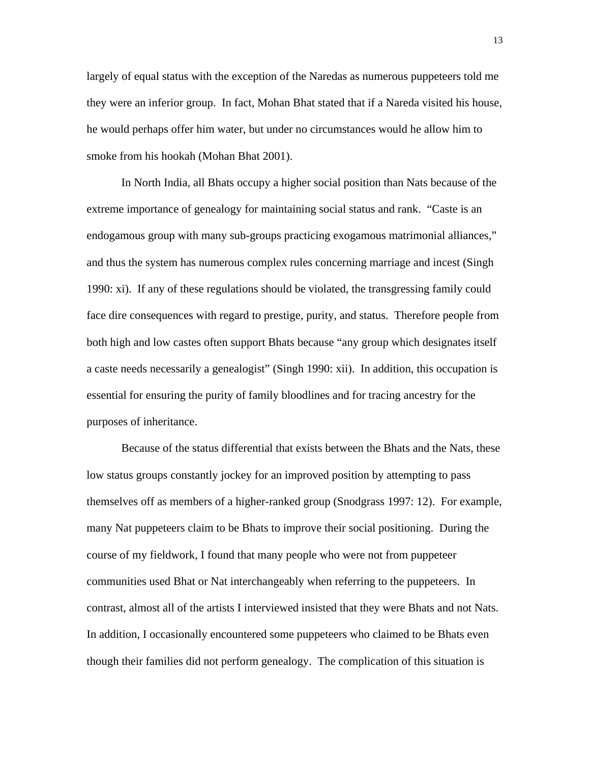largely of equal status with the exception of the Naredas as numerous puppeteers told me they were an inferior group. In fact, Mohan Bhat stated that if a Nareda visited his house, he would perhaps offer him water, but under no circumstances would he allow him to smoke from his hookah (Mohan Bhat 2001).

In North India, all Bhats occupy a higher social position than Nats because of the extreme importance of genealogy for maintaining social status and rank. "Caste is an endogamous group with many sub-groups practicing exogamous matrimonial alliances," and thus the system has numerous complex rules concerning marriage and incest (Singh 1990: xi). If any of these regulations should be violated, the transgressing family could face dire consequences with regard to prestige, purity, and status. Therefore people from both high and low castes often support Bhats because "any group which designates itself a caste needs necessarily a genealogist" (Singh 1990: xii). In addition, this occupation is essential for ensuring the purity of family bloodlines and for tracing ancestry for the purposes of inheritance.

Because of the status differential that exists between the Bhats and the Nats, these low status groups constantly jockey for an improved position by attempting to pass themselves off as members of a higher-ranked group (Snodgrass 1997: 12). For example, many Nat puppeteers claim to be Bhats to improve their social positioning. During the course of my fieldwork, I found that many people who were not from puppeteer communities used Bhat or Nat interchangeably when referring to the puppeteers. In contrast, almost all of the artists I interviewed insisted that they were Bhats and not Nats. In addition, I occasionally encountered some puppeteers who claimed to be Bhats even though their families did not perform genealogy. The complication of this situation is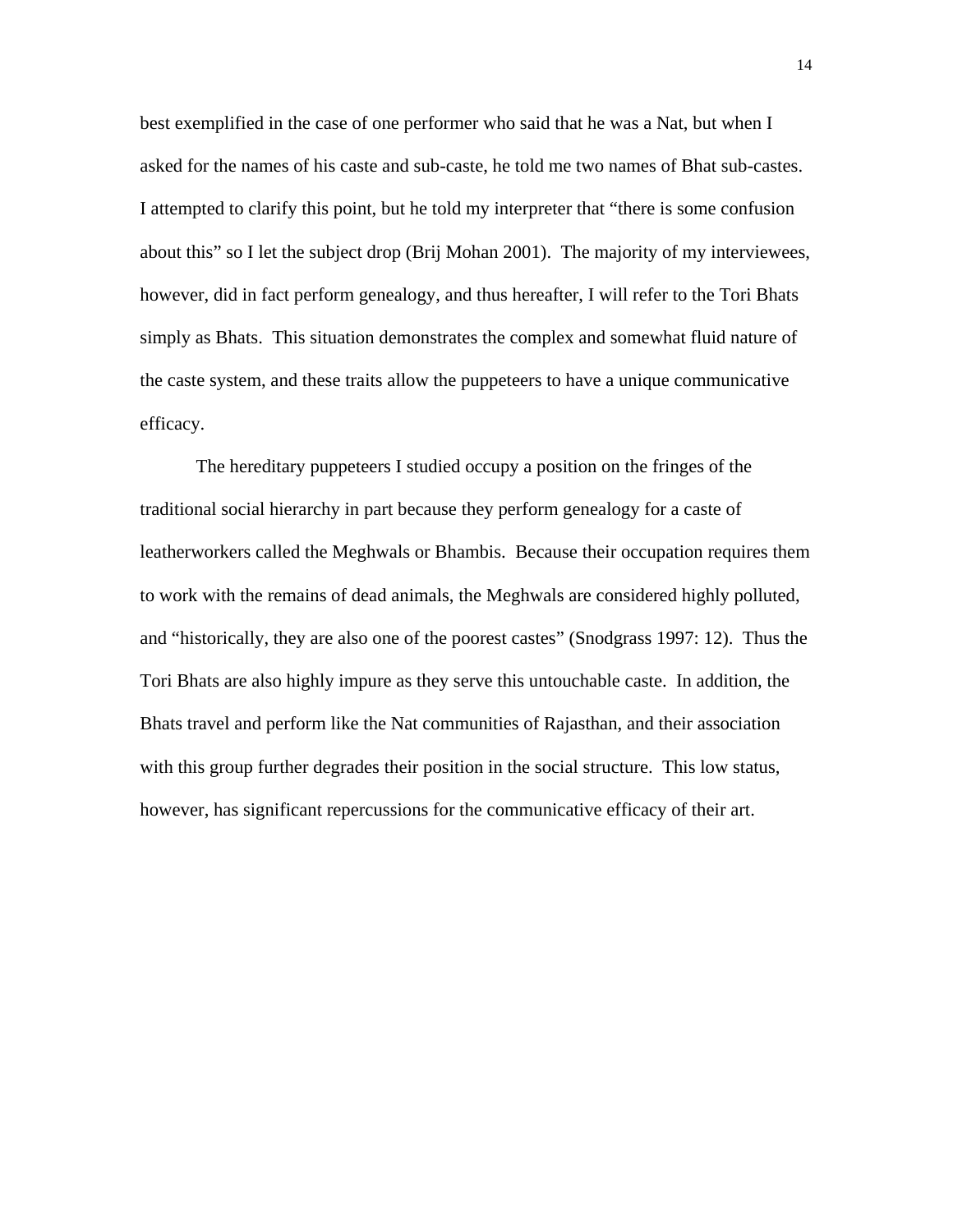best exemplified in the case of one performer who said that he was a Nat, but when I asked for the names of his caste and sub-caste, he told me two names of Bhat sub-castes. I attempted to clarify this point, but he told my interpreter that "there is some confusion about this" so I let the subject drop (Brij Mohan 2001). The majority of my interviewees, however, did in fact perform genealogy, and thus hereafter, I will refer to the Tori Bhats simply as Bhats. This situation demonstrates the complex and somewhat fluid nature of the caste system, and these traits allow the puppeteers to have a unique communicative efficacy.

The hereditary puppeteers I studied occupy a position on the fringes of the traditional social hierarchy in part because they perform genealogy for a caste of leatherworkers called the Meghwals or Bhambis. Because their occupation requires them to work with the remains of dead animals, the Meghwals are considered highly polluted, and "historically, they are also one of the poorest castes" (Snodgrass 1997: 12). Thus the Tori Bhats are also highly impure as they serve this untouchable caste. In addition, the Bhats travel and perform like the Nat communities of Rajasthan, and their association with this group further degrades their position in the social structure. This low status, however, has significant repercussions for the communicative efficacy of their art.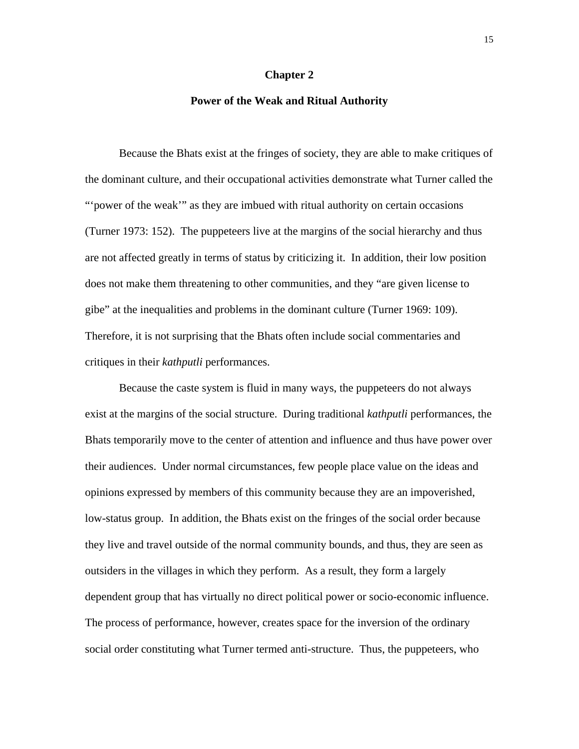# Chapter 2

## Power of the Weak and Ritual Authority

Because the Bhats exist at the fringes of society, they are able to make critiques of the dominant culture, and their occupational activities demonstrate what Turner called the "'power of the weak'" as they are imbued with ritual authority on certain occasions (Turner 1973: 152). The puppeteers live at the margins of the social hierarchy and thus are not affected greatly in terms of status by criticizing it. In addition, their low position does not make them threatening to other communities, and they "are given license to gibe" at the inequalities and problems in the dominant culture (Turner 1969: 109). Therefore, it is not surprising that the Bhats often include social commentaries and critiques in their *kathputli* performances.

Because the caste system is fluid in many ways, the puppeteers do not always exist at the margins of the social structure. During traditional *kathputli* performances, the Bhats temporarily move to the center of attention and influence and thus have power over their audiences. Under normal circumstances, few people place value on the ideas and opinions expressed by members of this community because they are an impoverished, low-status group. In addition, the Bhats exist on the fringes of the social order because they live and travel outside of the normal community bounds, and thus, they are seen as outsiders in the villages in which they perform. As a result, they form a largely dependent group that has virtually no direct political power or socio-economic influence. The process of performance, however, creates space for the inversion of the ordinary social order constituting what Turner termed anti-structure. Thus, the puppeteers, who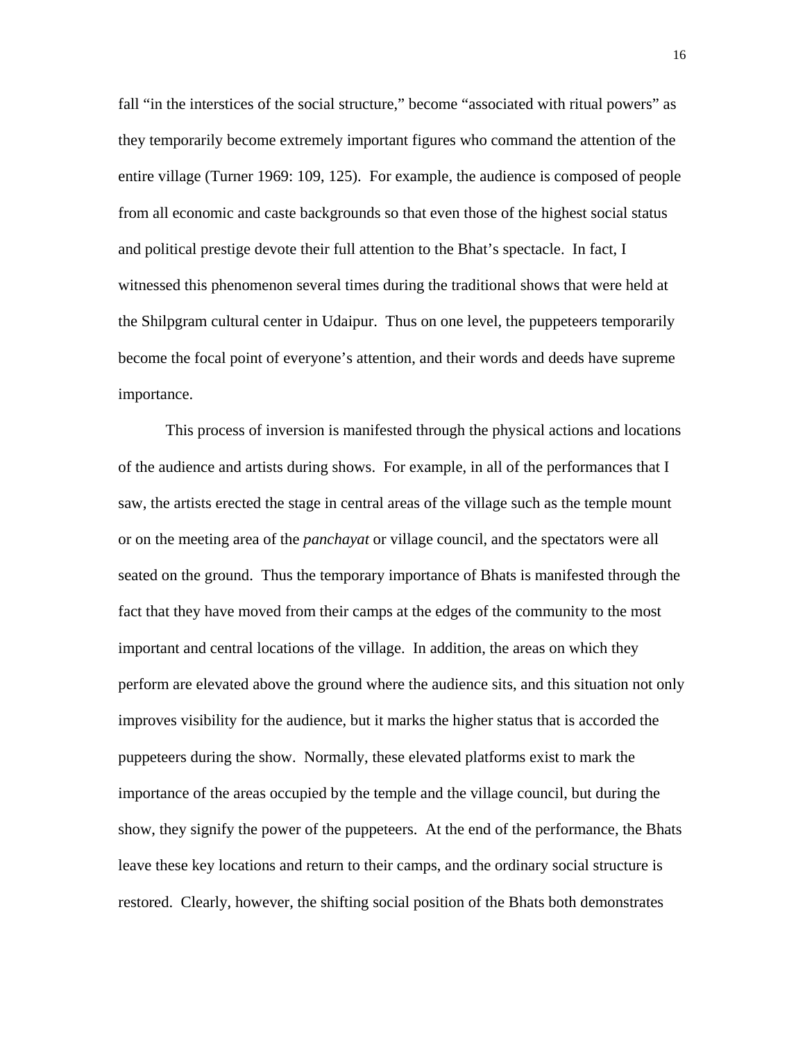fall “in the interstices of the social structure,” become “associated with ritual powers” as they temporarily become extremely important figures who command the attention of the entire village (Turner 1969: 109, 125). For example, the audience is composed of people from all economic and caste backgrounds so that even those of the highest social status and political prestige devote their full attention to the Bhat’s spectacle. In fact, I witnessed this phenomenon several times during the traditional shows that were held at the Shilpgram cultural center in Udaipur. Thus on one level, the puppeteers temporarily become the focal point of everyone’s attention, and their words and deeds have supreme importance.

This process of inversion is manifested through the physical actions and locations of the audience and artists during shows. For example, in all of the performances that I saw, the artists erected the stage in central areas of the village such as the temple mount or on the meeting area of the *panchayat* or village council, and the spectators were all seated on the ground. Thus the temporary importance of Bhats is manifested through the fact that they have moved from their camps at the edges of the community to the most important and central locations of the village. In addition, the areas on which they perform are elevated above the ground where the audience sits, and this situation not only improves visibility for the audience, but it marks the higher status that is accorded the puppeteers during the show. Normally, these elevated platforms exist to mark the importance of the areas occupied by the temple and the village council, but during the show, they signify the power of the puppeteers. At the end of the performance, the Bhats leave these key locations and return to their camps, and the ordinary social structure is restored. Clearly, however, the shifting social position of the Bhats both demonstrates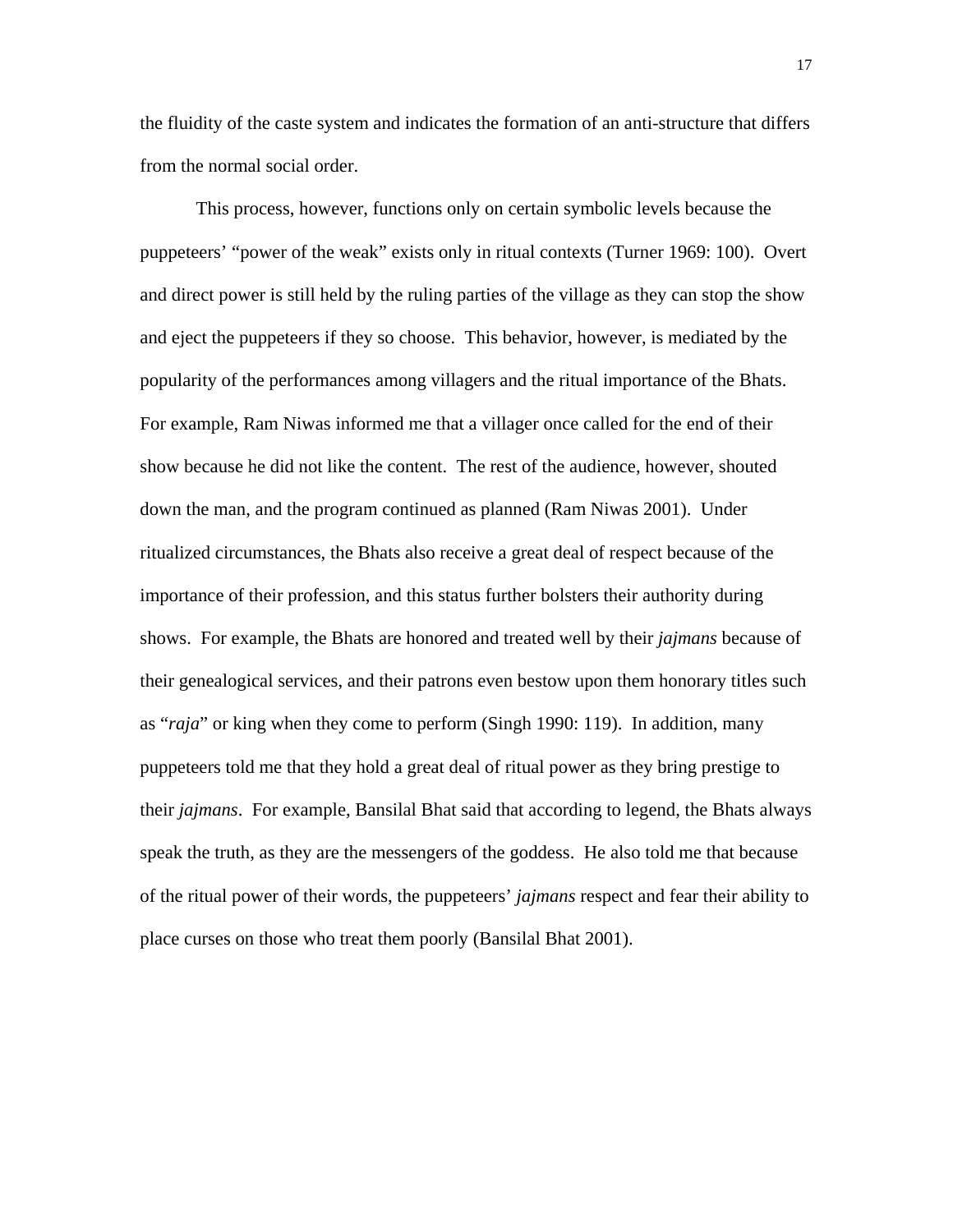the fluidity of the caste system and indicates the formation of an anti-structure that differs from the normal social order.

This process, however, functions only on certain symbolic levels because the puppeteers' "power of the weak" exists only in ritual contexts (Turner 1969: 100). Overt and direct power is still held by the ruling parties of the village as they can stop the show and eject the puppeteers if they so choose. This behavior, however, is mediated by the popularity of the performances among villagers and the ritual importance of the Bhats. For example, Ram Niwas informed me that a villager once called for the end of their show because he did not like the content. The rest of the audience, however, shouted down the man, and the program continued as planned (Ram Niwas 2001). Under ritualized circumstances, the Bhats also receive a great deal of respect because of the importance of their profession, and this status further bolsters their authority during shows. For example, the Bhats are honored and treated well by their *jajmans* because of their genealogical services, and their patrons even bestow upon them honorary titles such as "*raja*" or king when they come to perform (Singh 1990: 119). In addition, many puppeteers told me that they hold a great deal of ritual power as they bring prestige to their *jajmans*. For example, Bansilal Bhat said that according to legend, the Bhats always speak the truth, as they are the messengers of the goddess. He also told me that because of the ritual power of their words, the puppeteers' *jajmans* respect and fear their ability to place curses on those who treat them poorly (Bansilal Bhat 2001).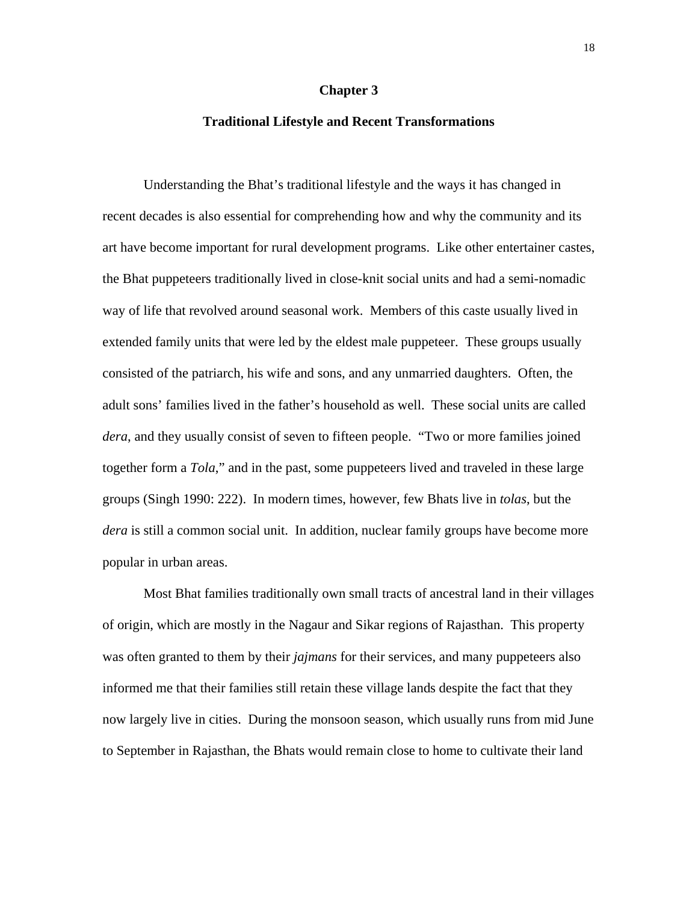# Chapter 3

## Traditional Lifestyle and Recent Transformations

Understanding the Bhat's traditional lifestyle and the ways it has changed in recent decades is also essential for comprehending how and why the community and its art have become important for rural development programs. Like other entertainer castes, the Bhat puppeteers traditionally lived in close-knit social units and had a semi-nomadic way of life that revolved around seasonal work. Members of this caste usually lived in extended family units that were led by the eldest male puppeteer. These groups usually consisted of the patriarch, his wife and sons, and any unmarried daughters. Often, the adult sons' families lived in the father's household as well. These social units are called *dera*, and they usually consist of seven to fifteen people. "Two or more families joined together form a *Tola*," and in the past, some puppeteers lived and traveled in these large groups (Singh 1990: 222). In modern times, however, few Bhats live in *tolas*, but the *dera* is still a common social unit. In addition, nuclear family groups have become more popular in urban areas.

Most Bhat families traditionally own small tracts of ancestral land in their villages of origin, which are mostly in the Nagaur and Sikar regions of Rajasthan. This property was often granted to them by their *jajmans* for their services, and many puppeteers also informed me that their families still retain these village lands despite the fact that they now largely live in cities. During the monsoon season, which usually runs from mid June to September in Rajasthan, the Bhats would remain close to home to cultivate their land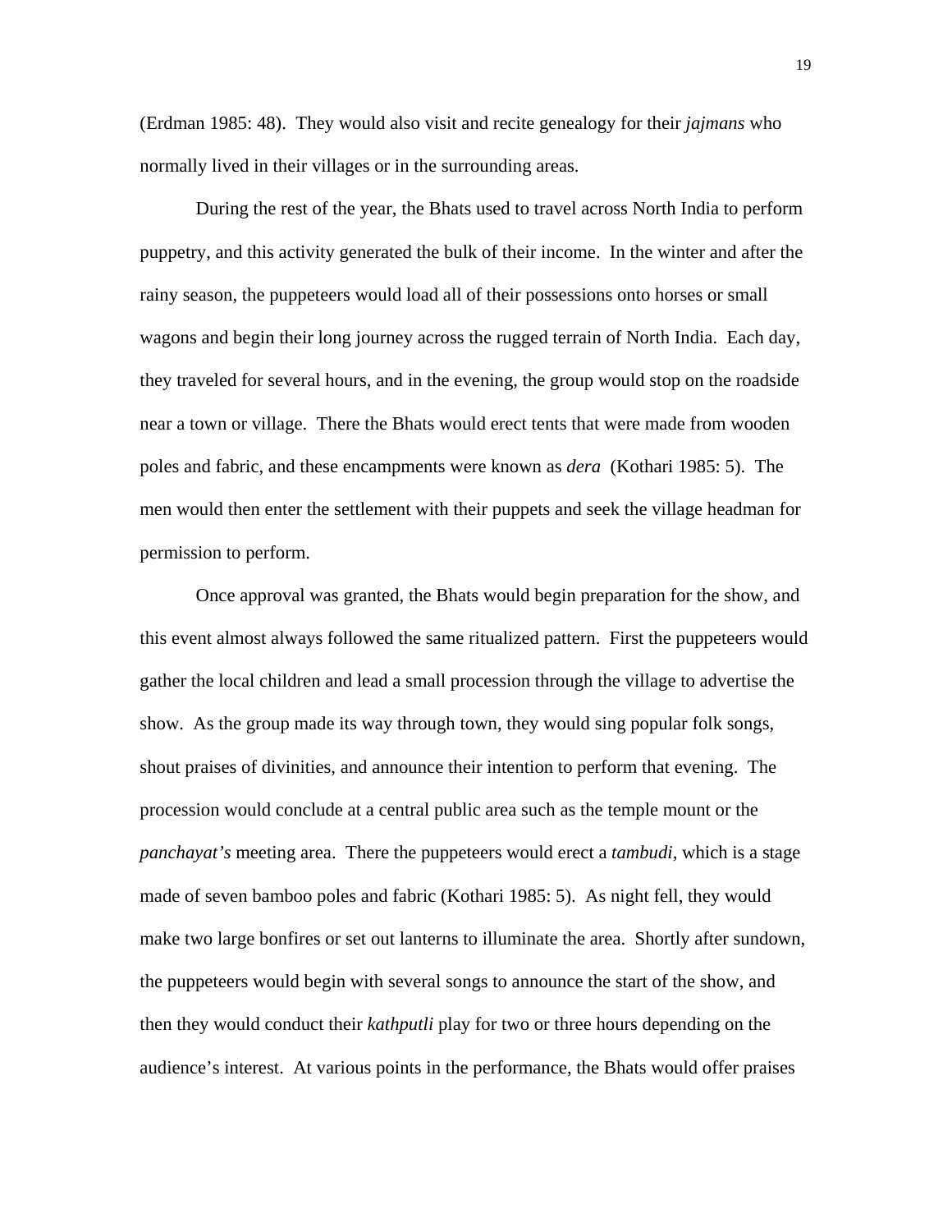(Erdman 1985: 48). They would also visit and recite genealogy for their *jajmans* who normally lived in their villages or in the surrounding areas.

During the rest of the year, the Bhats used to travel across North India to perform puppetry, and this activity generated the bulk of their income. In the winter and after the rainy season, the puppeteers would load all of their possessions onto horses or small wagons and begin their long journey across the rugged terrain of North India. Each day, they traveled for several hours, and in the evening, the group would stop on the roadside near a town or village. There the Bhats would erect tents that were made from wooden poles and fabric, and these encampments were known as *dera* (Kothari 1985: 5). The men would then enter the settlement with their puppets and seek the village headman for permission to perform.

Once approval was granted, the Bhats would begin preparation for the show, and this event almost always followed the same ritualized pattern. First the puppeteers would gather the local children and lead a small procession through the village to advertise the show. As the group made its way through town, they would sing popular folk songs, shout praises of divinities, and announce their intention to perform that evening. The procession would conclude at a central public area such as the temple mount or the *panchayat's* meeting area. There the puppeteers would erect a *tambudi*, which is a stage made of seven bamboo poles and fabric (Kothari 1985: 5). As night fell, they would make two large bonfires or set out lanterns to illuminate the area. Shortly after sundown, the puppeteers would begin with several songs to announce the start of the show, and then they would conduct their *kathputli* play for two or three hours depending on the audience's interest. At various points in the performance, the Bhats would offer praises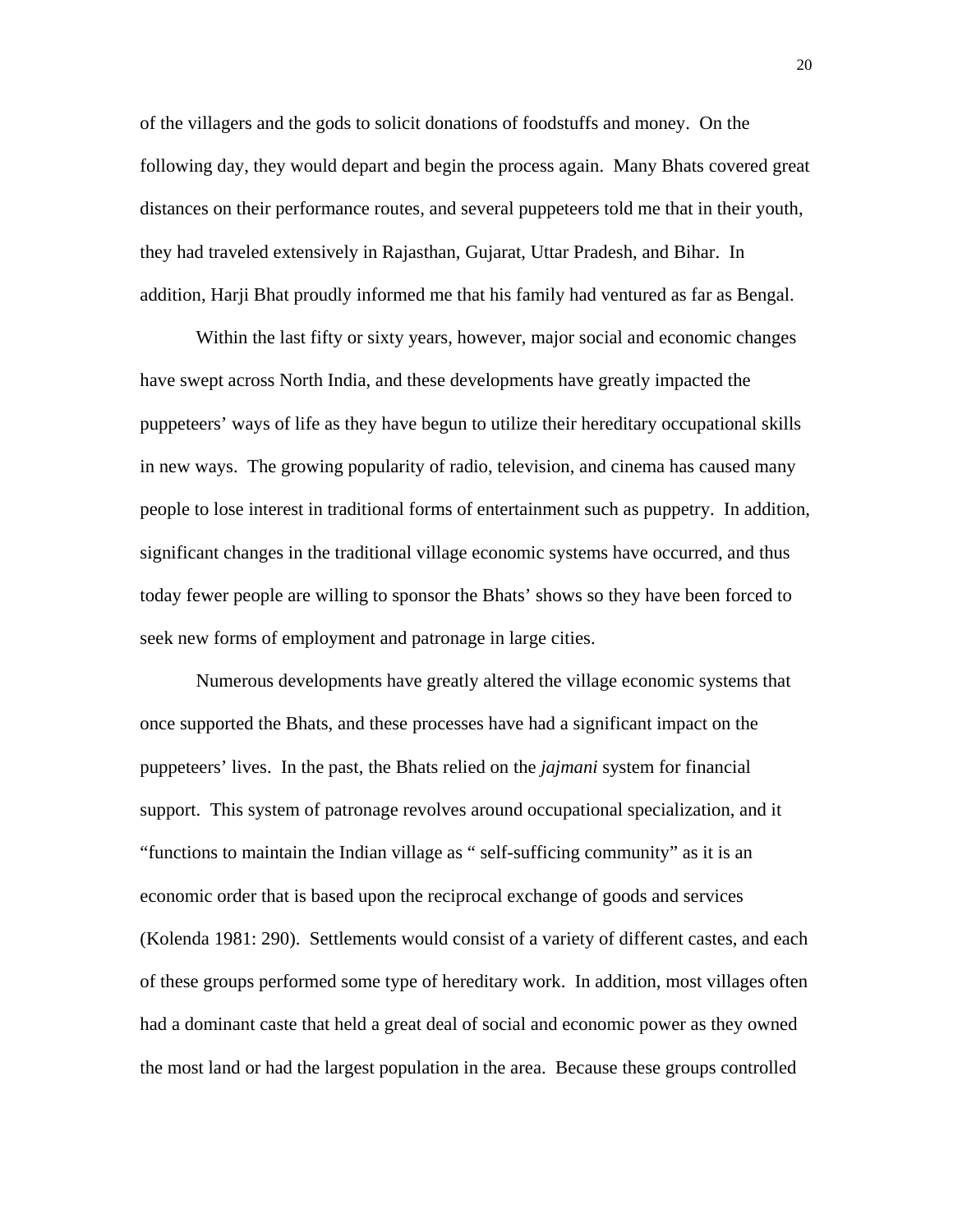of the villagers and the gods to solicit donations of foodstuffs and money. On the following day, they would depart and begin the process again. Many Bhats covered great distances on their performance routes, and several puppeteers told me that in their youth, they had traveled extensively in Rajasthan, Gujarat, Uttar Pradesh, and Bihar. In addition, Harji Bhat proudly informed me that his family had ventured as far as Bengal.

Within the last fifty or sixty years, however, major social and economic changes have swept across North India, and these developments have greatly impacted the puppeteers' ways of life as they have begun to utilize their hereditary occupational skills in new ways. The growing popularity of radio, television, and cinema has caused many people to lose interest in traditional forms of entertainment such as puppetry. In addition, significant changes in the traditional village economic systems have occurred, and thus today fewer people are willing to sponsor the Bhats' shows so they have been forced to seek new forms of employment and patronage in large cities.

Numerous developments have greatly altered the village economic systems that once supported the Bhats, and these processes have had a significant impact on the puppeteers' lives. In the past, the Bhats relied on the *jajmani* system for financial support. This system of patronage revolves around occupational specialization, and it "functions to maintain the Indian village as " self-sufficing community" as it is an economic order that is based upon the reciprocal exchange of goods and services (Kolenda 1981: 290). Settlements would consist of a variety of different castes, and each of these groups performed some type of hereditary work. In addition, most villages often had a dominant caste that held a great deal of social and economic power as they owned the most land or had the largest population in the area. Because these groups controlled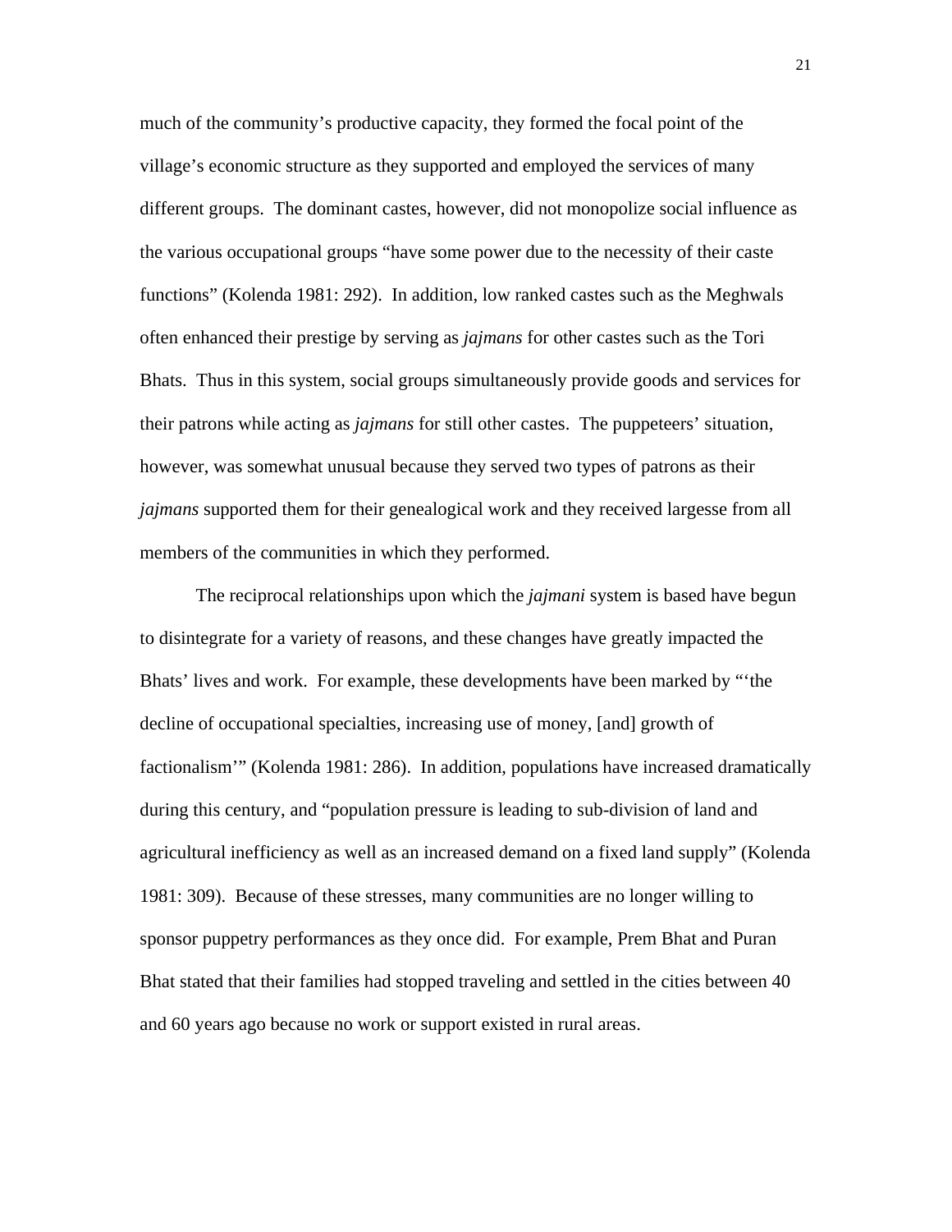much of the community's productive capacity, they formed the focal point of the village's economic structure as they supported and employed the services of many different groups. The dominant castes, however, did not monopolize social influence as the various occupational groups "have some power due to the necessity of their caste functions" (Kolenda 1981: 292). In addition, low ranked castes such as the Meghwals often enhanced their prestige by serving as *jajmans* for other castes such as the Tori Bhats. Thus in this system, social groups simultaneously provide goods and services for their patrons while acting as *jajmans* for still other castes. The puppeteers' situation, however, was somewhat unusual because they served two types of patrons as their *jajmans* supported them for their genealogical work and they received largesse from all members of the communities in which they performed.

The reciprocal relationships upon which the *jajmani* system is based have begun to disintegrate for a variety of reasons, and these changes have greatly impacted the Bhats' lives and work. For example, these developments have been marked by "'the decline of occupational specialties, increasing use of money, [and] growth of factionalism'" (Kolenda 1981: 286). In addition, populations have increased dramatically during this century, and "population pressure is leading to sub-division of land and agricultural inefficiency as well as an increased demand on a fixed land supply" (Kolenda 1981: 309). Because of these stresses, many communities are no longer willing to sponsor puppetry performances as they once did. For example, Prem Bhat and Puran Bhat stated that their families had stopped traveling and settled in the cities between 40 and 60 years ago because no work or support existed in rural areas.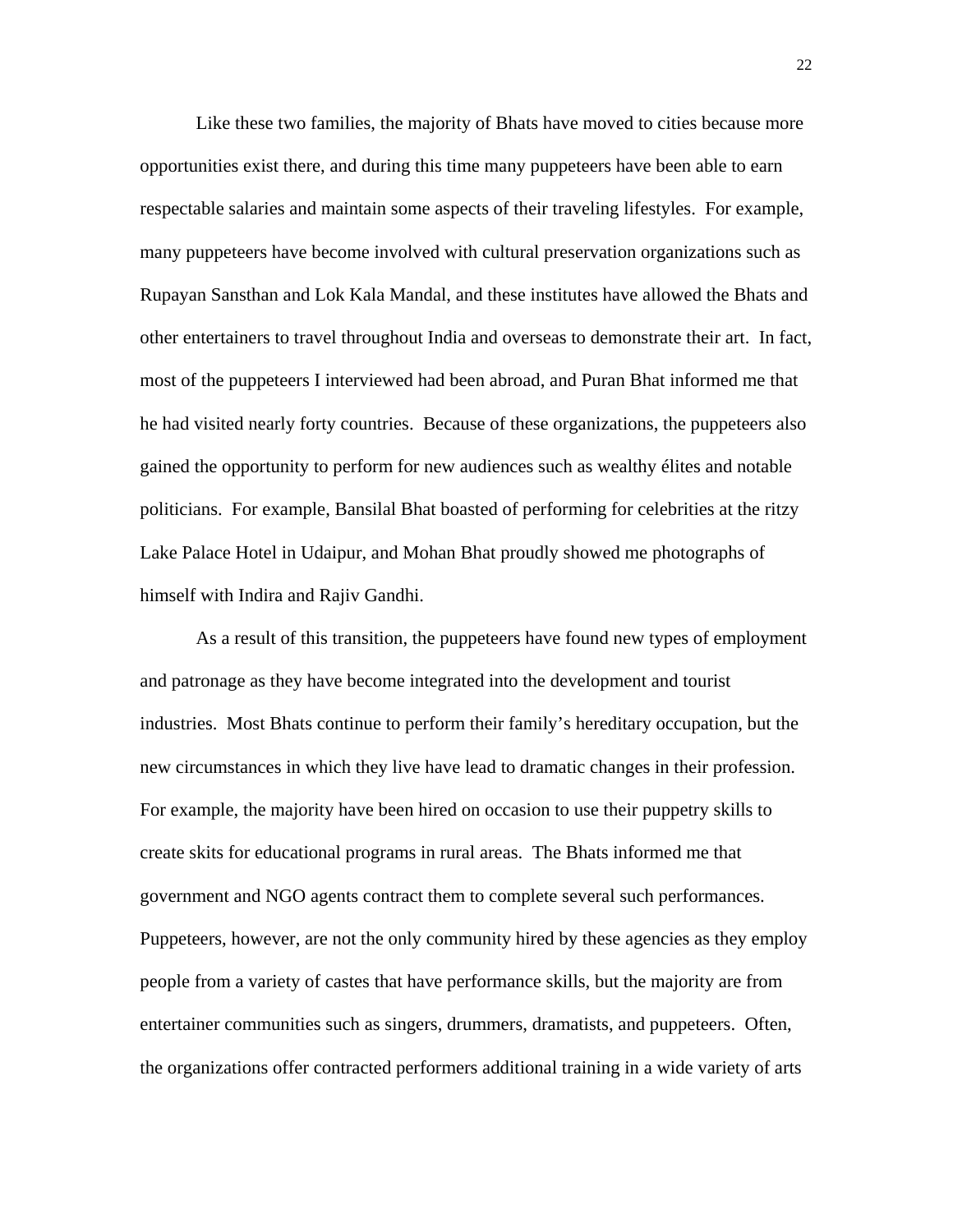Like these two families, the majority of Bhats have moved to cities because more opportunities exist there, and during this time many puppeteers have been able to earn respectable salaries and maintain some aspects of their traveling lifestyles. For example, many puppeteers have become involved with cultural preservation organizations such as Rupayan Sansthan and Lok Kala Mandal, and these institutes have allowed the Bhats and other entertainers to travel throughout India and overseas to demonstrate their art. In fact, most of the puppeteers I interviewed had been abroad, and Puran Bhat informed me that he had visited nearly forty countries. Because of these organizations, the puppeteers also gained the opportunity to perform for new audiences such as wealthy élites and notable politicians. For example, Bansilal Bhat boasted of performing for celebrities at the ritzy Lake Palace Hotel in Udaipur, and Mohan Bhat proudly showed me photographs of himself with Indira and Rajiv Gandhi.

As a result of this transition, the puppeteers have found new types of employment and patronage as they have become integrated into the development and tourist industries. Most Bhats continue to perform their family's hereditary occupation, but the new circumstances in which they live have lead to dramatic changes in their profession. For example, the majority have been hired on occasion to use their puppetry skills to create skits for educational programs in rural areas. The Bhats informed me that government and NGO agents contract them to complete several such performances. Puppeteers, however, are not the only community hired by these agencies as they employ people from a variety of castes that have performance skills, but the majority are from entertainer communities such as singers, drummers, dramatists, and puppeteers. Often, the organizations offer contracted performers additional training in a wide variety of arts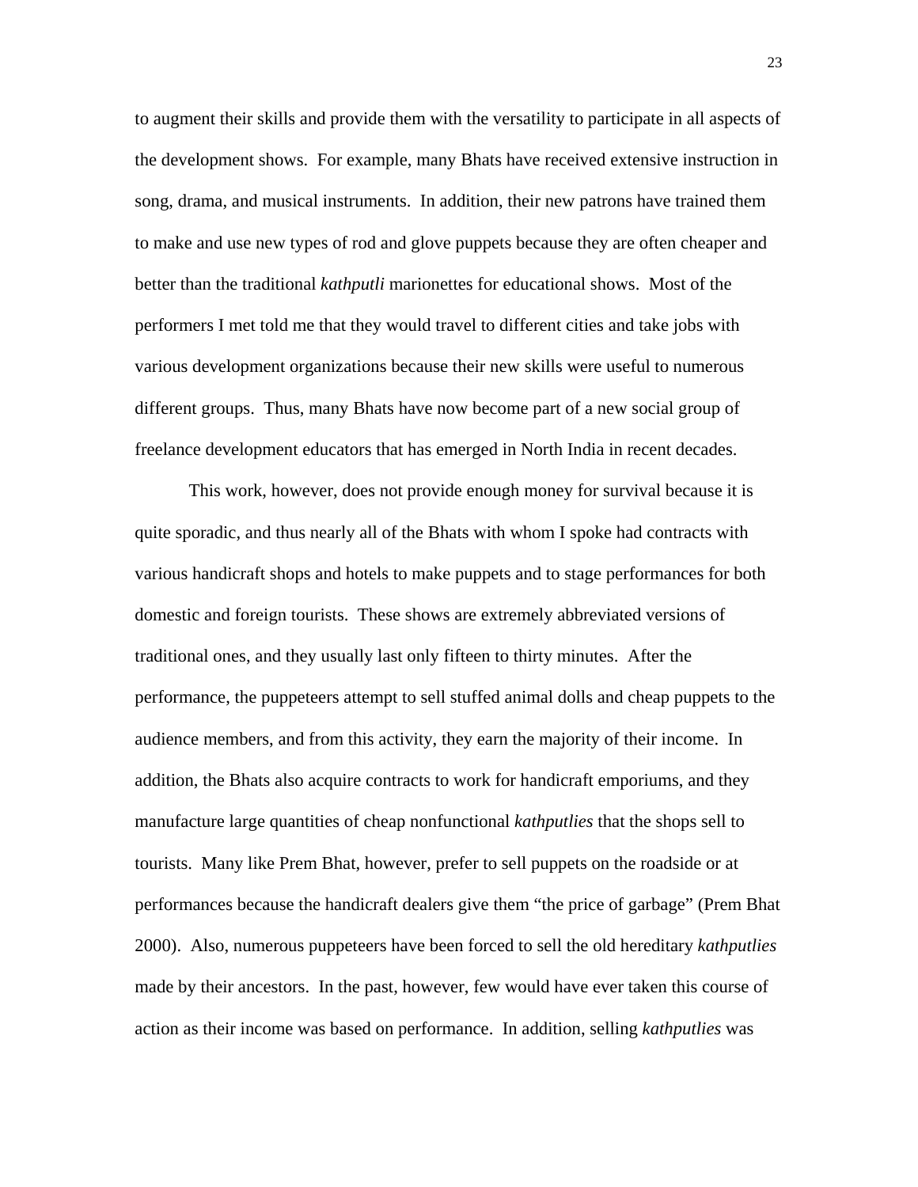to augment their skills and provide them with the versatility to participate in all aspects of the development shows.  For example, many Bhats have received extensive instruction in song, drama, and musical instruments.  In addition, their new patrons have trained them to make and use new types of rod and glove puppets because they are often cheaper and better than the traditional *kathputli* marionettes for educational shows.  Most of the performers I met told me that they would travel to different cities and take jobs with various development organizations because their new skills were useful to numerous different groups.  Thus, many Bhats have now become part of a new social group of freelance development educators that has emerged in North India in recent decades.

This work, however, does not provide enough money for survival because it is quite sporadic, and thus nearly all of the Bhats with whom I spoke had contracts with various handicraft shops and hotels to make puppets and to stage performances for both domestic and foreign tourists.  These shows are extremely abbreviated versions of traditional ones, and they usually last only fifteen to thirty minutes.  After the performance, the puppeteers attempt to sell stuffed animal dolls and cheap puppets to the audience members, and from this activity, they earn the majority of their income.  In addition, the Bhats also acquire contracts to work for handicraft emporiums, and they manufacture large quantities of cheap nonfunctional *kathputlies* that the shops sell to tourists.  Many like Prem Bhat, however, prefer to sell puppets on the roadside or at performances because the handicraft dealers give them "the price of garbage" (Prem Bhat 2000).  Also, numerous puppeteers have been forced to sell the old hereditary *kathputlies* made by their ancestors.  In the past, however, few would have ever taken this course of action as their income was based on performance.  In addition, selling *kathputlies* was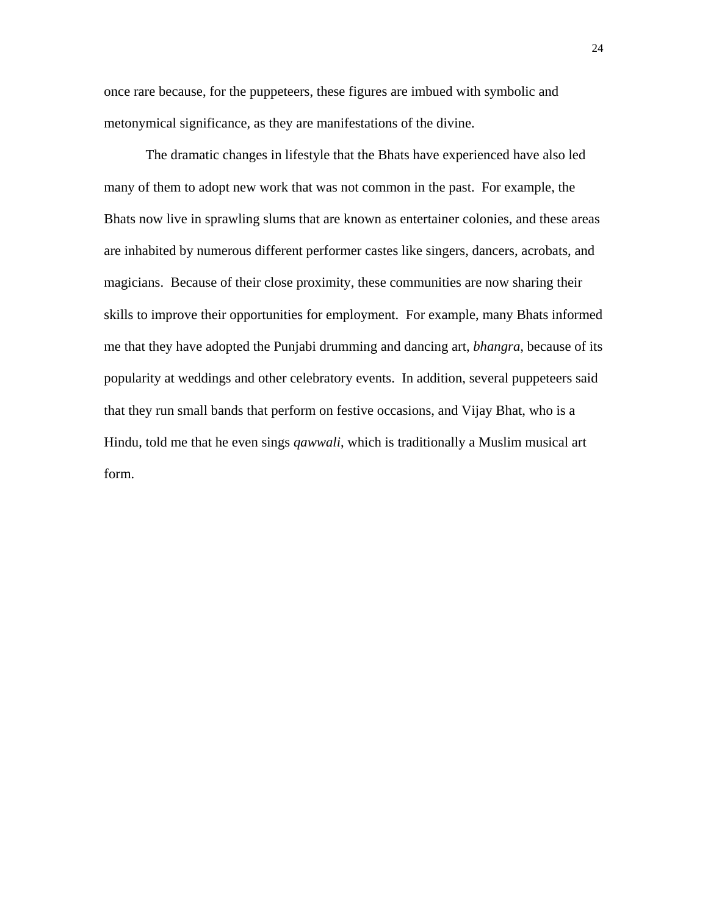once rare because, for the puppeteers, these figures are imbued with symbolic and metonymical significance, as they are manifestations of the divine.

The dramatic changes in lifestyle that the Bhats have experienced have also led many of them to adopt new work that was not common in the past. For example, the Bhats now live in sprawling slums that are known as entertainer colonies, and these areas are inhabited by numerous different performer castes like singers, dancers, acrobats, and magicians. Because of their close proximity, these communities are now sharing their skills to improve their opportunities for employment. For example, many Bhats informed me that they have adopted the Punjabi drumming and dancing art, *bhangra*, because of its popularity at weddings and other celebratory events. In addition, several puppeteers said that they run small bands that perform on festive occasions, and Vijay Bhat, who is a Hindu, told me that he even sings *qawwali*, which is traditionally a Muslim musical art form.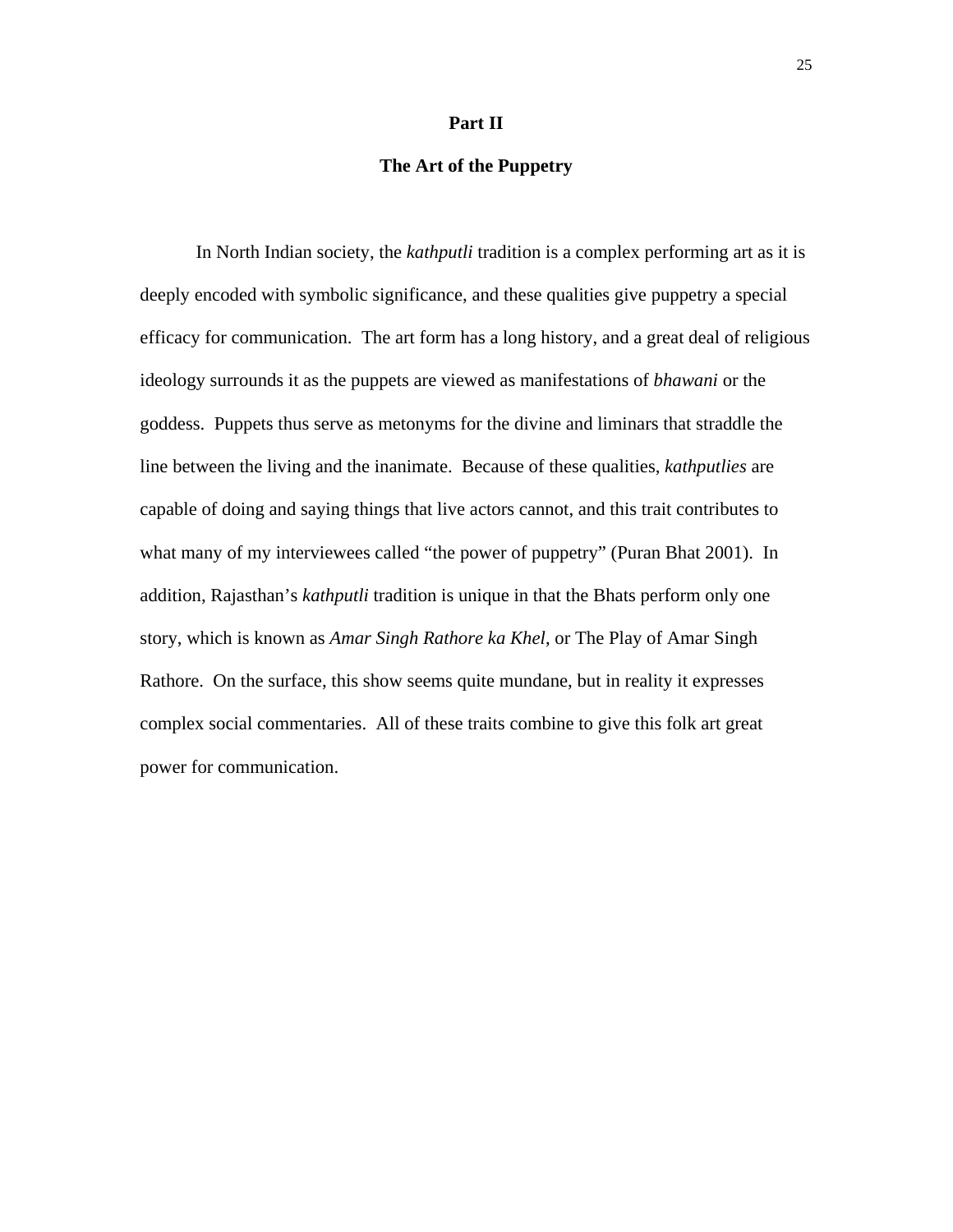# Part II

## The Art of the Puppetry

In North Indian society, the *kathputli* tradition is a complex performing art as it is deeply encoded with symbolic significance, and these qualities give puppetry a special efficacy for communication. The art form has a long history, and a great deal of religious ideology surrounds it as the puppets are viewed as manifestations of *bhawani* or the goddess. Puppets thus serve as metonyms for the divine and liminars that straddle the line between the living and the inanimate. Because of these qualities, *kathputlies* are capable of doing and saying things that live actors cannot, and this trait contributes to what many of my interviewees called "the power of puppetry" (Puran Bhat 2001). In addition, Rajasthan's *kathputli* tradition is unique in that the Bhats perform only one story, which is known as *Amar Singh Rathore ka Khel*, or The Play of Amar Singh Rathore. On the surface, this show seems quite mundane, but in reality it expresses complex social commentaries. All of these traits combine to give this folk art great power for communication.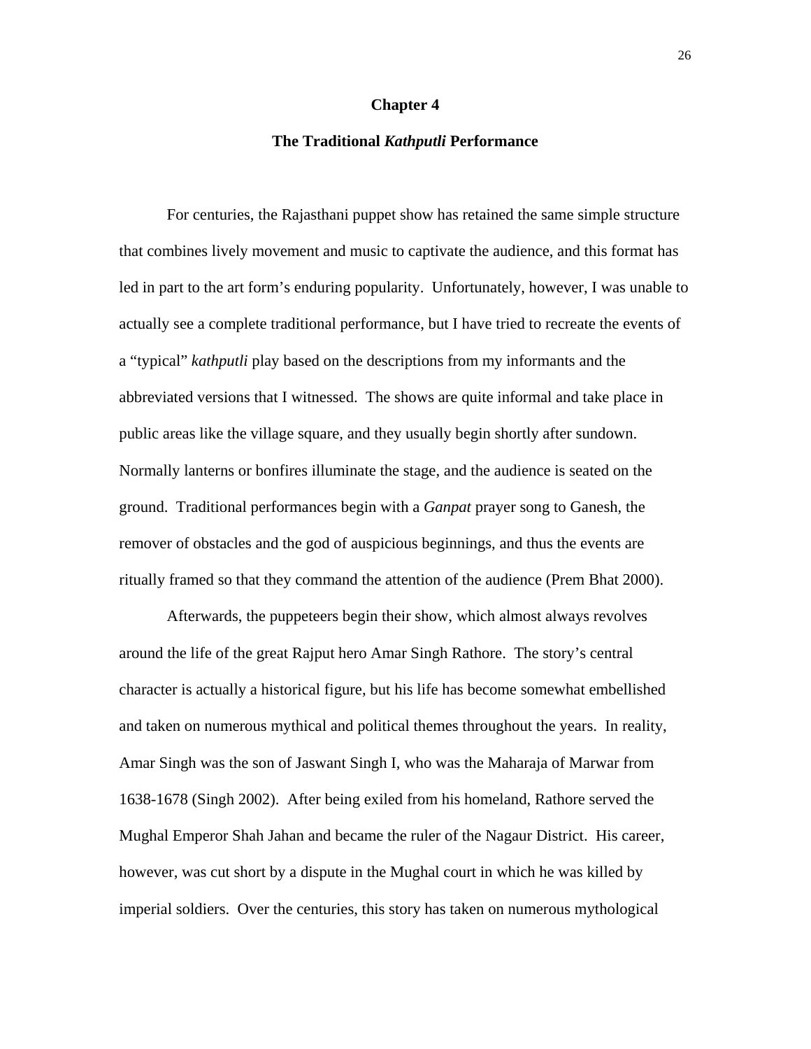# Chapter 4

## The Traditional *Kathputli* Performance

For centuries, the Rajasthani puppet show has retained the same simple structure that combines lively movement and music to captivate the audience, and this format has led in part to the art form's enduring popularity. Unfortunately, however, I was unable to actually see a complete traditional performance, but I have tried to recreate the events of a "typical" *kathputli* play based on the descriptions from my informants and the abbreviated versions that I witnessed. The shows are quite informal and take place in public areas like the village square, and they usually begin shortly after sundown. Normally lanterns or bonfires illuminate the stage, and the audience is seated on the ground. Traditional performances begin with a *Ganpat* prayer song to Ganesh, the remover of obstacles and the god of auspicious beginnings, and thus the events are ritually framed so that they command the attention of the audience (Prem Bhat 2000).

Afterwards, the puppeteers begin their show, which almost always revolves around the life of the great Rajput hero Amar Singh Rathore. The story's central character is actually a historical figure, but his life has become somewhat embellished and taken on numerous mythical and political themes throughout the years. In reality, Amar Singh was the son of Jaswant Singh I, who was the Maharaja of Marwar from 1638-1678 (Singh 2002). After being exiled from his homeland, Rathore served the Mughal Emperor Shah Jahan and became the ruler of the Nagaur District. His career, however, was cut short by a dispute in the Mughal court in which he was killed by imperial soldiers. Over the centuries, this story has taken on numerous mythological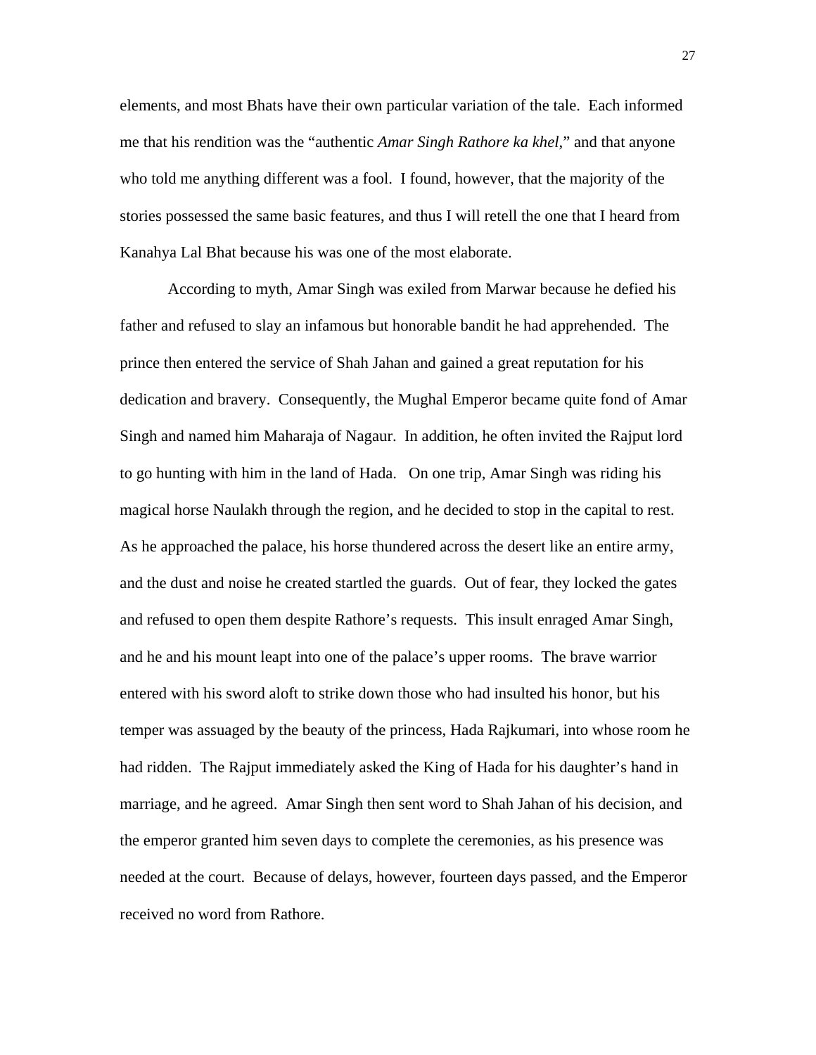elements, and most Bhats have their own particular variation of the tale. Each informed me that his rendition was the "authentic *Amar Singh Rathore ka khel*," and that anyone who told me anything different was a fool. I found, however, that the majority of the stories possessed the same basic features, and thus I will retell the one that I heard from Kanahya Lal Bhat because his was one of the most elaborate.

According to myth, Amar Singh was exiled from Marwar because he defied his father and refused to slay an infamous but honorable bandit he had apprehended. The prince then entered the service of Shah Jahan and gained a great reputation for his dedication and bravery. Consequently, the Mughal Emperor became quite fond of Amar Singh and named him Maharaja of Nagaur. In addition, he often invited the Rajput lord to go hunting with him in the land of Hada. On one trip, Amar Singh was riding his magical horse Naulakh through the region, and he decided to stop in the capital to rest. As he approached the palace, his horse thundered across the desert like an entire army, and the dust and noise he created startled the guards. Out of fear, they locked the gates and refused to open them despite Rathore's requests. This insult enraged Amar Singh, and he and his mount leapt into one of the palace's upper rooms. The brave warrior entered with his sword aloft to strike down those who had insulted his honor, but his temper was assuaged by the beauty of the princess, Hada Rajkumari, into whose room he had ridden. The Rajput immediately asked the King of Hada for his daughter's hand in marriage, and he agreed. Amar Singh then sent word to Shah Jahan of his decision, and the emperor granted him seven days to complete the ceremonies, as his presence was needed at the court. Because of delays, however, fourteen days passed, and the Emperor received no word from Rathore.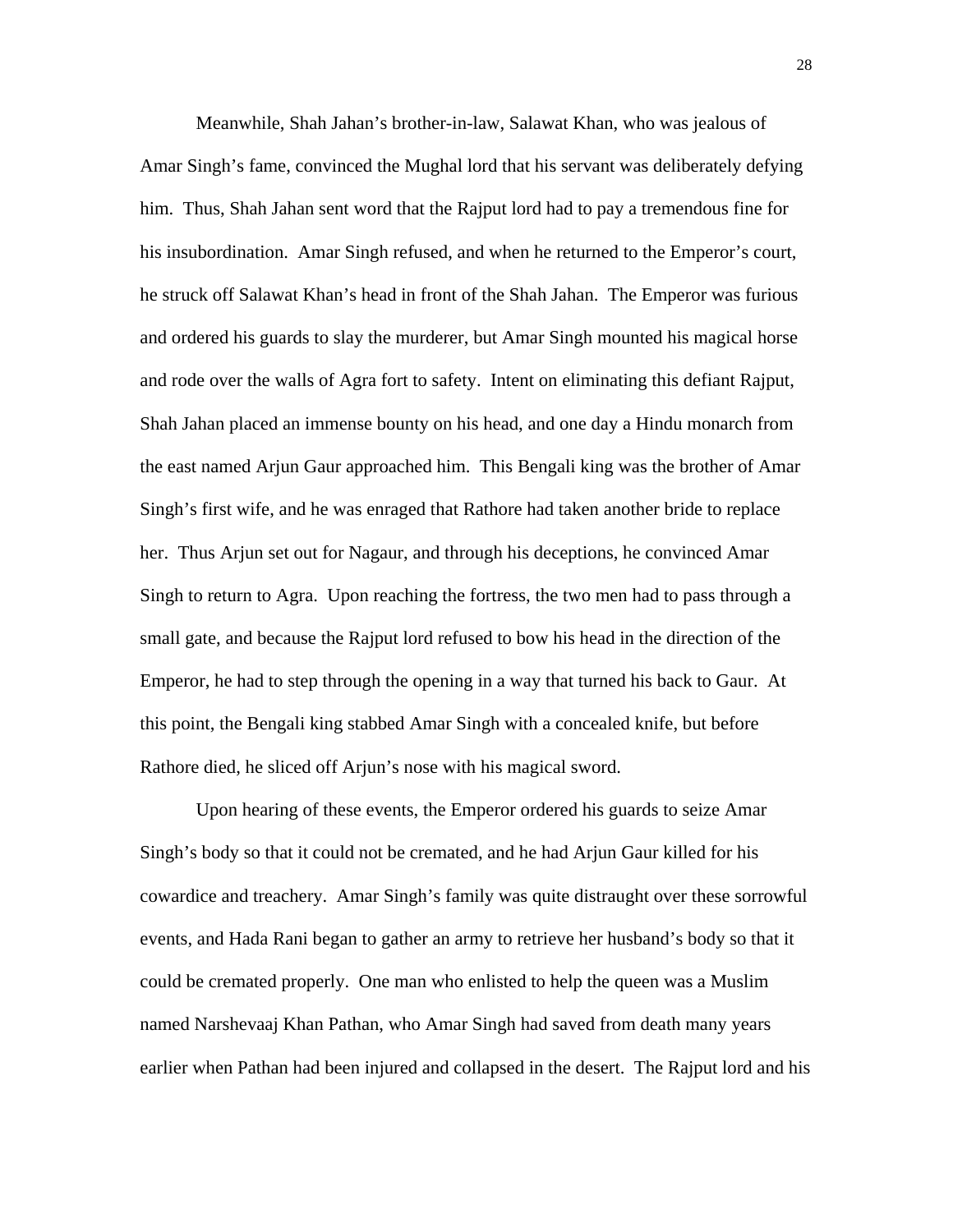Meanwhile, Shah Jahan's brother-in-law, Salawat Khan, who was jealous of Amar Singh's fame, convinced the Mughal lord that his servant was deliberately defying him. Thus, Shah Jahan sent word that the Rajput lord had to pay a tremendous fine for his insubordination. Amar Singh refused, and when he returned to the Emperor's court, he struck off Salawat Khan's head in front of the Shah Jahan. The Emperor was furious and ordered his guards to slay the murderer, but Amar Singh mounted his magical horse and rode over the walls of Agra fort to safety. Intent on eliminating this defiant Rajput, Shah Jahan placed an immense bounty on his head, and one day a Hindu monarch from the east named Arjun Gaur approached him. This Bengali king was the brother of Amar Singh's first wife, and he was enraged that Rathore had taken another bride to replace her. Thus Arjun set out for Nagaur, and through his deceptions, he convinced Amar Singh to return to Agra. Upon reaching the fortress, the two men had to pass through a small gate, and because the Rajput lord refused to bow his head in the direction of the Emperor, he had to step through the opening in a way that turned his back to Gaur. At this point, the Bengali king stabbed Amar Singh with a concealed knife, but before Rathore died, he sliced off Arjun's nose with his magical sword.

Upon hearing of these events, the Emperor ordered his guards to seize Amar Singh's body so that it could not be cremated, and he had Arjun Gaur killed for his cowardice and treachery. Amar Singh's family was quite distraught over these sorrowful events, and Hada Rani began to gather an army to retrieve her husband's body so that it could be cremated properly. One man who enlisted to help the queen was a Muslim named Narshevaaj Khan Pathan, who Amar Singh had saved from death many years earlier when Pathan had been injured and collapsed in the desert. The Rajput lord and his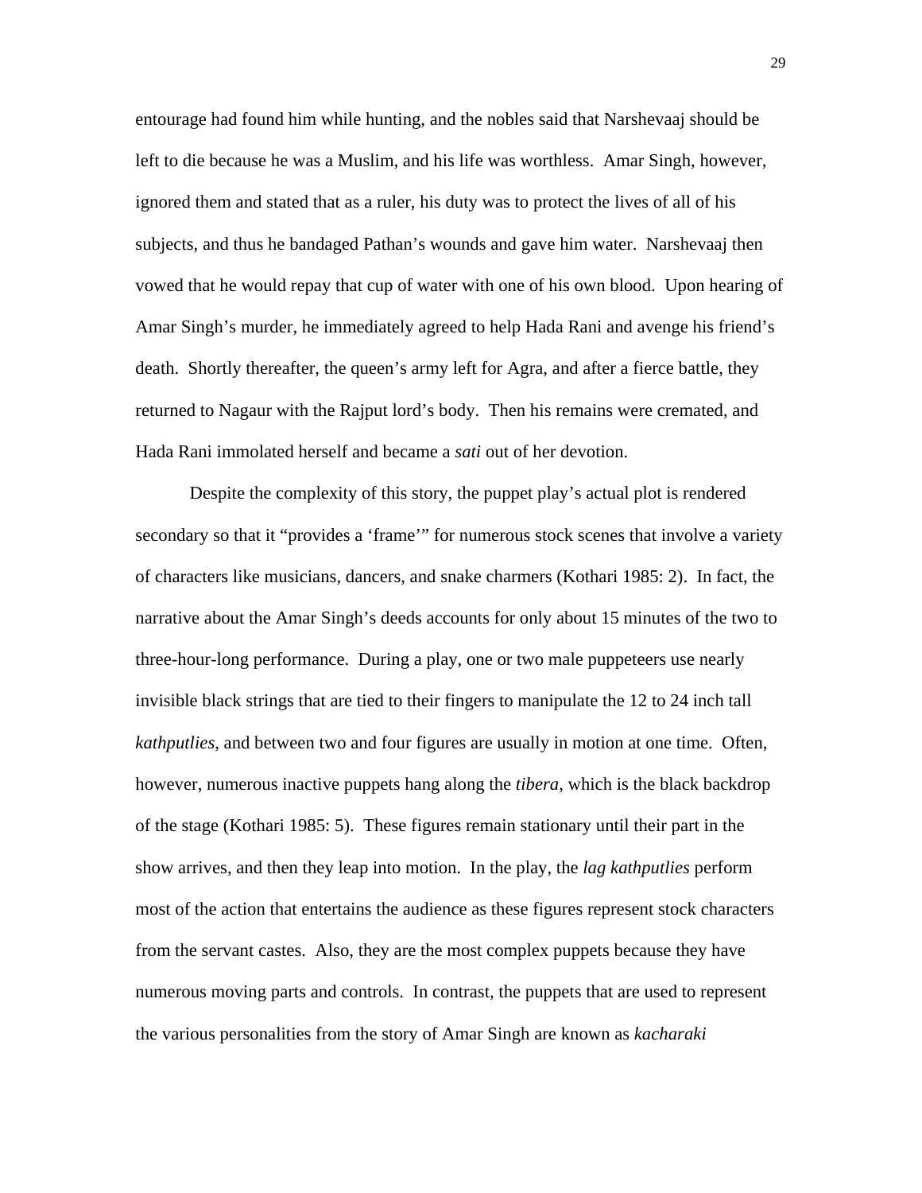entourage had found him while hunting, and the nobles said that Narshevaaj should be left to die because he was a Muslim, and his life was worthless. Amar Singh, however, ignored them and stated that as a ruler, his duty was to protect the lives of all of his subjects, and thus he bandaged Pathan's wounds and gave him water. Narshevaaj then vowed that he would repay that cup of water with one of his own blood. Upon hearing of Amar Singh's murder, he immediately agreed to help Hada Rani and avenge his friend's death. Shortly thereafter, the queen's army left for Agra, and after a fierce battle, they returned to Nagaur with the Rajput lord's body. Then his remains were cremated, and Hada Rani immolated herself and became a *sati* out of her devotion.

Despite the complexity of this story, the puppet play's actual plot is rendered secondary so that it "provides a 'frame'" for numerous stock scenes that involve a variety of characters like musicians, dancers, and snake charmers (Kothari 1985: 2). In fact, the narrative about the Amar Singh's deeds accounts for only about 15 minutes of the two to three-hour-long performance. During a play, one or two male puppeteers use nearly invisible black strings that are tied to their fingers to manipulate the 12 to 24 inch tall *kathputlies*, and between two and four figures are usually in motion at one time. Often, however, numerous inactive puppets hang along the *tibera*, which is the black backdrop of the stage (Kothari 1985: 5). These figures remain stationary until their part in the show arrives, and then they leap into motion. In the play, the *lag kathputlies* perform most of the action that entertains the audience as these figures represent stock characters from the servant castes. Also, they are the most complex puppets because they have numerous moving parts and controls. In contrast, the puppets that are used to represent the various personalities from the story of Amar Singh are known as *kacharaki*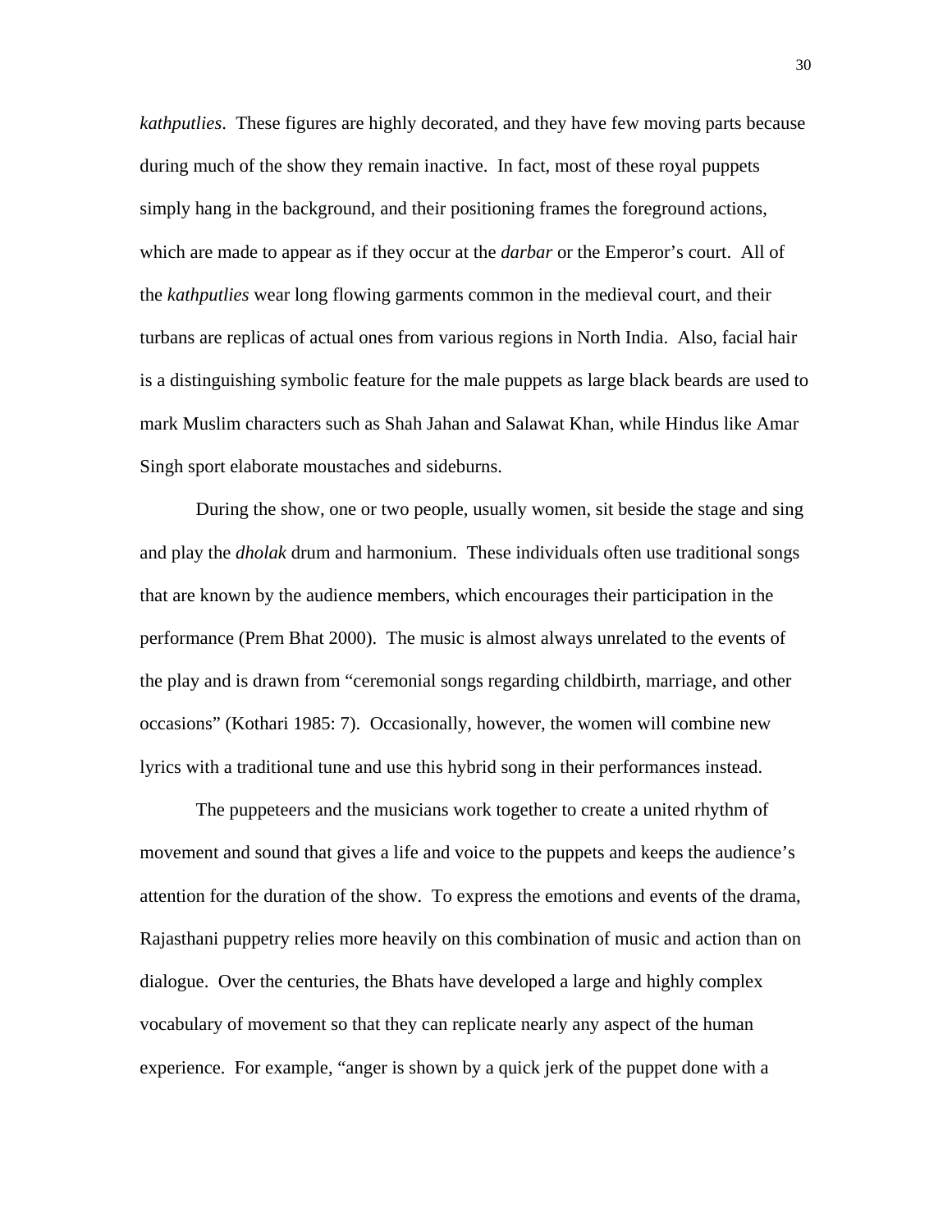*kathputlies*. These figures are highly decorated, and they have few moving parts because during much of the show they remain inactive. In fact, most of these royal puppets simply hang in the background, and their positioning frames the foreground actions, which are made to appear as if they occur at the *darbar* or the Emperor's court. All of the *kathputlies* wear long flowing garments common in the medieval court, and their turbans are replicas of actual ones from various regions in North India. Also, facial hair is a distinguishing symbolic feature for the male puppets as large black beards are used to mark Muslim characters such as Shah Jahan and Salawat Khan, while Hindus like Amar Singh sport elaborate moustaches and sideburns.

During the show, one or two people, usually women, sit beside the stage and sing and play the *dholak* drum and harmonium. These individuals often use traditional songs that are known by the audience members, which encourages their participation in the performance (Prem Bhat 2000). The music is almost always unrelated to the events of the play and is drawn from "ceremonial songs regarding childbirth, marriage, and other occasions" (Kothari 1985: 7). Occasionally, however, the women will combine new lyrics with a traditional tune and use this hybrid song in their performances instead.

The puppeteers and the musicians work together to create a united rhythm of movement and sound that gives a life and voice to the puppets and keeps the audience's attention for the duration of the show. To express the emotions and events of the drama, Rajasthani puppetry relies more heavily on this combination of music and action than on dialogue. Over the centuries, the Bhats have developed a large and highly complex vocabulary of movement so that they can replicate nearly any aspect of the human experience. For example, "anger is shown by a quick jerk of the puppet done with a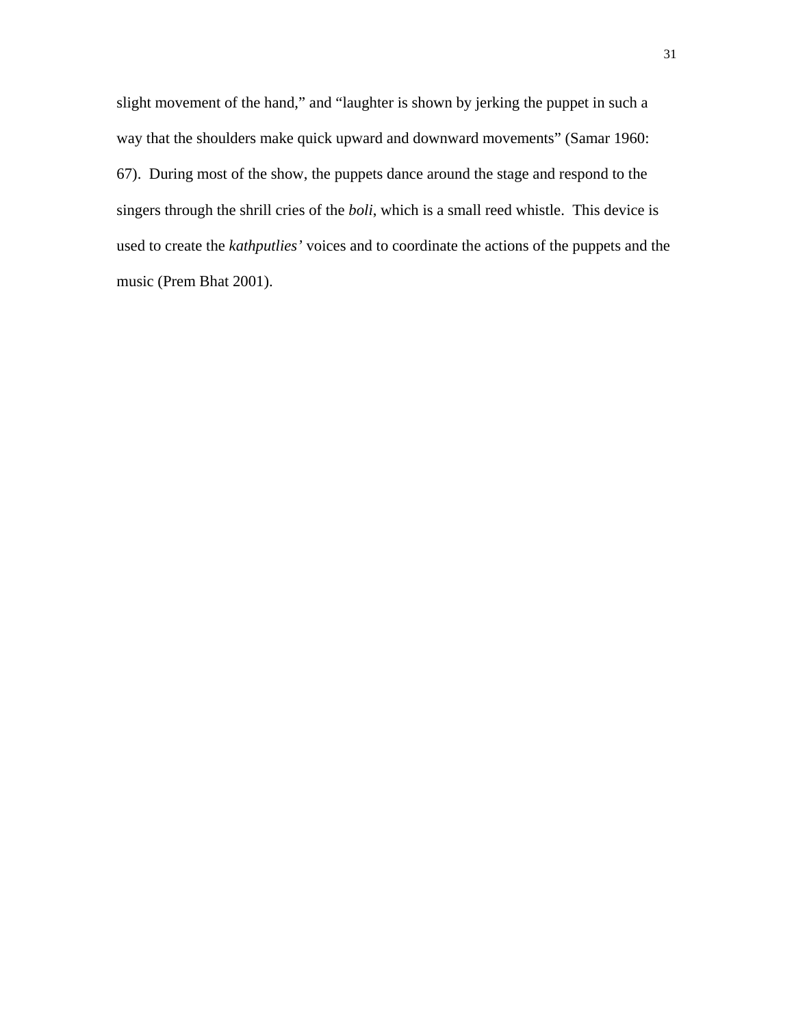slight movement of the hand," and "laughter is shown by jerking the puppet in such a way that the shoulders make quick upward and downward movements" (Samar 1960: 67). During most of the show, the puppets dance around the stage and respond to the singers through the shrill cries of the *boli*, which is a small reed whistle. This device is used to create the *kathputlies'* voices and to coordinate the actions of the puppets and the music (Prem Bhat 2001).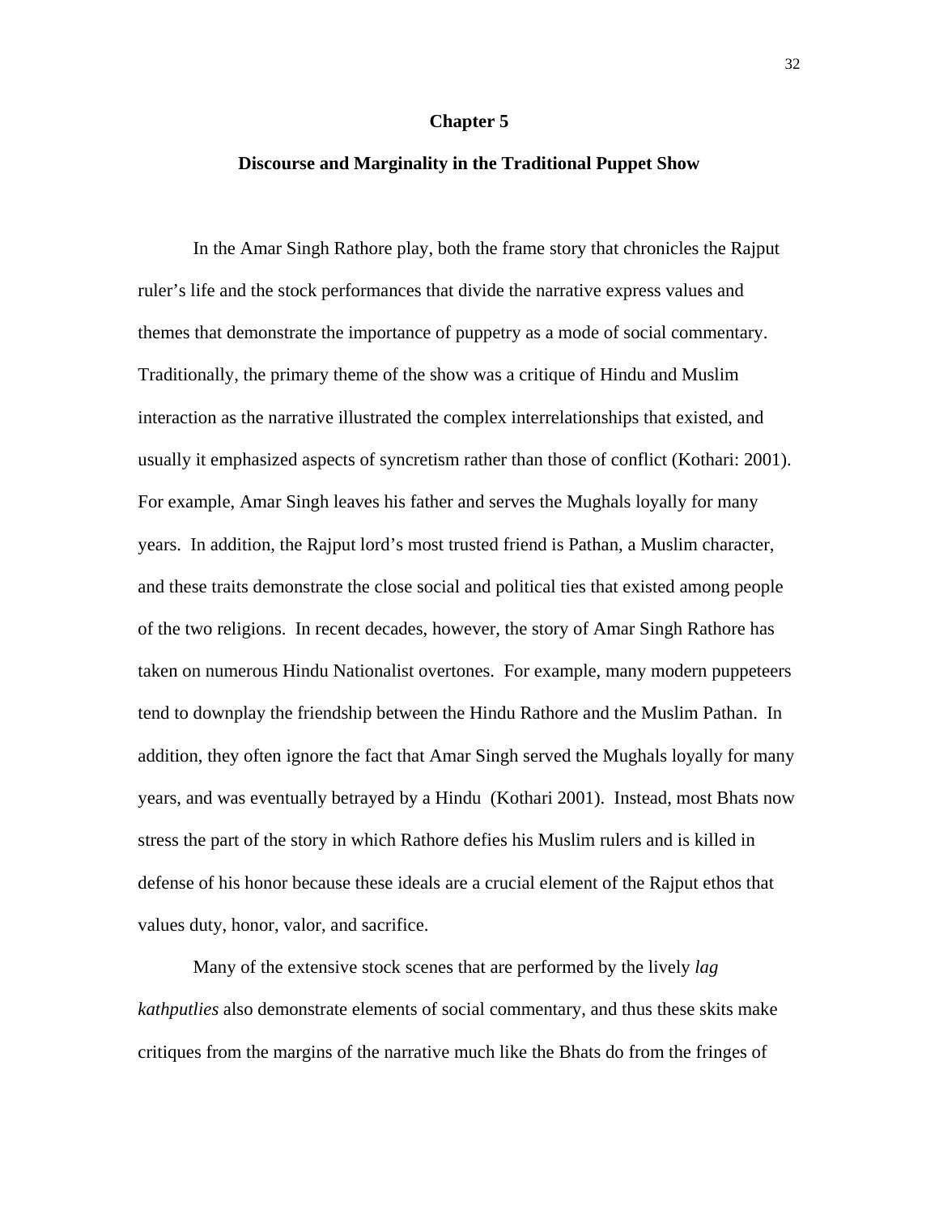# Chapter 5

## Discourse and Marginality in the Traditional Puppet Show

In the Amar Singh Rathore play, both the frame story that chronicles the Rajput ruler's life and the stock performances that divide the narrative express values and themes that demonstrate the importance of puppetry as a mode of social commentary. Traditionally, the primary theme of the show was a critique of Hindu and Muslim interaction as the narrative illustrated the complex interrelationships that existed, and usually it emphasized aspects of syncretism rather than those of conflict (Kothari: 2001). For example, Amar Singh leaves his father and serves the Mughals loyally for many years. In addition, the Rajput lord's most trusted friend is Pathan, a Muslim character, and these traits demonstrate the close social and political ties that existed among people of the two religions. In recent decades, however, the story of Amar Singh Rathore has taken on numerous Hindu Nationalist overtones. For example, many modern puppeteers tend to downplay the friendship between the Hindu Rathore and the Muslim Pathan. In addition, they often ignore the fact that Amar Singh served the Mughals loyally for many years, and was eventually betrayed by a Hindu (Kothari 2001). Instead, most Bhats now stress the part of the story in which Rathore defies his Muslim rulers and is killed in defense of his honor because these ideals are a crucial element of the Rajput ethos that values duty, honor, valor, and sacrifice.

Many of the extensive stock scenes that are performed by the lively *lag kathputlies* also demonstrate elements of social commentary, and thus these skits make critiques from the margins of the narrative much like the Bhats do from the fringes of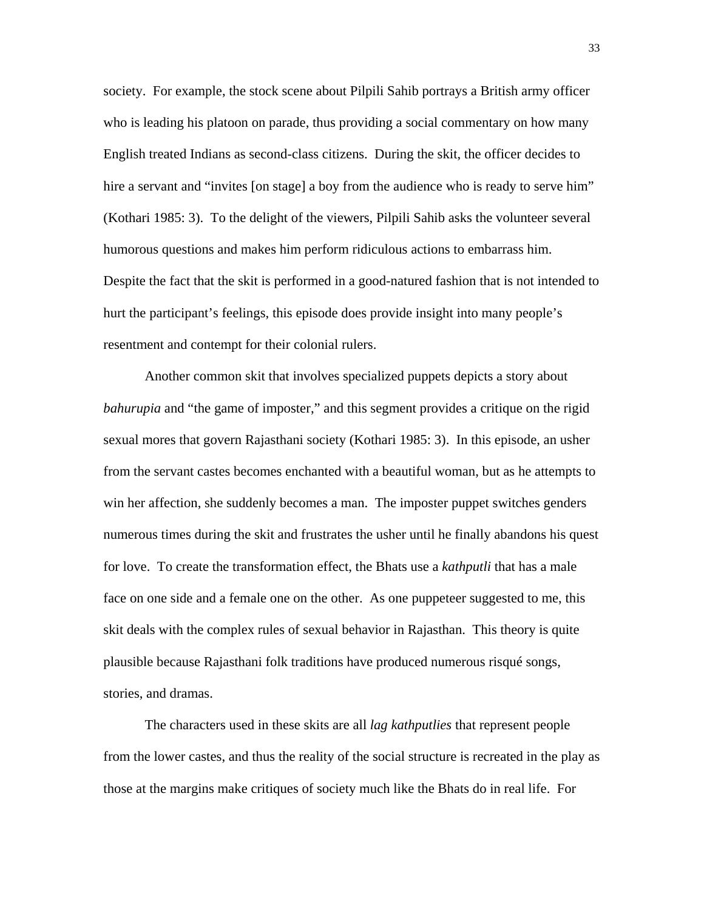society. For example, the stock scene about Pilpili Sahib portrays a British army officer who is leading his platoon on parade, thus providing a social commentary on how many English treated Indians as second-class citizens. During the skit, the officer decides to hire a servant and "invites [on stage] a boy from the audience who is ready to serve him" (Kothari 1985: 3). To the delight of the viewers, Pilpili Sahib asks the volunteer several humorous questions and makes him perform ridiculous actions to embarrass him. Despite the fact that the skit is performed in a good-natured fashion that is not intended to hurt the participant's feelings, this episode does provide insight into many people's resentment and contempt for their colonial rulers.

Another common skit that involves specialized puppets depicts a story about *bahurupia* and "the game of imposter," and this segment provides a critique on the rigid sexual mores that govern Rajasthani society (Kothari 1985: 3). In this episode, an usher from the servant castes becomes enchanted with a beautiful woman, but as he attempts to win her affection, she suddenly becomes a man. The imposter puppet switches genders numerous times during the skit and frustrates the usher until he finally abandons his quest for love. To create the transformation effect, the Bhats use a *kathputli* that has a male face on one side and a female one on the other. As one puppeteer suggested to me, this skit deals with the complex rules of sexual behavior in Rajasthan. This theory is quite plausible because Rajasthani folk traditions have produced numerous risqué songs, stories, and dramas.

The characters used in these skits are all *lag kathputlies* that represent people from the lower castes, and thus the reality of the social structure is recreated in the play as those at the margins make critiques of society much like the Bhats do in real life. For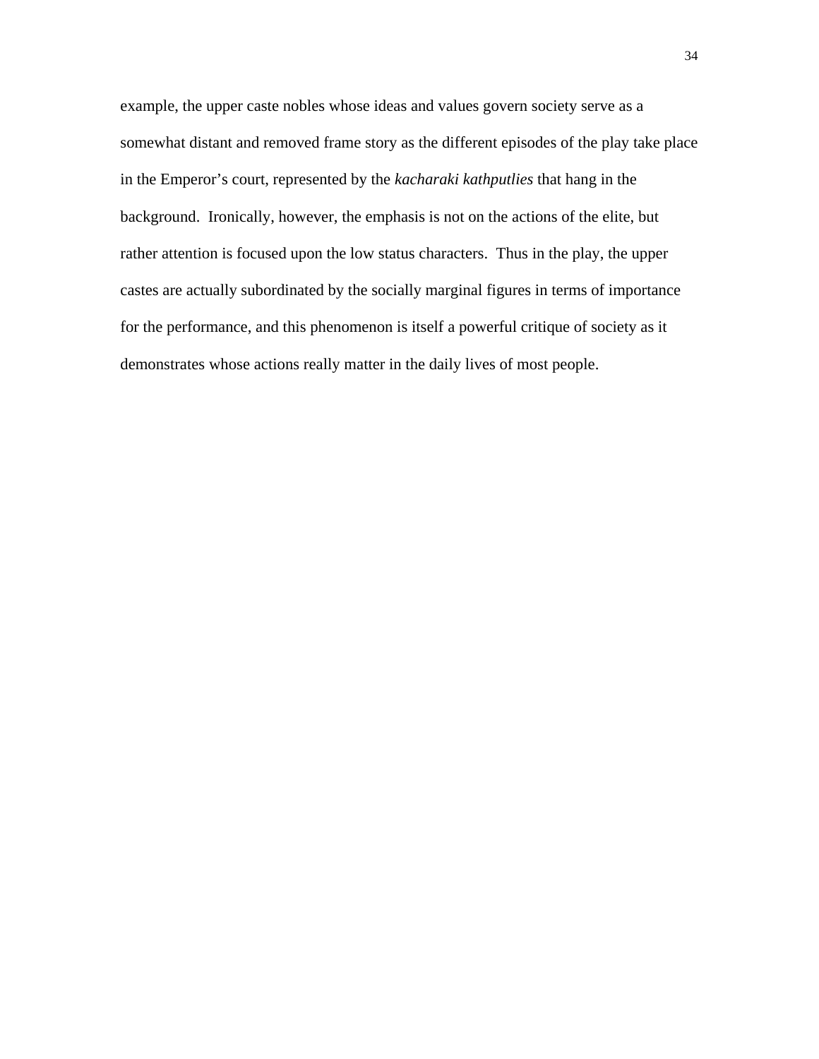example, the upper caste nobles whose ideas and values govern society serve as a somewhat distant and removed frame story as the different episodes of the play take place in the Emperor's court, represented by the *kacharaki kathputlies* that hang in the background.  Ironically, however, the emphasis is not on the actions of the elite, but rather attention is focused upon the low status characters.  Thus in the play, the upper castes are actually subordinated by the socially marginal figures in terms of importance for the performance, and this phenomenon is itself a powerful critique of society as it demonstrates whose actions really matter in the daily lives of most people.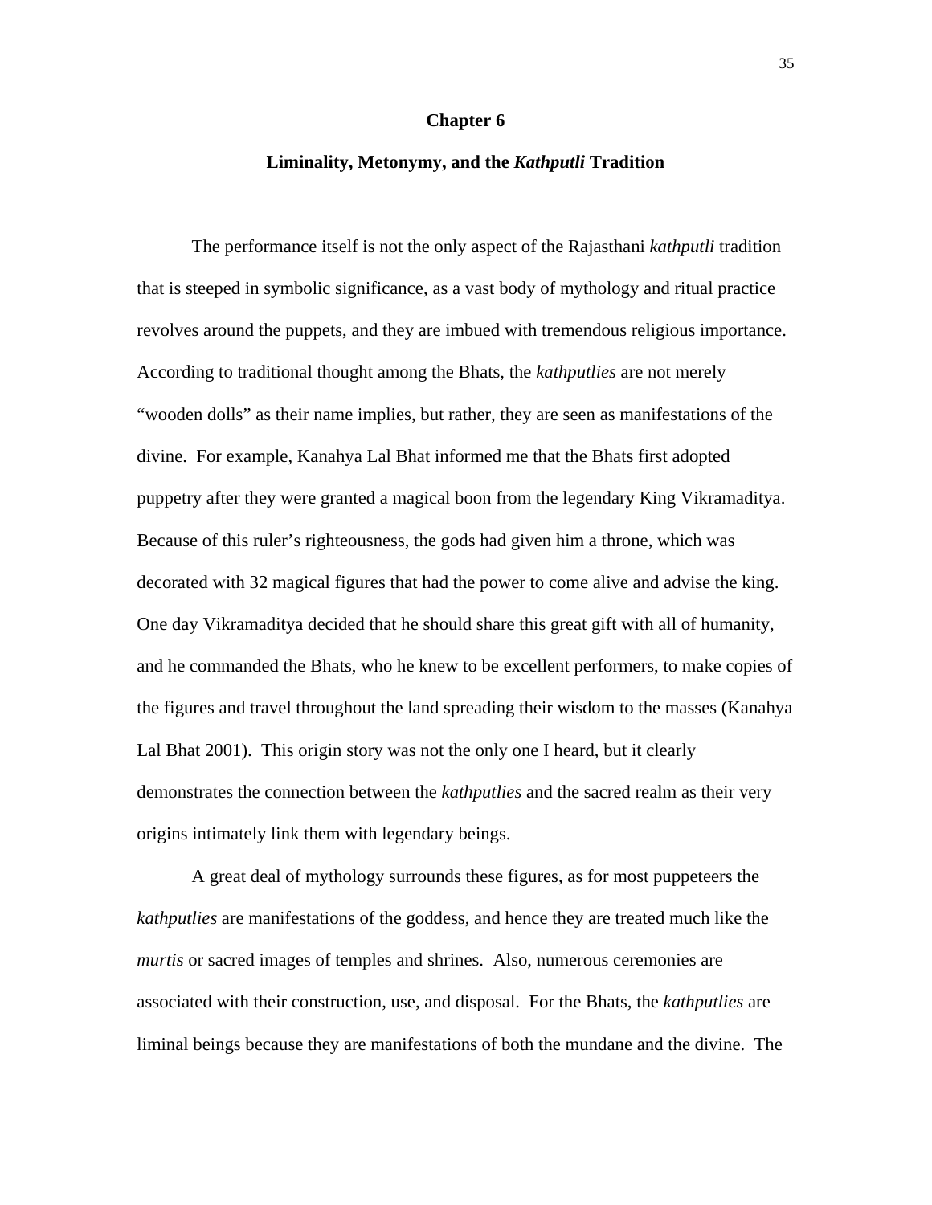# Chapter 6

## Liminality, Metonymy, and the *Kathputli* Tradition

The performance itself is not the only aspect of the Rajasthani *kathputli* tradition that is steeped in symbolic significance, as a vast body of mythology and ritual practice revolves around the puppets, and they are imbued with tremendous religious importance. According to traditional thought among the Bhats, the *kathputlies* are not merely "wooden dolls" as their name implies, but rather, they are seen as manifestations of the divine. For example, Kanahya Lal Bhat informed me that the Bhats first adopted puppetry after they were granted a magical boon from the legendary King Vikramaditya. Because of this ruler's righteousness, the gods had given him a throne, which was decorated with 32 magical figures that had the power to come alive and advise the king. One day Vikramaditya decided that he should share this great gift with all of humanity, and he commanded the Bhats, who he knew to be excellent performers, to make copies of the figures and travel throughout the land spreading their wisdom to the masses (Kanahya Lal Bhat 2001). This origin story was not the only one I heard, but it clearly demonstrates the connection between the *kathputlies* and the sacred realm as their very origins intimately link them with legendary beings.

A great deal of mythology surrounds these figures, as for most puppeteers the *kathputlies* are manifestations of the goddess, and hence they are treated much like the *murtis* or sacred images of temples and shrines. Also, numerous ceremonies are associated with their construction, use, and disposal. For the Bhats, the *kathputlies* are liminal beings because they are manifestations of both the mundane and the divine. The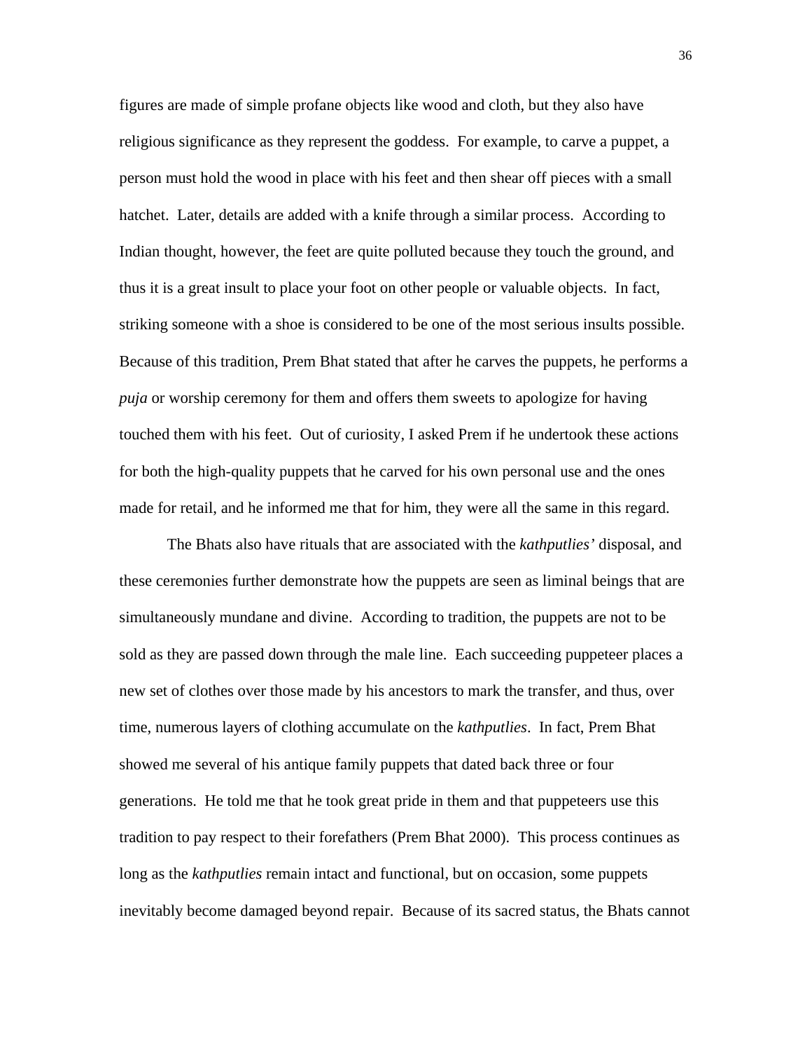figures are made of simple profane objects like wood and cloth, but they also have religious significance as they represent the goddess. For example, to carve a puppet, a person must hold the wood in place with his feet and then shear off pieces with a small hatchet. Later, details are added with a knife through a similar process. According to Indian thought, however, the feet are quite polluted because they touch the ground, and thus it is a great insult to place your foot on other people or valuable objects. In fact, striking someone with a shoe is considered to be one of the most serious insults possible. Because of this tradition, Prem Bhat stated that after he carves the puppets, he performs a *puja* or worship ceremony for them and offers them sweets to apologize for having touched them with his feet. Out of curiosity, I asked Prem if he undertook these actions for both the high-quality puppets that he carved for his own personal use and the ones made for retail, and he informed me that for him, they were all the same in this regard.

The Bhats also have rituals that are associated with the *kathputlies'* disposal, and these ceremonies further demonstrate how the puppets are seen as liminal beings that are simultaneously mundane and divine. According to tradition, the puppets are not to be sold as they are passed down through the male line. Each succeeding puppeteer places a new set of clothes over those made by his ancestors to mark the transfer, and thus, over time, numerous layers of clothing accumulate on the *kathputlies*. In fact, Prem Bhat showed me several of his antique family puppets that dated back three or four generations. He told me that he took great pride in them and that puppeteers use this tradition to pay respect to their forefathers (Prem Bhat 2000). This process continues as long as the *kathputlies* remain intact and functional, but on occasion, some puppets inevitably become damaged beyond repair. Because of its sacred status, the Bhats cannot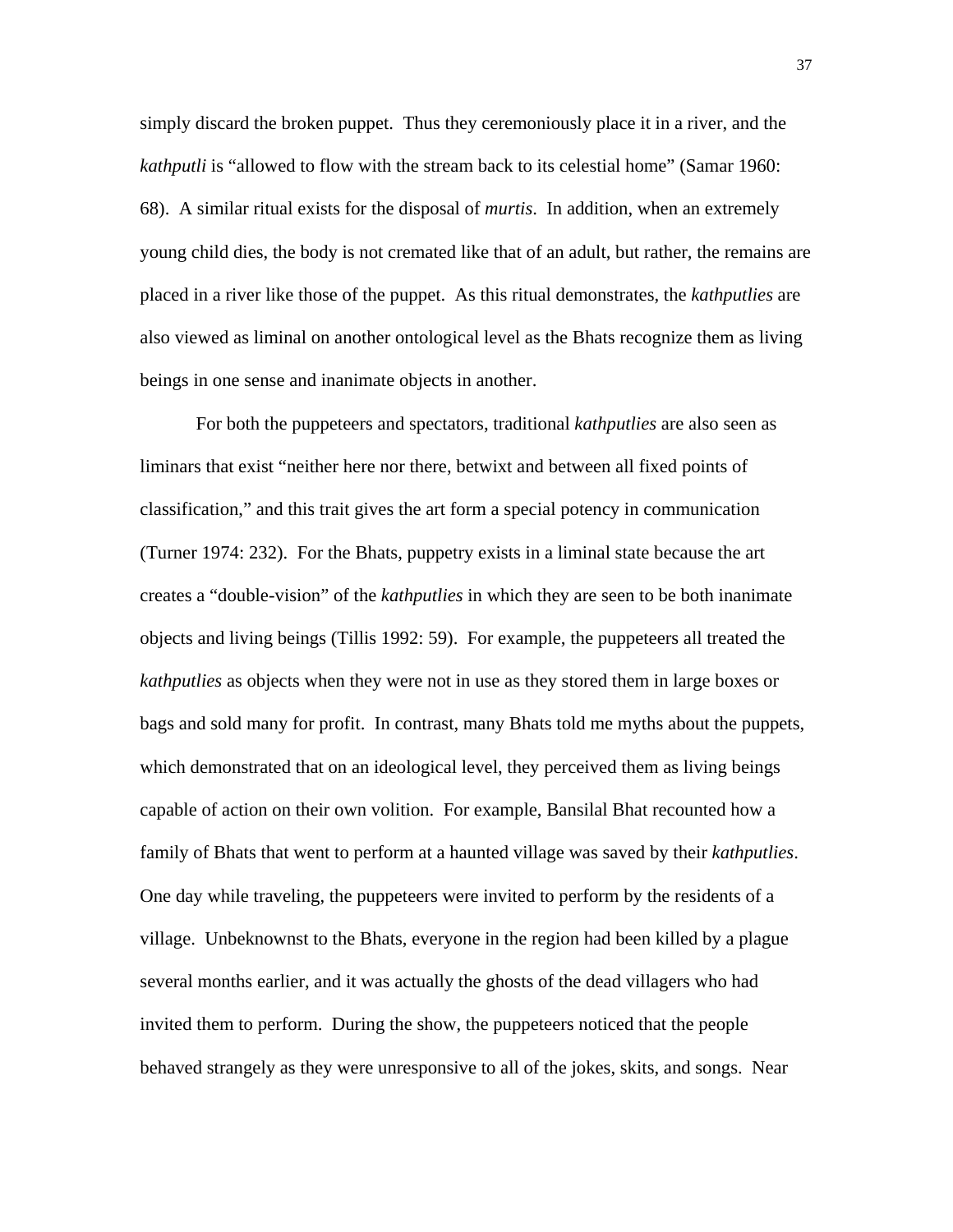simply discard the broken puppet. Thus they ceremoniously place it in a river, and the *kathputli* is "allowed to flow with the stream back to its celestial home" (Samar 1960: 68). A similar ritual exists for the disposal of *murtis*. In addition, when an extremely young child dies, the body is not cremated like that of an adult, but rather, the remains are placed in a river like those of the puppet. As this ritual demonstrates, the *kathputlies* are also viewed as liminal on another ontological level as the Bhats recognize them as living beings in one sense and inanimate objects in another.

For both the puppeteers and spectators, traditional *kathputlies* are also seen as liminars that exist "neither here nor there, betwixt and between all fixed points of classification," and this trait gives the art form a special potency in communication (Turner 1974: 232). For the Bhats, puppetry exists in a liminal state because the art creates a "double-vision" of the *kathputlies* in which they are seen to be both inanimate objects and living beings (Tillis 1992: 59). For example, the puppeteers all treated the *kathputlies* as objects when they were not in use as they stored them in large boxes or bags and sold many for profit. In contrast, many Bhats told me myths about the puppets, which demonstrated that on an ideological level, they perceived them as living beings capable of action on their own volition. For example, Bansilal Bhat recounted how a family of Bhats that went to perform at a haunted village was saved by their *kathputlies*. One day while traveling, the puppeteers were invited to perform by the residents of a village. Unbeknownst to the Bhats, everyone in the region had been killed by a plague several months earlier, and it was actually the ghosts of the dead villagers who had invited them to perform. During the show, the puppeteers noticed that the people behaved strangely as they were unresponsive to all of the jokes, skits, and songs. Near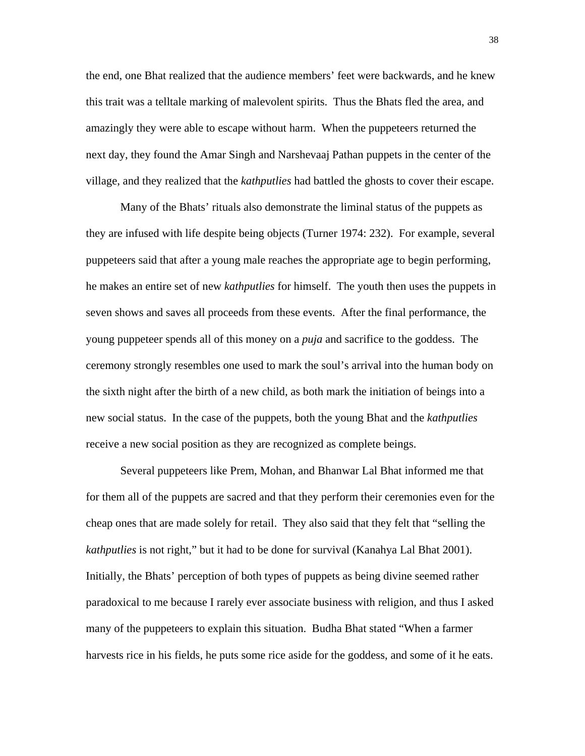the end, one Bhat realized that the audience members' feet were backwards, and he knew this trait was a telltale marking of malevolent spirits. Thus the Bhats fled the area, and amazingly they were able to escape without harm. When the puppeteers returned the next day, they found the Amar Singh and Narshevaaj Pathan puppets in the center of the village, and they realized that the *kathputlies* had battled the ghosts to cover their escape.

Many of the Bhats' rituals also demonstrate the liminal status of the puppets as they are infused with life despite being objects (Turner 1974: 232). For example, several puppeteers said that after a young male reaches the appropriate age to begin performing, he makes an entire set of new *kathputlies* for himself. The youth then uses the puppets in seven shows and saves all proceeds from these events. After the final performance, the young puppeteer spends all of this money on a *puja* and sacrifice to the goddess. The ceremony strongly resembles one used to mark the soul's arrival into the human body on the sixth night after the birth of a new child, as both mark the initiation of beings into a new social status. In the case of the puppets, both the young Bhat and the *kathputlies* receive a new social position as they are recognized as complete beings.

Several puppeteers like Prem, Mohan, and Bhanwar Lal Bhat informed me that for them all of the puppets are sacred and that they perform their ceremonies even for the cheap ones that are made solely for retail. They also said that they felt that "selling the *kathputlies* is not right," but it had to be done for survival (Kanahya Lal Bhat 2001). Initially, the Bhats' perception of both types of puppets as being divine seemed rather paradoxical to me because I rarely ever associate business with religion, and thus I asked many of the puppeteers to explain this situation. Budha Bhat stated "When a farmer harvests rice in his fields, he puts some rice aside for the goddess, and some of it he eats.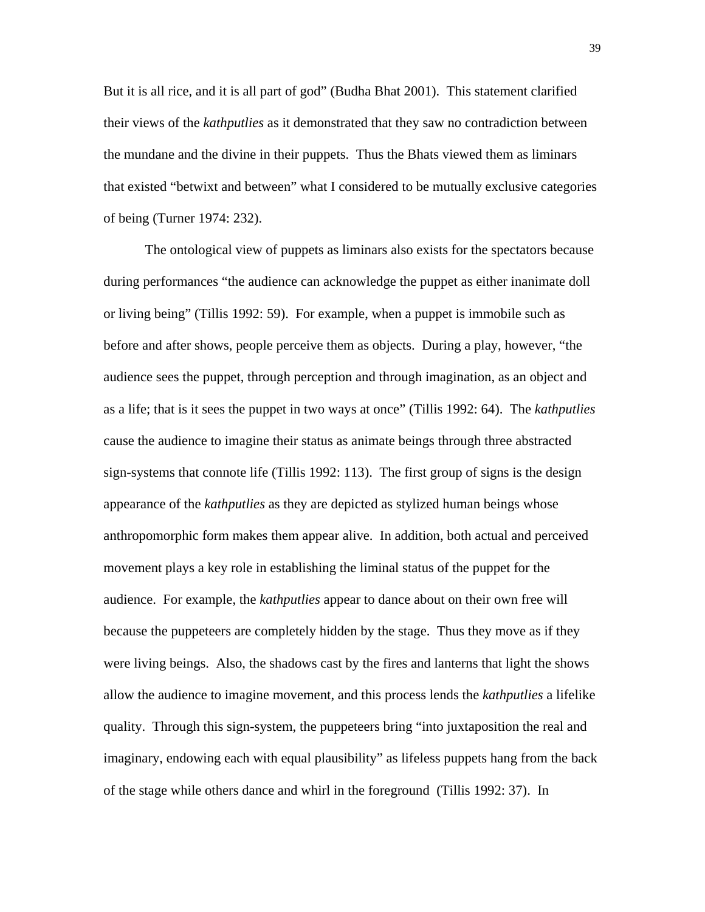But it is all rice, and it is all part of god" (Budha Bhat 2001). This statement clarified their views of the *kathputlies* as it demonstrated that they saw no contradiction between the mundane and the divine in their puppets. Thus the Bhats viewed them as liminars that existed "betwixt and between" what I considered to be mutually exclusive categories of being (Turner 1974: 232).

The ontological view of puppets as liminars also exists for the spectators because during performances "the audience can acknowledge the puppet as either inanimate doll or living being" (Tillis 1992: 59). For example, when a puppet is immobile such as before and after shows, people perceive them as objects. During a play, however, "the audience sees the puppet, through perception and through imagination, as an object and as a life; that is it sees the puppet in two ways at once" (Tillis 1992: 64). The *kathputlies* cause the audience to imagine their status as animate beings through three abstracted sign-systems that connote life (Tillis 1992: 113). The first group of signs is the design appearance of the *kathputlies* as they are depicted as stylized human beings whose anthropomorphic form makes them appear alive. In addition, both actual and perceived movement plays a key role in establishing the liminal status of the puppet for the audience. For example, the *kathputlies* appear to dance about on their own free will because the puppeteers are completely hidden by the stage. Thus they move as if they were living beings. Also, the shadows cast by the fires and lanterns that light the shows allow the audience to imagine movement, and this process lends the *kathputlies* a lifelike quality. Through this sign-system, the puppeteers bring "into juxtaposition the real and imaginary, endowing each with equal plausibility" as lifeless puppets hang from the back of the stage while others dance and whirl in the foreground (Tillis 1992: 37). In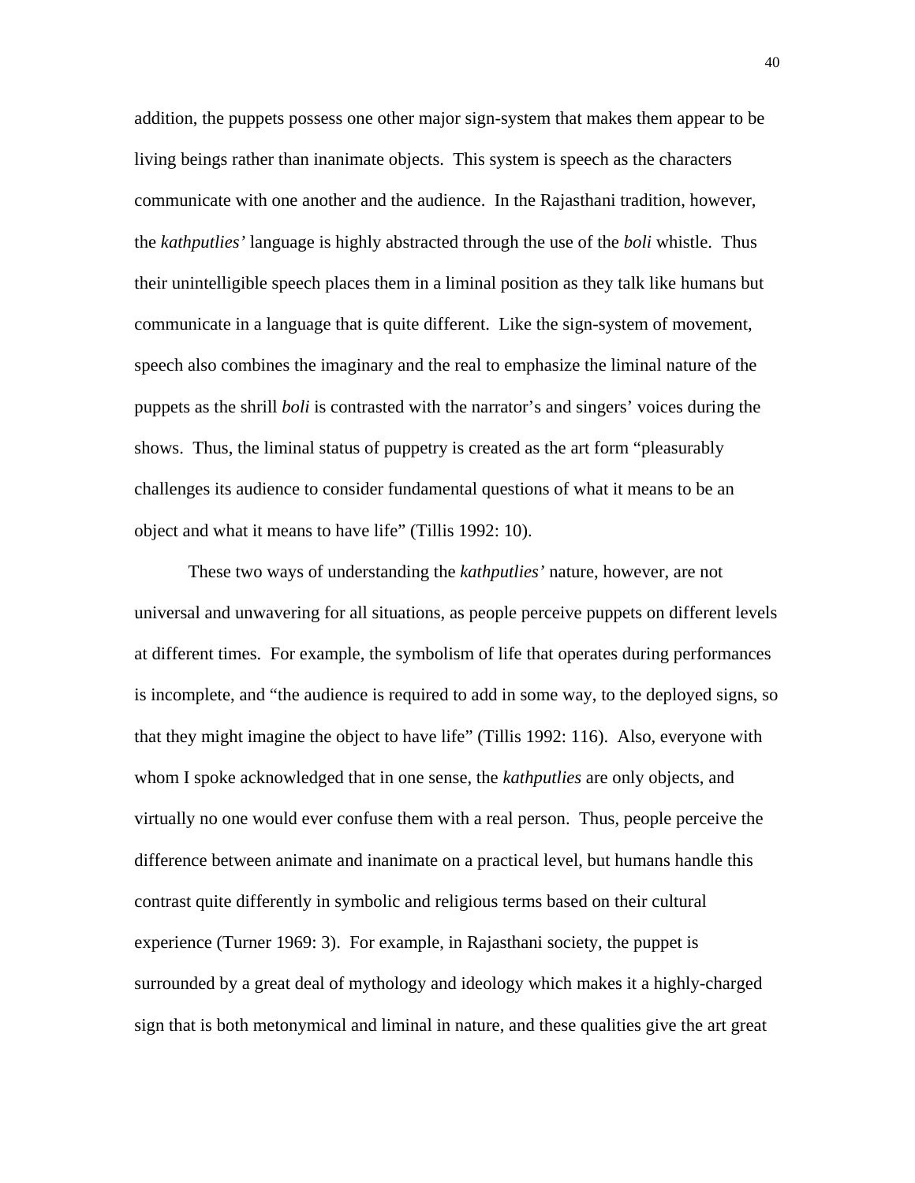addition, the puppets possess one other major sign-system that makes them appear to be living beings rather than inanimate objects. This system is speech as the characters communicate with one another and the audience. In the Rajasthani tradition, however, the *kathputlies'* language is highly abstracted through the use of the *boli* whistle. Thus their unintelligible speech places them in a liminal position as they talk like humans but communicate in a language that is quite different. Like the sign-system of movement, speech also combines the imaginary and the real to emphasize the liminal nature of the puppets as the shrill *boli* is contrasted with the narrator's and singers' voices during the shows. Thus, the liminal status of puppetry is created as the art form "pleasurably challenges its audience to consider fundamental questions of what it means to be an object and what it means to have life" (Tillis 1992: 10).

These two ways of understanding the *kathputlies'* nature, however, are not universal and unwavering for all situations, as people perceive puppets on different levels at different times. For example, the symbolism of life that operates during performances is incomplete, and "the audience is required to add in some way, to the deployed signs, so that they might imagine the object to have life" (Tillis 1992: 116). Also, everyone with whom I spoke acknowledged that in one sense, the *kathputlies* are only objects, and virtually no one would ever confuse them with a real person. Thus, people perceive the difference between animate and inanimate on a practical level, but humans handle this contrast quite differently in symbolic and religious terms based on their cultural experience (Turner 1969: 3). For example, in Rajasthani society, the puppet is surrounded by a great deal of mythology and ideology which makes it a highly-charged sign that is both metonymical and liminal in nature, and these qualities give the art great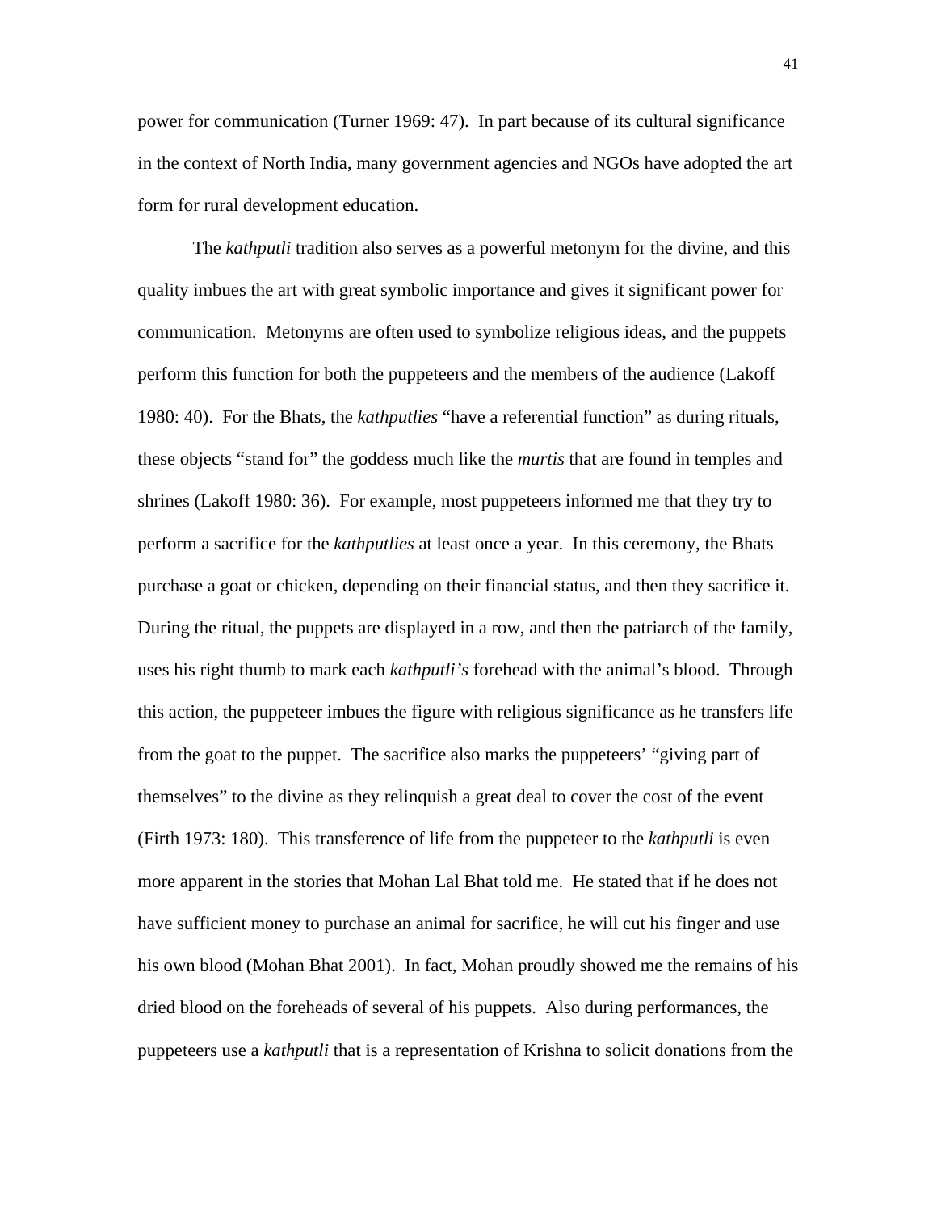power for communication (Turner 1969: 47). In part because of its cultural significance in the context of North India, many government agencies and NGOs have adopted the art form for rural development education.

The *kathputli* tradition also serves as a powerful metonym for the divine, and this quality imbues the art with great symbolic importance and gives it significant power for communication. Metonyms are often used to symbolize religious ideas, and the puppets perform this function for both the puppeteers and the members of the audience (Lakoff 1980: 40). For the Bhats, the *kathputlies* "have a referential function" as during rituals, these objects "stand for" the goddess much like the *murtis* that are found in temples and shrines (Lakoff 1980: 36). For example, most puppeteers informed me that they try to perform a sacrifice for the *kathputlies* at least once a year. In this ceremony, the Bhats purchase a goat or chicken, depending on their financial status, and then they sacrifice it. During the ritual, the puppets are displayed in a row, and then the patriarch of the family, uses his right thumb to mark each *kathputli's* forehead with the animal's blood. Through this action, the puppeteer imbues the figure with religious significance as he transfers life from the goat to the puppet. The sacrifice also marks the puppeteers' "giving part of themselves" to the divine as they relinquish a great deal to cover the cost of the event (Firth 1973: 180). This transference of life from the puppeteer to the *kathputli* is even more apparent in the stories that Mohan Lal Bhat told me. He stated that if he does not have sufficient money to purchase an animal for sacrifice, he will cut his finger and use his own blood (Mohan Bhat 2001). In fact, Mohan proudly showed me the remains of his dried blood on the foreheads of several of his puppets. Also during performances, the puppeteers use a *kathputli* that is a representation of Krishna to solicit donations from the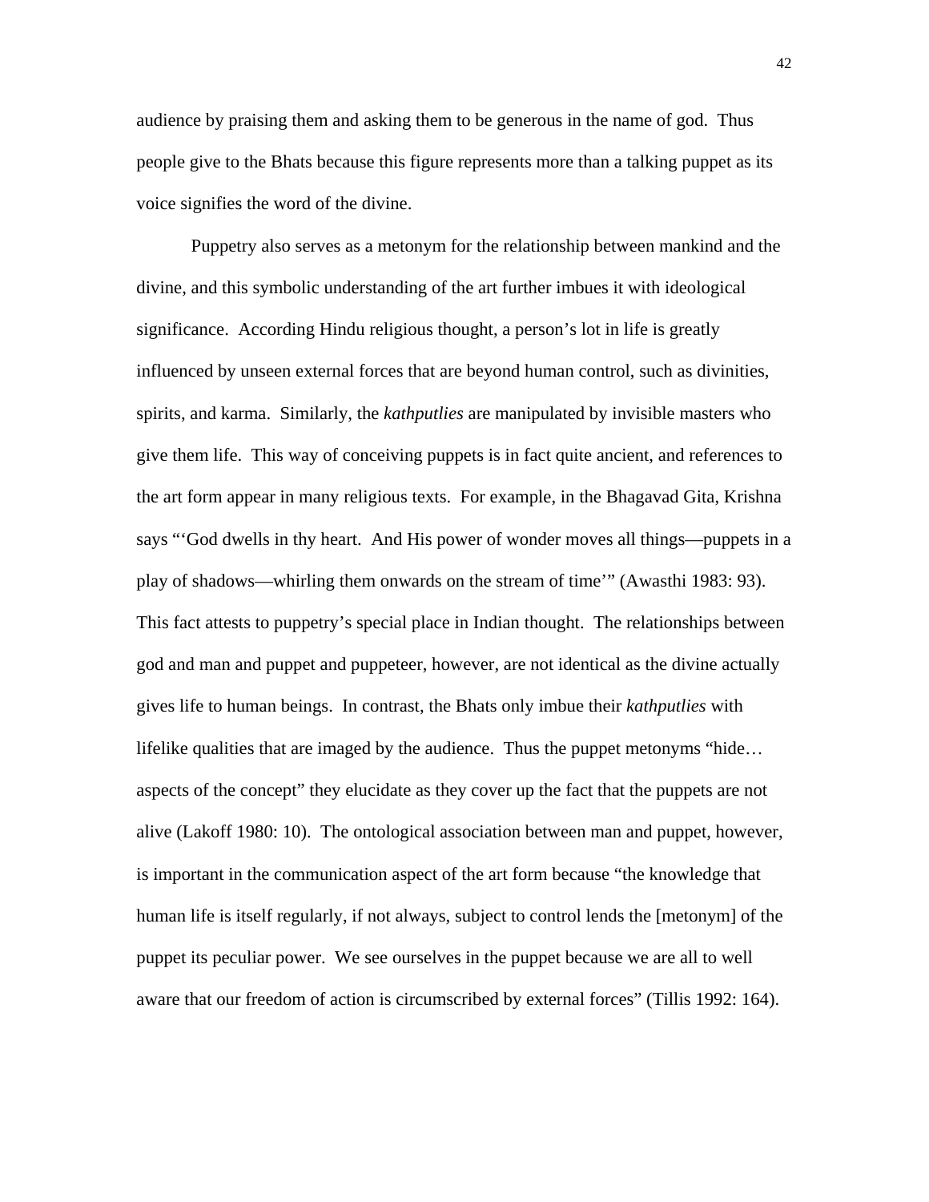audience by praising them and asking them to be generous in the name of god. Thus people give to the Bhats because this figure represents more than a talking puppet as its voice signifies the word of the divine.

Puppetry also serves as a metonym for the relationship between mankind and the divine, and this symbolic understanding of the art further imbues it with ideological significance. According Hindu religious thought, a person's lot in life is greatly influenced by unseen external forces that are beyond human control, such as divinities, spirits, and karma. Similarly, the *kathputlies* are manipulated by invisible masters who give them life. This way of conceiving puppets is in fact quite ancient, and references to the art form appear in many religious texts. For example, in the Bhagavad Gita, Krishna says "'God dwells in thy heart. And His power of wonder moves all things—puppets in a play of shadows—whirling them onwards on the stream of time'" (Awasthi 1983: 93). This fact attests to puppetry's special place in Indian thought. The relationships between god and man and puppet and puppeteer, however, are not identical as the divine actually gives life to human beings. In contrast, the Bhats only imbue their *kathputlies* with lifelike qualities that are imaged by the audience. Thus the puppet metonyms "hide… aspects of the concept" they elucidate as they cover up the fact that the puppets are not alive (Lakoff 1980: 10). The ontological association between man and puppet, however, is important in the communication aspect of the art form because "the knowledge that human life is itself regularly, if not always, subject to control lends the [metonym] of the puppet its peculiar power. We see ourselves in the puppet because we are all to well aware that our freedom of action is circumscribed by external forces" (Tillis 1992: 164).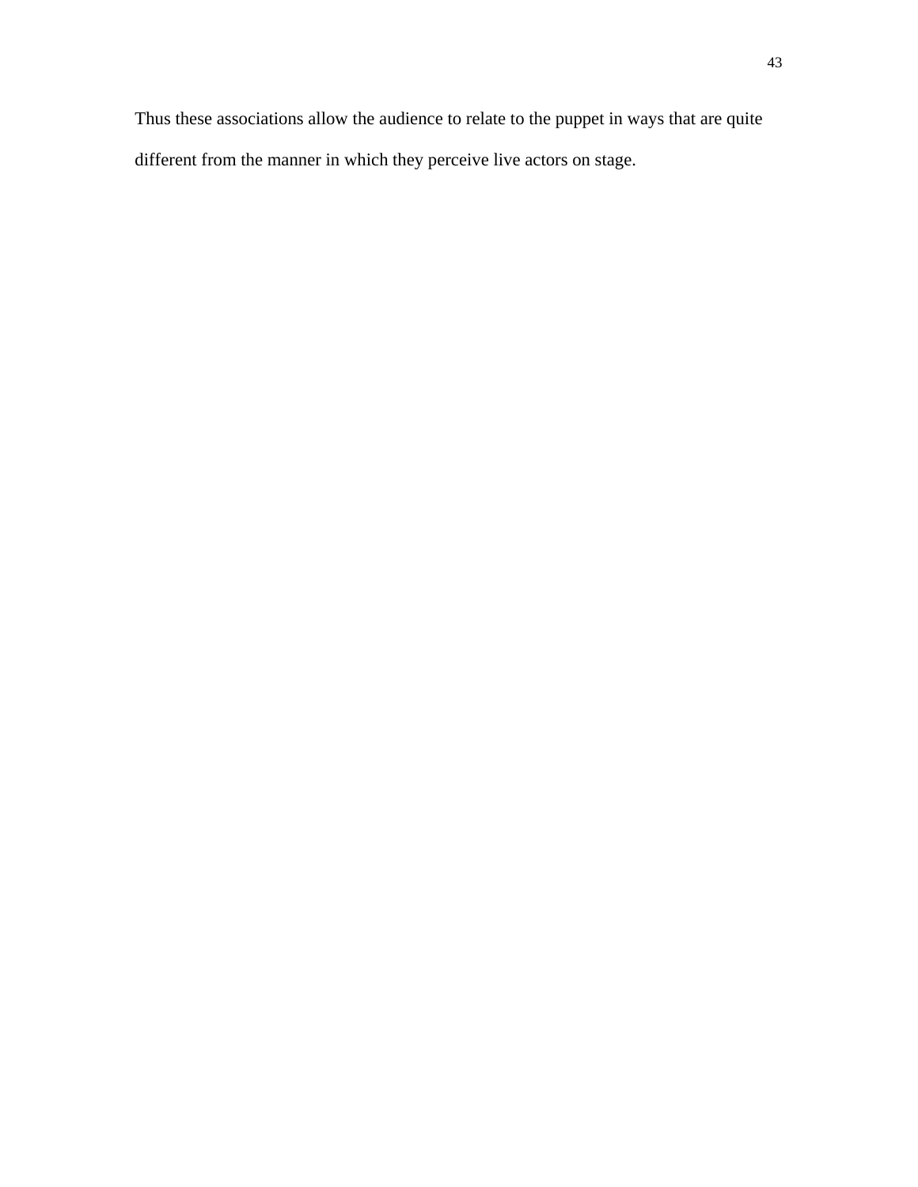Thus these associations allow the audience to relate to the puppet in ways that are quite different from the manner in which they perceive live actors on stage.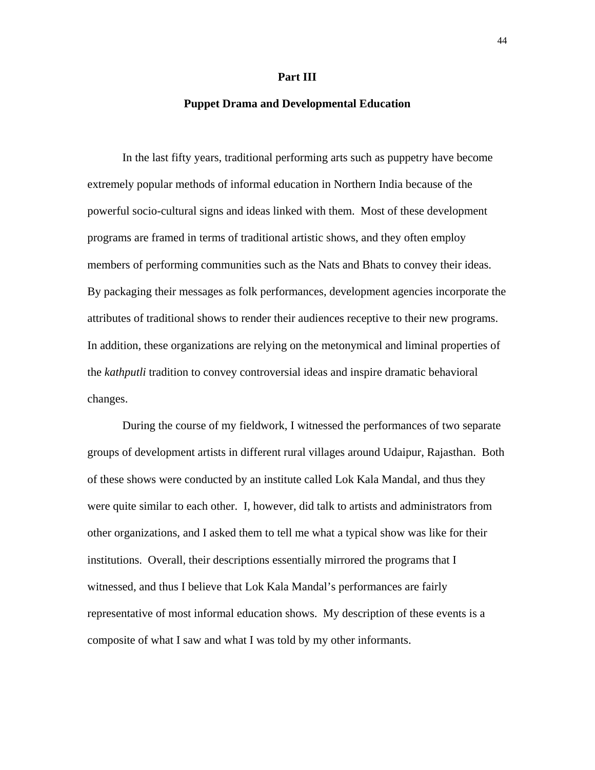# Part III

## Puppet Drama and Developmental Education

In the last fifty years, traditional performing arts such as puppetry have become extremely popular methods of informal education in Northern India because of the powerful socio-cultural signs and ideas linked with them. Most of these development programs are framed in terms of traditional artistic shows, and they often employ members of performing communities such as the Nats and Bhats to convey their ideas. By packaging their messages as folk performances, development agencies incorporate the attributes of traditional shows to render their audiences receptive to their new programs. In addition, these organizations are relying on the metonymical and liminal properties of the *kathputli* tradition to convey controversial ideas and inspire dramatic behavioral changes.

During the course of my fieldwork, I witnessed the performances of two separate groups of development artists in different rural villages around Udaipur, Rajasthan. Both of these shows were conducted by an institute called Lok Kala Mandal, and thus they were quite similar to each other. I, however, did talk to artists and administrators from other organizations, and I asked them to tell me what a typical show was like for their institutions. Overall, their descriptions essentially mirrored the programs that I witnessed, and thus I believe that Lok Kala Mandal's performances are fairly representative of most informal education shows. My description of these events is a composite of what I saw and what I was told by my other informants.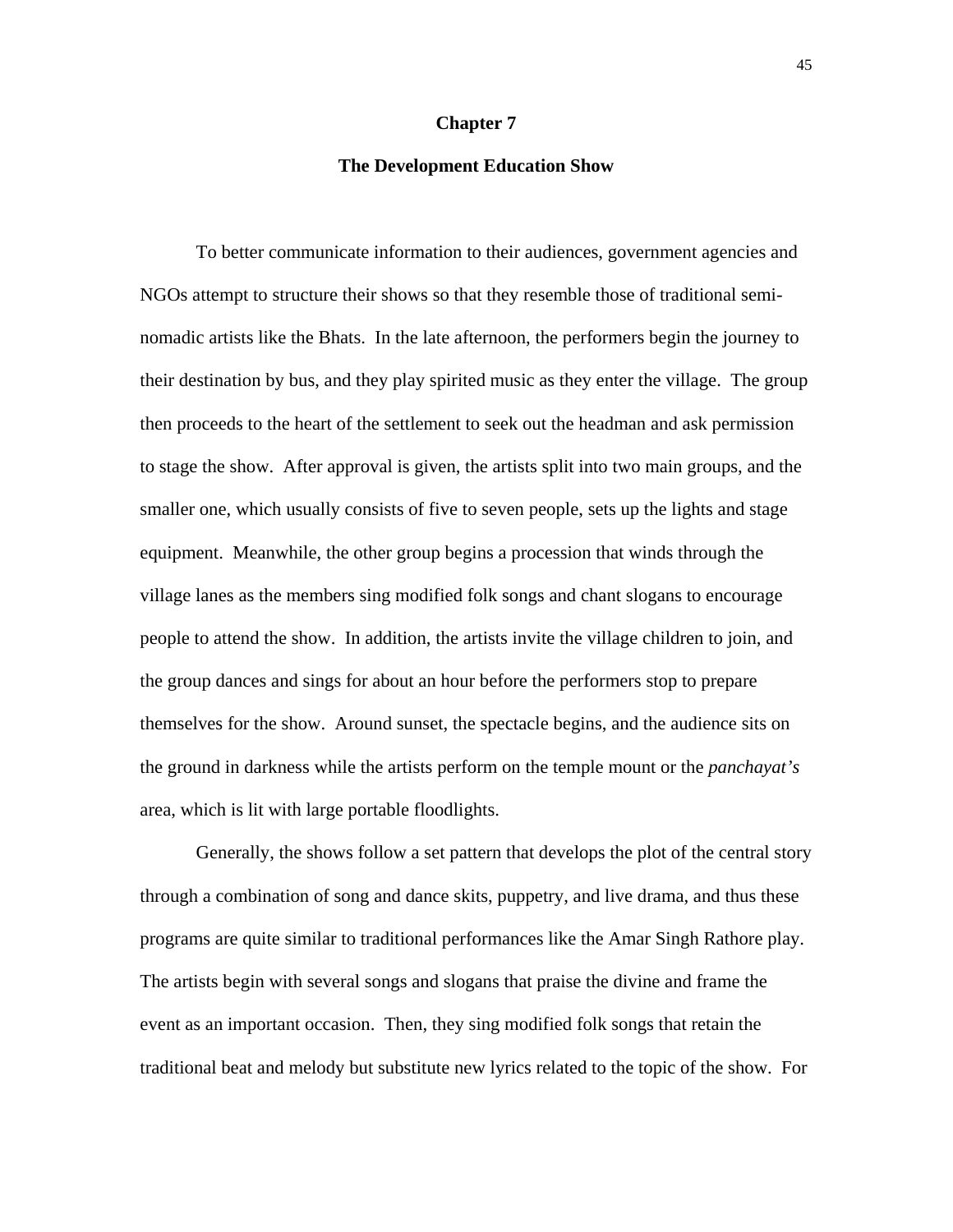# Chapter 7

## The Development Education Show

To better communicate information to their audiences, government agencies and NGOs attempt to structure their shows so that they resemble those of traditional semi-nomadic artists like the Bhats. In the late afternoon, the performers begin the journey to their destination by bus, and they play spirited music as they enter the village. The group then proceeds to the heart of the settlement to seek out the headman and ask permission to stage the show. After approval is given, the artists split into two main groups, and the smaller one, which usually consists of five to seven people, sets up the lights and stage equipment. Meanwhile, the other group begins a procession that winds through the village lanes as the members sing modified folk songs and chant slogans to encourage people to attend the show. In addition, the artists invite the village children to join, and the group dances and sings for about an hour before the performers stop to prepare themselves for the show. Around sunset, the spectacle begins, and the audience sits on the ground in darkness while the artists perform on the temple mount or the *panchayat's* area, which is lit with large portable floodlights.

Generally, the shows follow a set pattern that develops the plot of the central story through a combination of song and dance skits, puppetry, and live drama, and thus these programs are quite similar to traditional performances like the Amar Singh Rathore play. The artists begin with several songs and slogans that praise the divine and frame the event as an important occasion. Then, they sing modified folk songs that retain the traditional beat and melody but substitute new lyrics related to the topic of the show. For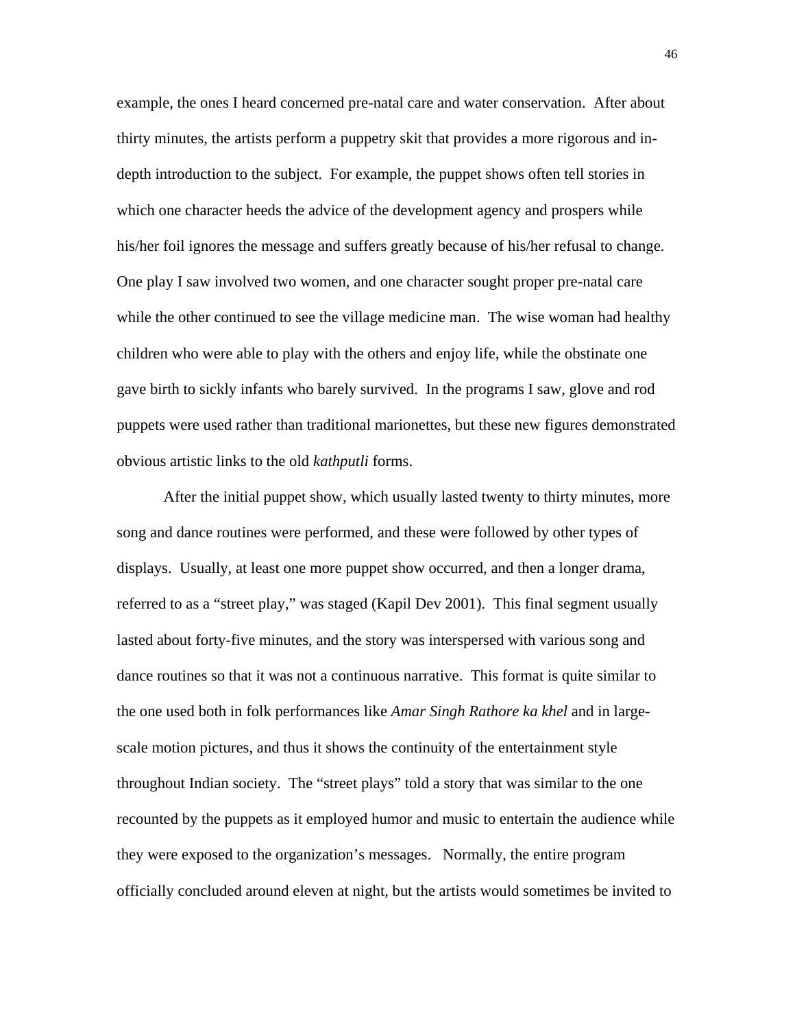example, the ones I heard concerned pre-natal care and water conservation. After about thirty minutes, the artists perform a puppetry skit that provides a more rigorous and in-depth introduction to the subject. For example, the puppet shows often tell stories in which one character heeds the advice of the development agency and prospers while his/her foil ignores the message and suffers greatly because of his/her refusal to change. One play I saw involved two women, and one character sought proper pre-natal care while the other continued to see the village medicine man. The wise woman had healthy children who were able to play with the others and enjoy life, while the obstinate one gave birth to sickly infants who barely survived. In the programs I saw, glove and rod puppets were used rather than traditional marionettes, but these new figures demonstrated obvious artistic links to the old *kathputli* forms.

After the initial puppet show, which usually lasted twenty to thirty minutes, more song and dance routines were performed, and these were followed by other types of displays. Usually, at least one more puppet show occurred, and then a longer drama, referred to as a "street play," was staged (Kapil Dev 2001). This final segment usually lasted about forty-five minutes, and the story was interspersed with various song and dance routines so that it was not a continuous narrative. This format is quite similar to the one used both in folk performances like *Amar Singh Rathore ka khel* and in large-scale motion pictures, and thus it shows the continuity of the entertainment style throughout Indian society. The "street plays" told a story that was similar to the one recounted by the puppets as it employed humor and music to entertain the audience while they were exposed to the organization's messages. Normally, the entire program officially concluded around eleven at night, but the artists would sometimes be invited to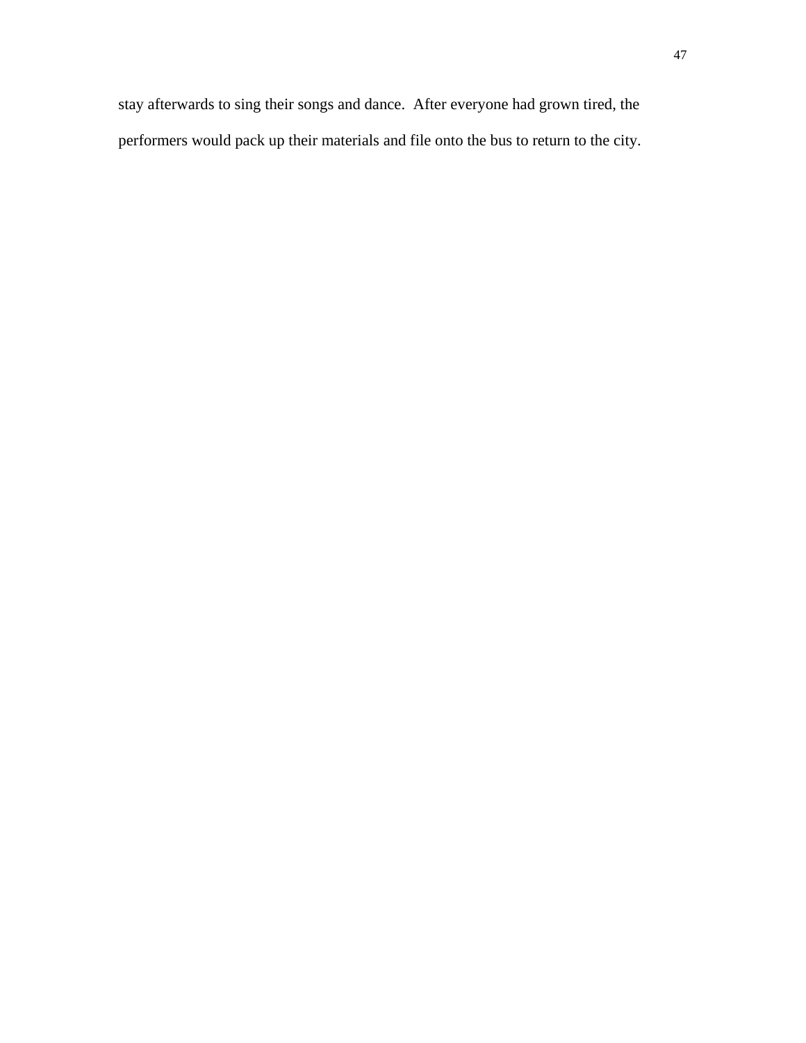stay afterwards to sing their songs and dance. After everyone had grown tired, the performers would pack up their materials and file onto the bus to return to the city.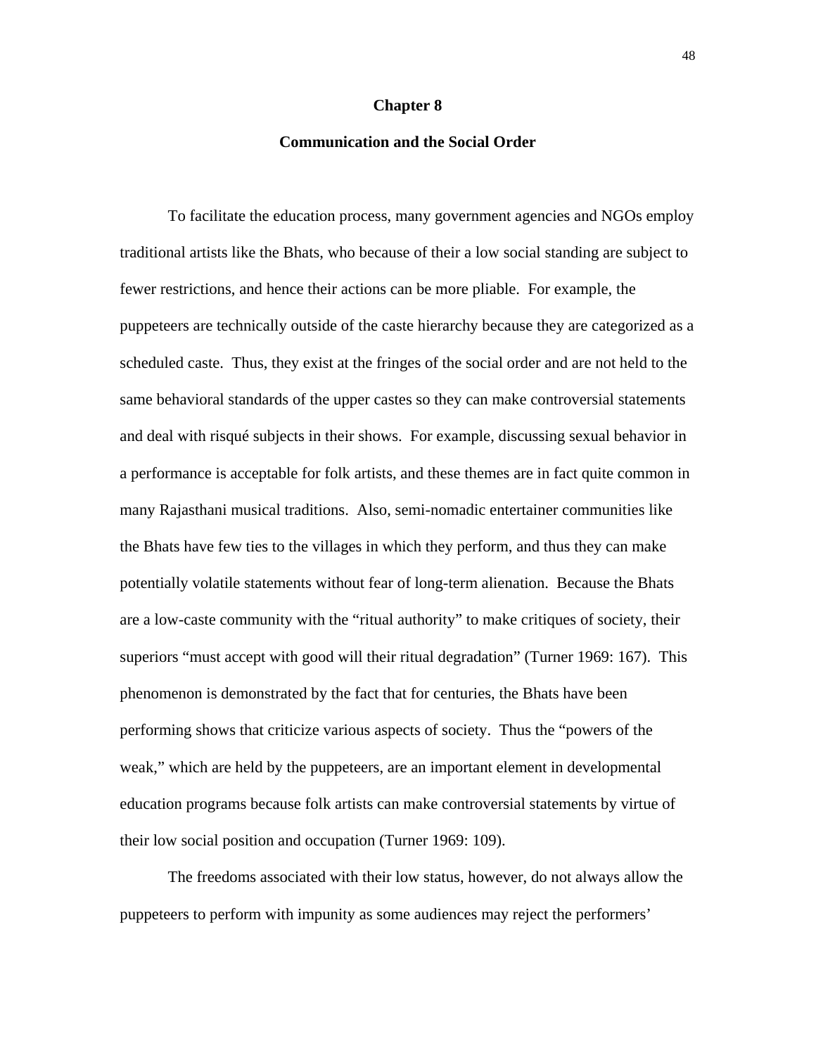# Chapter 8

## Communication and the Social Order

To facilitate the education process, many government agencies and NGOs employ traditional artists like the Bhats, who because of their a low social standing are subject to fewer restrictions, and hence their actions can be more pliable. For example, the puppeteers are technically outside of the caste hierarchy because they are categorized as a scheduled caste. Thus, they exist at the fringes of the social order and are not held to the same behavioral standards of the upper castes so they can make controversial statements and deal with risqué subjects in their shows. For example, discussing sexual behavior in a performance is acceptable for folk artists, and these themes are in fact quite common in many Rajasthani musical traditions. Also, semi-nomadic entertainer communities like the Bhats have few ties to the villages in which they perform, and thus they can make potentially volatile statements without fear of long-term alienation. Because the Bhats are a low-caste community with the "ritual authority" to make critiques of society, their superiors "must accept with good will their ritual degradation" (Turner 1969: 167). This phenomenon is demonstrated by the fact that for centuries, the Bhats have been performing shows that criticize various aspects of society. Thus the "powers of the weak," which are held by the puppeteers, are an important element in developmental education programs because folk artists can make controversial statements by virtue of their low social position and occupation (Turner 1969: 109).

The freedoms associated with their low status, however, do not always allow the puppeteers to perform with impunity as some audiences may reject the performers'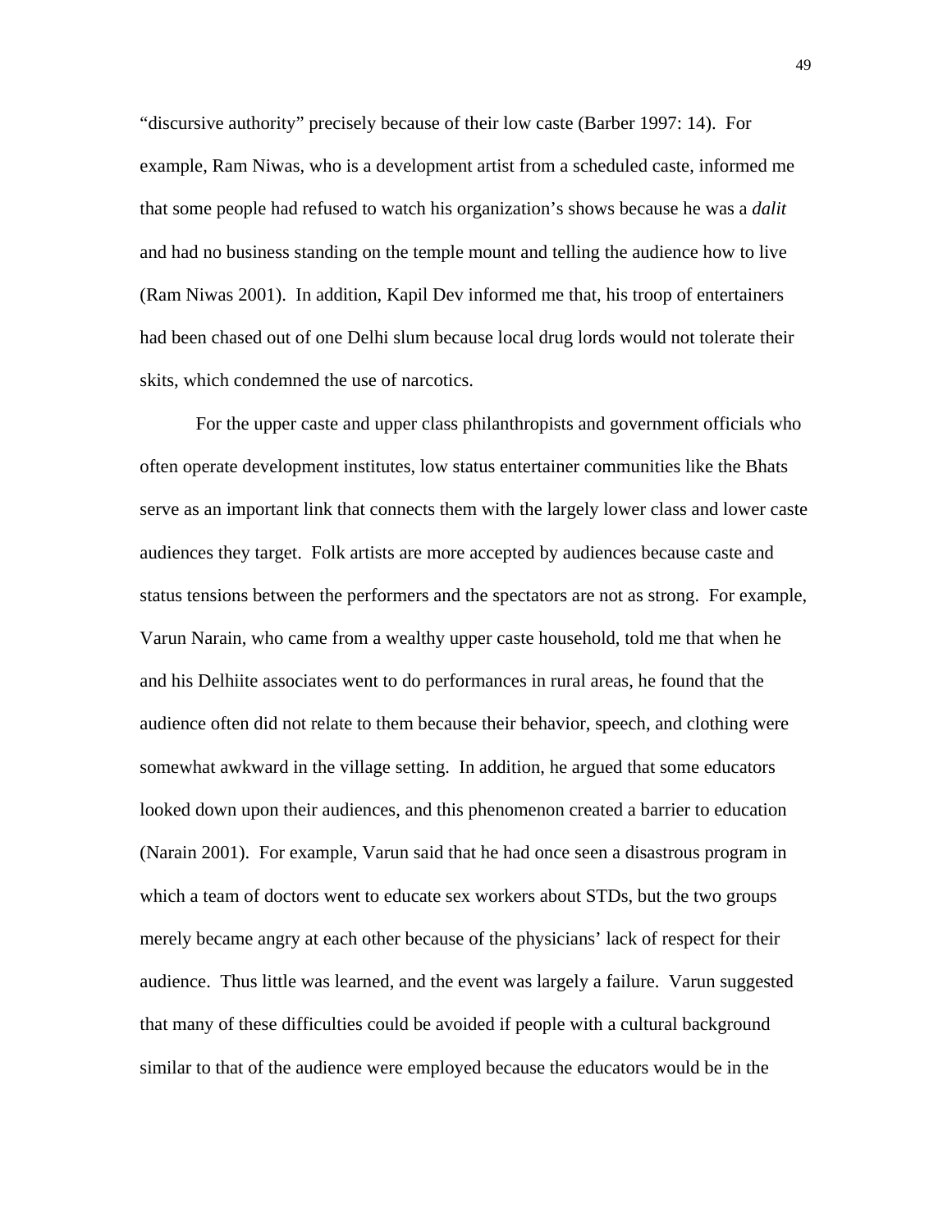"discursive authority" precisely because of their low caste (Barber 1997: 14). For example, Ram Niwas, who is a development artist from a scheduled caste, informed me that some people had refused to watch his organization's shows because he was a *dalit* and had no business standing on the temple mount and telling the audience how to live (Ram Niwas 2001). In addition, Kapil Dev informed me that, his troop of entertainers had been chased out of one Delhi slum because local drug lords would not tolerate their skits, which condemned the use of narcotics.

For the upper caste and upper class philanthropists and government officials who often operate development institutes, low status entertainer communities like the Bhats serve as an important link that connects them with the largely lower class and lower caste audiences they target. Folk artists are more accepted by audiences because caste and status tensions between the performers and the spectators are not as strong. For example, Varun Narain, who came from a wealthy upper caste household, told me that when he and his Delhiite associates went to do performances in rural areas, he found that the audience often did not relate to them because their behavior, speech, and clothing were somewhat awkward in the village setting. In addition, he argued that some educators looked down upon their audiences, and this phenomenon created a barrier to education (Narain 2001). For example, Varun said that he had once seen a disastrous program in which a team of doctors went to educate sex workers about STDs, but the two groups merely became angry at each other because of the physicians' lack of respect for their audience. Thus little was learned, and the event was largely a failure. Varun suggested that many of these difficulties could be avoided if people with a cultural background similar to that of the audience were employed because the educators would be in the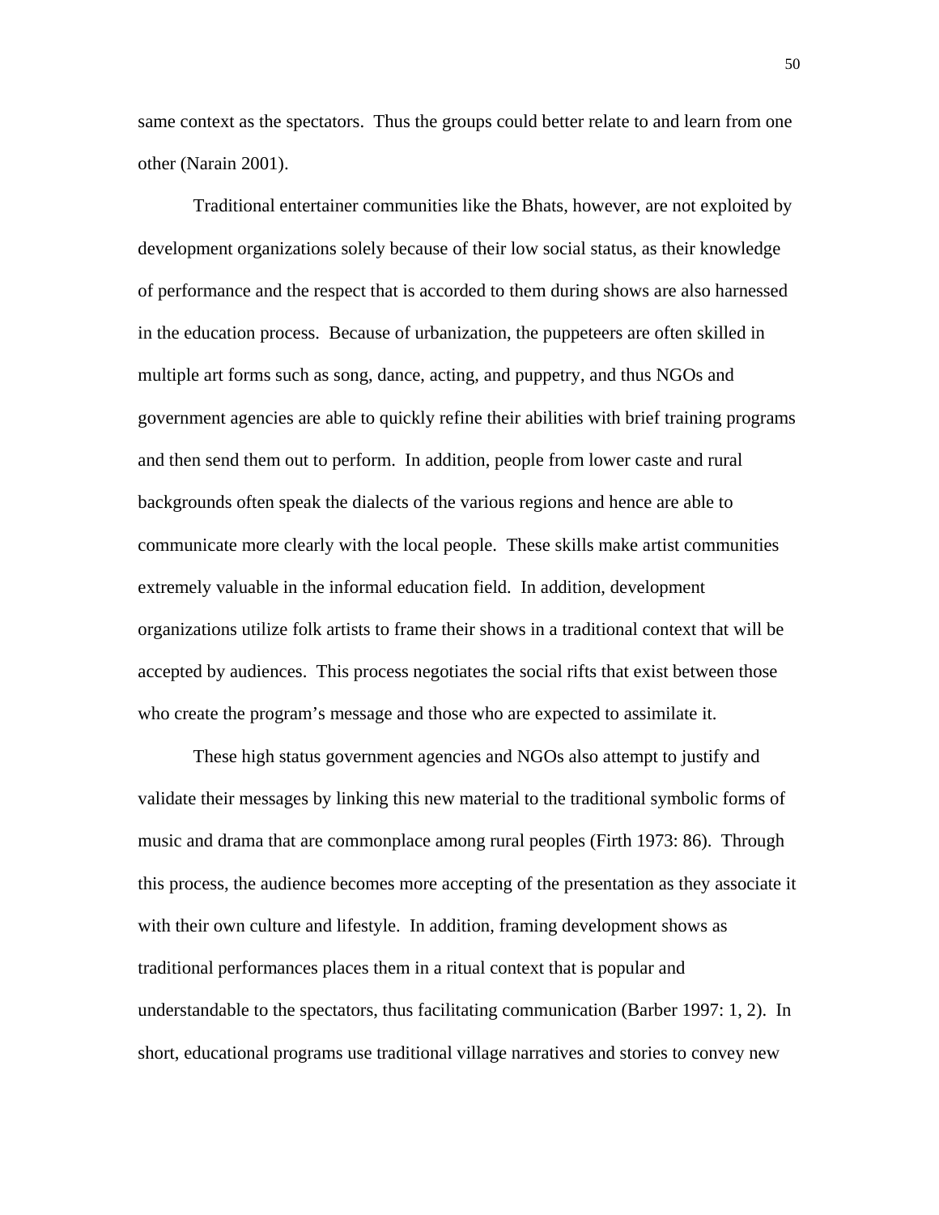same context as the spectators. Thus the groups could better relate to and learn from one other (Narain 2001).

Traditional entertainer communities like the Bhats, however, are not exploited by development organizations solely because of their low social status, as their knowledge of performance and the respect that is accorded to them during shows are also harnessed in the education process. Because of urbanization, the puppeteers are often skilled in multiple art forms such as song, dance, acting, and puppetry, and thus NGOs and government agencies are able to quickly refine their abilities with brief training programs and then send them out to perform. In addition, people from lower caste and rural backgrounds often speak the dialects of the various regions and hence are able to communicate more clearly with the local people. These skills make artist communities extremely valuable in the informal education field. In addition, development organizations utilize folk artists to frame their shows in a traditional context that will be accepted by audiences. This process negotiates the social rifts that exist between those who create the program's message and those who are expected to assimilate it.

These high status government agencies and NGOs also attempt to justify and validate their messages by linking this new material to the traditional symbolic forms of music and drama that are commonplace among rural peoples (Firth 1973: 86). Through this process, the audience becomes more accepting of the presentation as they associate it with their own culture and lifestyle. In addition, framing development shows as traditional performances places them in a ritual context that is popular and understandable to the spectators, thus facilitating communication (Barber 1997: 1, 2). In short, educational programs use traditional village narratives and stories to convey new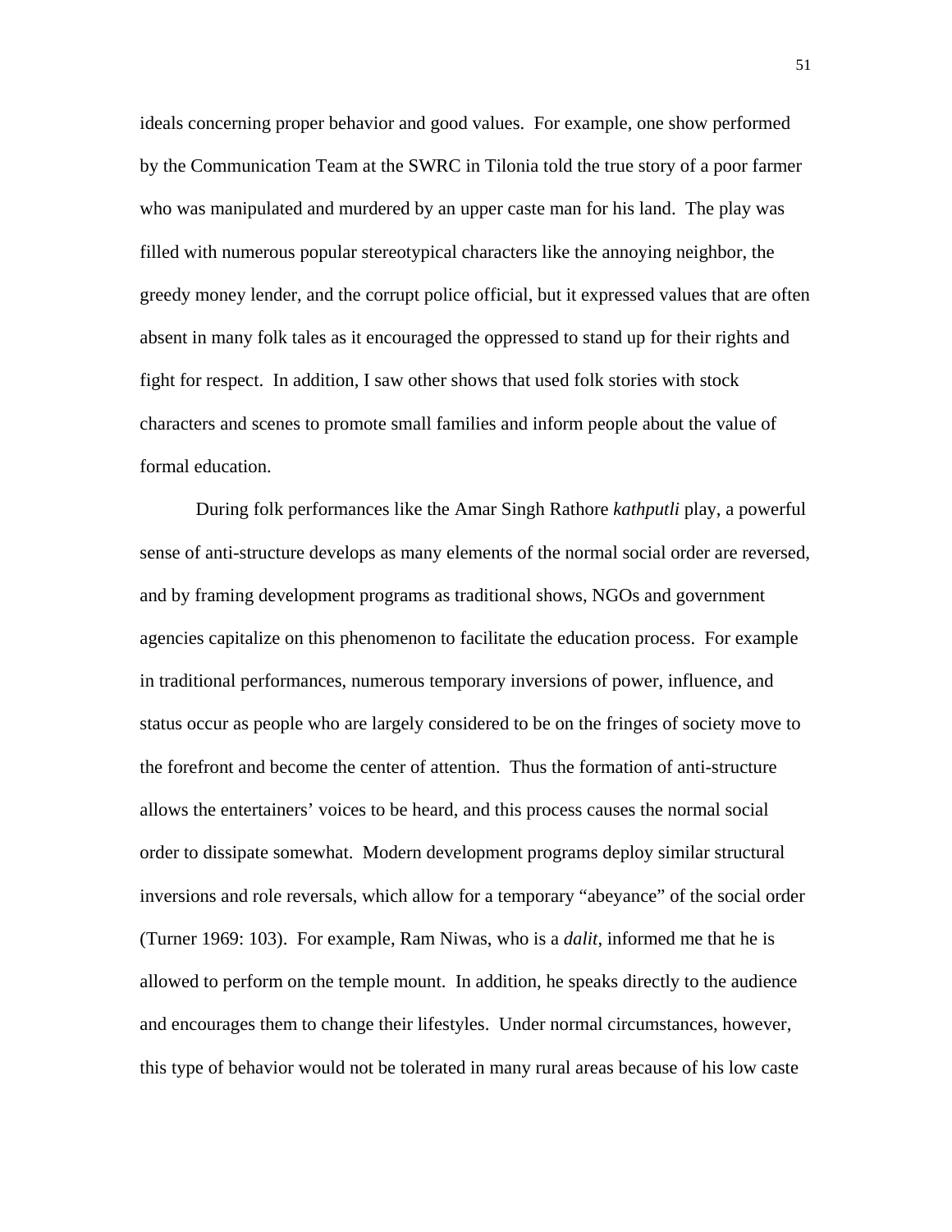ideals concerning proper behavior and good values. For example, one show performed by the Communication Team at the SWRC in Tilonia told the true story of a poor farmer who was manipulated and murdered by an upper caste man for his land. The play was filled with numerous popular stereotypical characters like the annoying neighbor, the greedy money lender, and the corrupt police official, but it expressed values that are often absent in many folk tales as it encouraged the oppressed to stand up for their rights and fight for respect. In addition, I saw other shows that used folk stories with stock characters and scenes to promote small families and inform people about the value of formal education.

During folk performances like the Amar Singh Rathore *kathputli* play, a powerful sense of anti-structure develops as many elements of the normal social order are reversed, and by framing development programs as traditional shows, NGOs and government agencies capitalize on this phenomenon to facilitate the education process. For example in traditional performances, numerous temporary inversions of power, influence, and status occur as people who are largely considered to be on the fringes of society move to the forefront and become the center of attention. Thus the formation of anti-structure allows the entertainers' voices to be heard, and this process causes the normal social order to dissipate somewhat. Modern development programs deploy similar structural inversions and role reversals, which allow for a temporary "abeyance" of the social order (Turner 1969: 103). For example, Ram Niwas, who is a *dalit*, informed me that he is allowed to perform on the temple mount. In addition, he speaks directly to the audience and encourages them to change their lifestyles. Under normal circumstances, however, this type of behavior would not be tolerated in many rural areas because of his low caste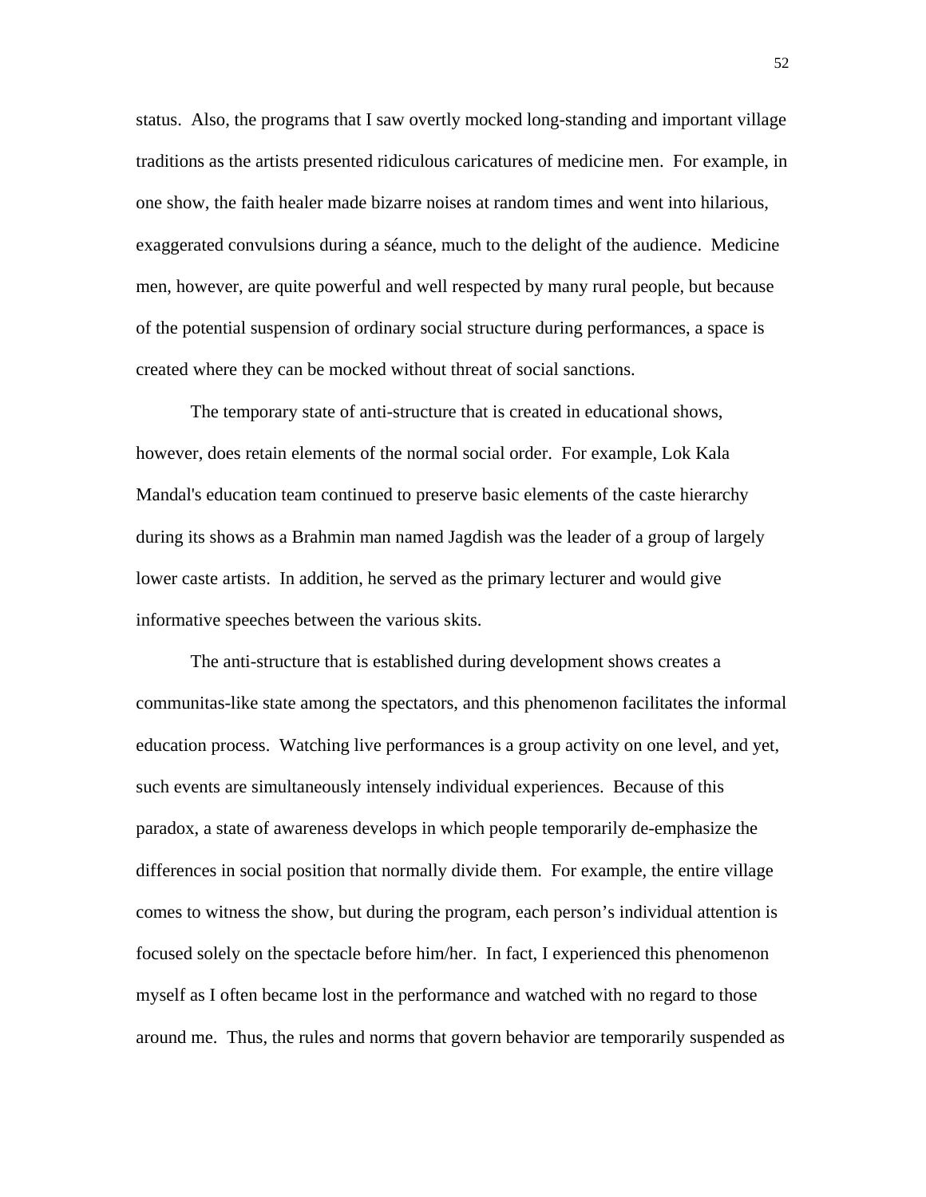status.  Also, the programs that I saw overtly mocked long-standing and important village traditions as the artists presented ridiculous caricatures of medicine men.  For example, in one show, the faith healer made bizarre noises at random times and went into hilarious, exaggerated convulsions during a séance, much to the delight of the audience.  Medicine men, however, are quite powerful and well respected by many rural people, but because of the potential suspension of ordinary social structure during performances, a space is created where they can be mocked without threat of social sanctions.

The temporary state of anti-structure that is created in educational shows, however, does retain elements of the normal social order.  For example, Lok Kala Mandal's education team continued to preserve basic elements of the caste hierarchy during its shows as a Brahmin man named Jagdish was the leader of a group of largely lower caste artists.  In addition, he served as the primary lecturer and would give informative speeches between the various skits.

The anti-structure that is established during development shows creates a communitas-like state among the spectators, and this phenomenon facilitates the informal education process.  Watching live performances is a group activity on one level, and yet, such events are simultaneously intensely individual experiences.  Because of this paradox, a state of awareness develops in which people temporarily de-emphasize the differences in social position that normally divide them.  For example, the entire village comes to witness the show, but during the program, each person's individual attention is focused solely on the spectacle before him/her.  In fact, I experienced this phenomenon myself as I often became lost in the performance and watched with no regard to those around me.  Thus, the rules and norms that govern behavior are temporarily suspended as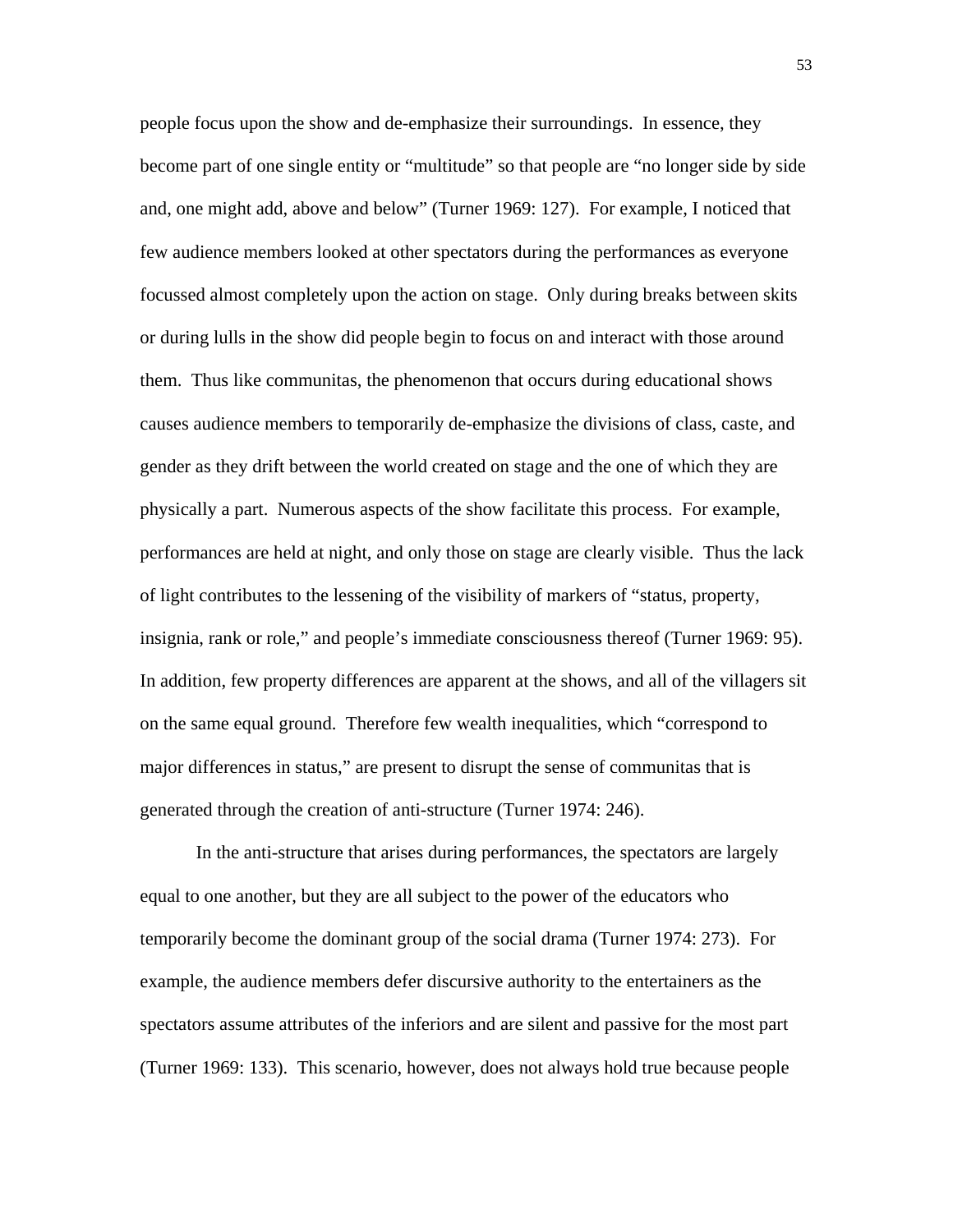people focus upon the show and de-emphasize their surroundings. In essence, they become part of one single entity or "multitude" so that people are "no longer side by side and, one might add, above and below" (Turner 1969: 127). For example, I noticed that few audience members looked at other spectators during the performances as everyone focussed almost completely upon the action on stage. Only during breaks between skits or during lulls in the show did people begin to focus on and interact with those around them. Thus like communitas, the phenomenon that occurs during educational shows causes audience members to temporarily de-emphasize the divisions of class, caste, and gender as they drift between the world created on stage and the one of which they are physically a part. Numerous aspects of the show facilitate this process. For example, performances are held at night, and only those on stage are clearly visible. Thus the lack of light contributes to the lessening of the visibility of markers of "status, property, insignia, rank or role," and people's immediate consciousness thereof (Turner 1969: 95). In addition, few property differences are apparent at the shows, and all of the villagers sit on the same equal ground. Therefore few wealth inequalities, which "correspond to major differences in status," are present to disrupt the sense of communitas that is generated through the creation of anti-structure (Turner 1974: 246).

In the anti-structure that arises during performances, the spectators are largely equal to one another, but they are all subject to the power of the educators who temporarily become the dominant group of the social drama (Turner 1974: 273). For example, the audience members defer discursive authority to the entertainers as the spectators assume attributes of the inferiors and are silent and passive for the most part (Turner 1969: 133). This scenario, however, does not always hold true because people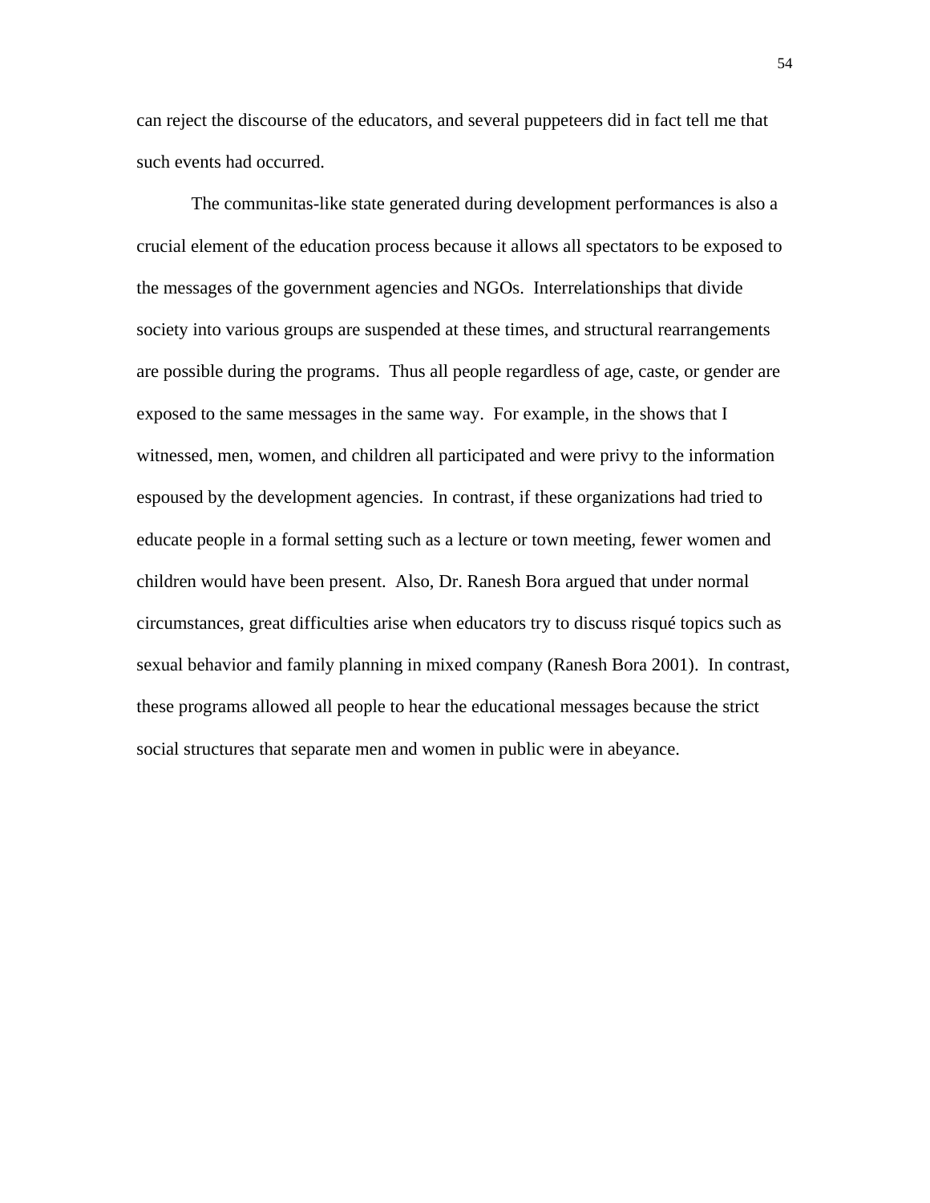can reject the discourse of the educators, and several puppeteers did in fact tell me that such events had occurred.

The communitas-like state generated during development performances is also a crucial element of the education process because it allows all spectators to be exposed to the messages of the government agencies and NGOs.  Interrelationships that divide society into various groups are suspended at these times, and structural rearrangements are possible during the programs.  Thus all people regardless of age, caste, or gender are exposed to the same messages in the same way.  For example, in the shows that I witnessed, men, women, and children all participated and were privy to the information espoused by the development agencies.  In contrast, if these organizations had tried to educate people in a formal setting such as a lecture or town meeting, fewer women and children would have been present.  Also, Dr. Ranesh Bora argued that under normal circumstances, great difficulties arise when educators try to discuss risqué topics such as sexual behavior and family planning in mixed company (Ranesh Bora 2001).  In contrast, these programs allowed all people to hear the educational messages because the strict social structures that separate men and women in public were in abeyance.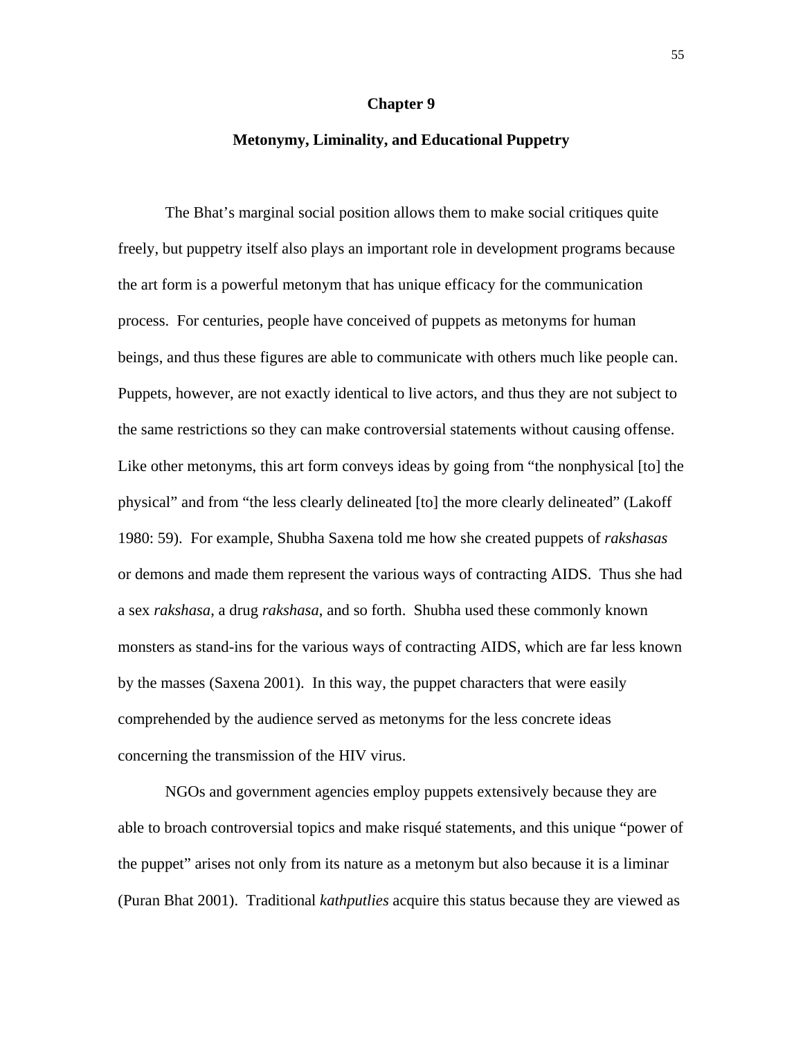# Chapter 9

## Metonymy, Liminality, and Educational Puppetry

The Bhat's marginal social position allows them to make social critiques quite freely, but puppetry itself also plays an important role in development programs because the art form is a powerful metonym that has unique efficacy for the communication process. For centuries, people have conceived of puppets as metonyms for human beings, and thus these figures are able to communicate with others much like people can. Puppets, however, are not exactly identical to live actors, and thus they are not subject to the same restrictions so they can make controversial statements without causing offense. Like other metonyms, this art form conveys ideas by going from "the nonphysical [to] the physical" and from "the less clearly delineated [to] the more clearly delineated" (Lakoff 1980: 59). For example, Shubha Saxena told me how she created puppets of *rakshasas* or demons and made them represent the various ways of contracting AIDS. Thus she had a sex *rakshasa*, a drug *rakshasa*, and so forth. Shubha used these commonly known monsters as stand-ins for the various ways of contracting AIDS, which are far less known by the masses (Saxena 2001). In this way, the puppet characters that were easily comprehended by the audience served as metonyms for the less concrete ideas concerning the transmission of the HIV virus.

NGOs and government agencies employ puppets extensively because they are able to broach controversial topics and make risqué statements, and this unique "power of the puppet" arises not only from its nature as a metonym but also because it is a liminar (Puran Bhat 2001). Traditional *kathputlies* acquire this status because they are viewed as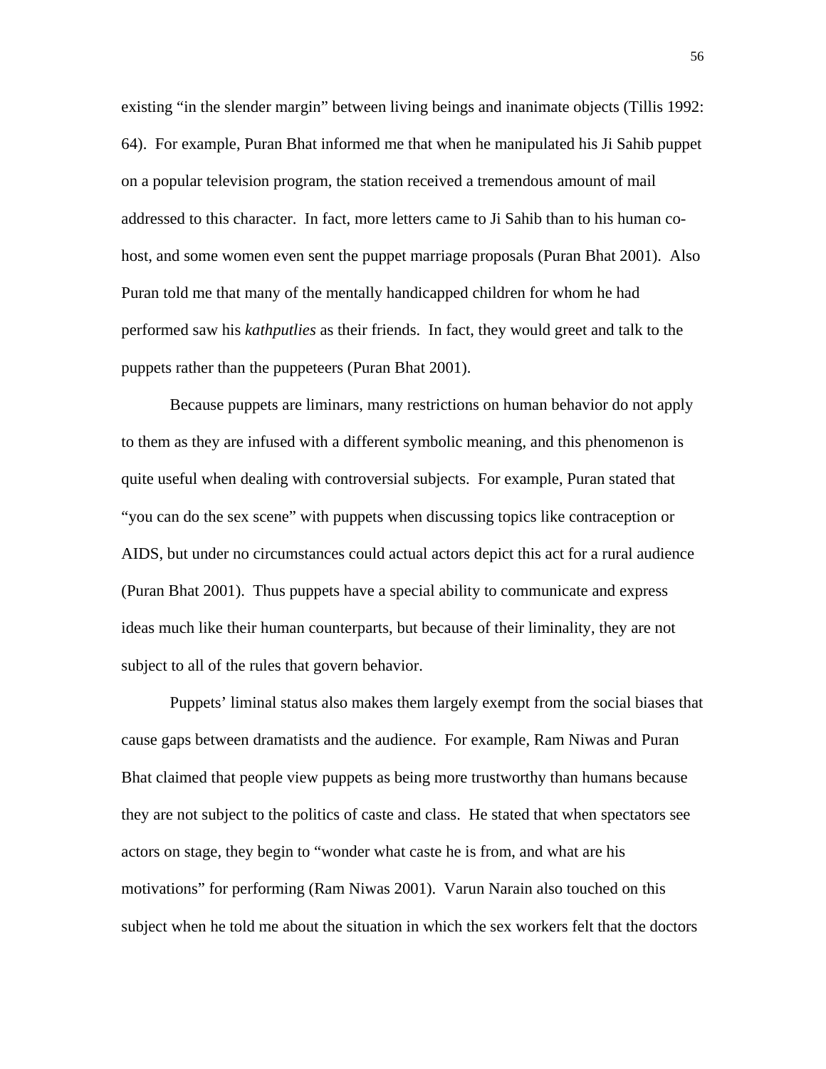existing "in the slender margin" between living beings and inanimate objects (Tillis 1992: 64). For example, Puran Bhat informed me that when he manipulated his Ji Sahib puppet on a popular television program, the station received a tremendous amount of mail addressed to this character. In fact, more letters came to Ji Sahib than to his human co-host, and some women even sent the puppet marriage proposals (Puran Bhat 2001). Also Puran told me that many of the mentally handicapped children for whom he had performed saw his *kathputlies* as their friends. In fact, they would greet and talk to the puppets rather than the puppeteers (Puran Bhat 2001).

Because puppets are liminars, many restrictions on human behavior do not apply to them as they are infused with a different symbolic meaning, and this phenomenon is quite useful when dealing with controversial subjects. For example, Puran stated that "you can do the sex scene" with puppets when discussing topics like contraception or AIDS, but under no circumstances could actual actors depict this act for a rural audience (Puran Bhat 2001). Thus puppets have a special ability to communicate and express ideas much like their human counterparts, but because of their liminality, they are not subject to all of the rules that govern behavior.

Puppets' liminal status also makes them largely exempt from the social biases that cause gaps between dramatists and the audience. For example, Ram Niwas and Puran Bhat claimed that people view puppets as being more trustworthy than humans because they are not subject to the politics of caste and class. He stated that when spectators see actors on stage, they begin to "wonder what caste he is from, and what are his motivations" for performing (Ram Niwas 2001). Varun Narain also touched on this subject when he told me about the situation in which the sex workers felt that the doctors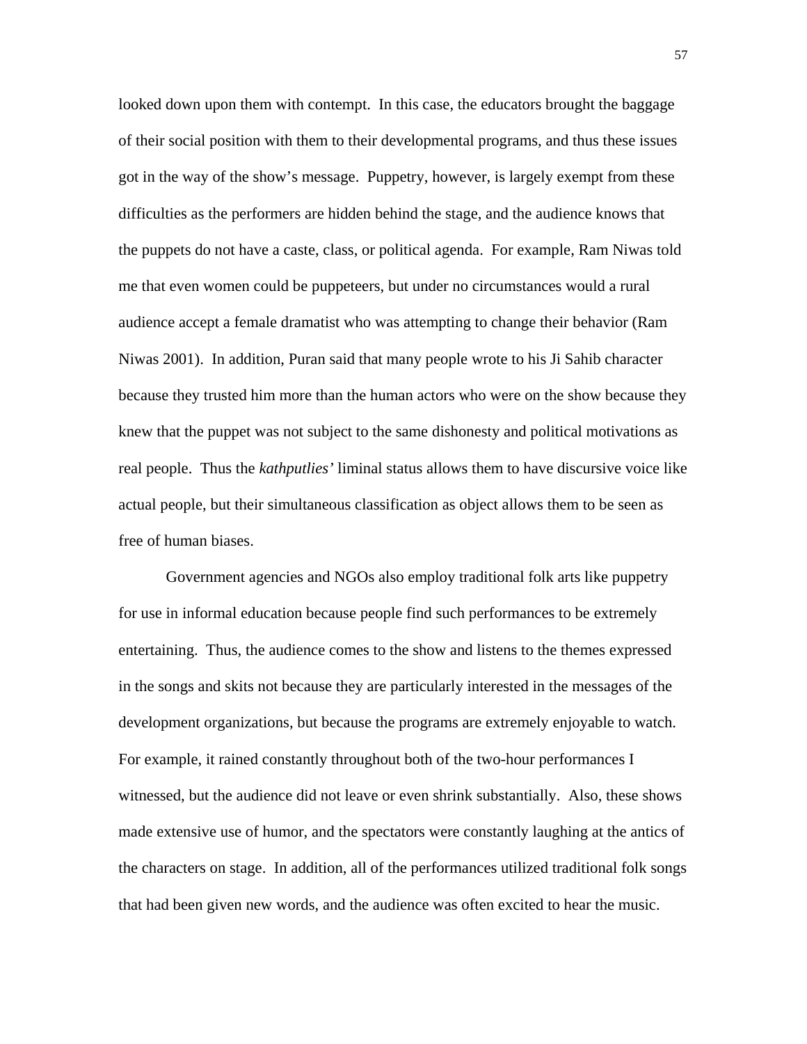looked down upon them with contempt. In this case, the educators brought the baggage of their social position with them to their developmental programs, and thus these issues got in the way of the show's message. Puppetry, however, is largely exempt from these difficulties as the performers are hidden behind the stage, and the audience knows that the puppets do not have a caste, class, or political agenda. For example, Ram Niwas told me that even women could be puppeteers, but under no circumstances would a rural audience accept a female dramatist who was attempting to change their behavior (Ram Niwas 2001). In addition, Puran said that many people wrote to his Ji Sahib character because they trusted him more than the human actors who were on the show because they knew that the puppet was not subject to the same dishonesty and political motivations as real people. Thus the *kathputlies'* liminal status allows them to have discursive voice like actual people, but their simultaneous classification as object allows them to be seen as free of human biases.

Government agencies and NGOs also employ traditional folk arts like puppetry for use in informal education because people find such performances to be extremely entertaining. Thus, the audience comes to the show and listens to the themes expressed in the songs and skits not because they are particularly interested in the messages of the development organizations, but because the programs are extremely enjoyable to watch. For example, it rained constantly throughout both of the two-hour performances I witnessed, but the audience did not leave or even shrink substantially. Also, these shows made extensive use of humor, and the spectators were constantly laughing at the antics of the characters on stage. In addition, all of the performances utilized traditional folk songs that had been given new words, and the audience was often excited to hear the music.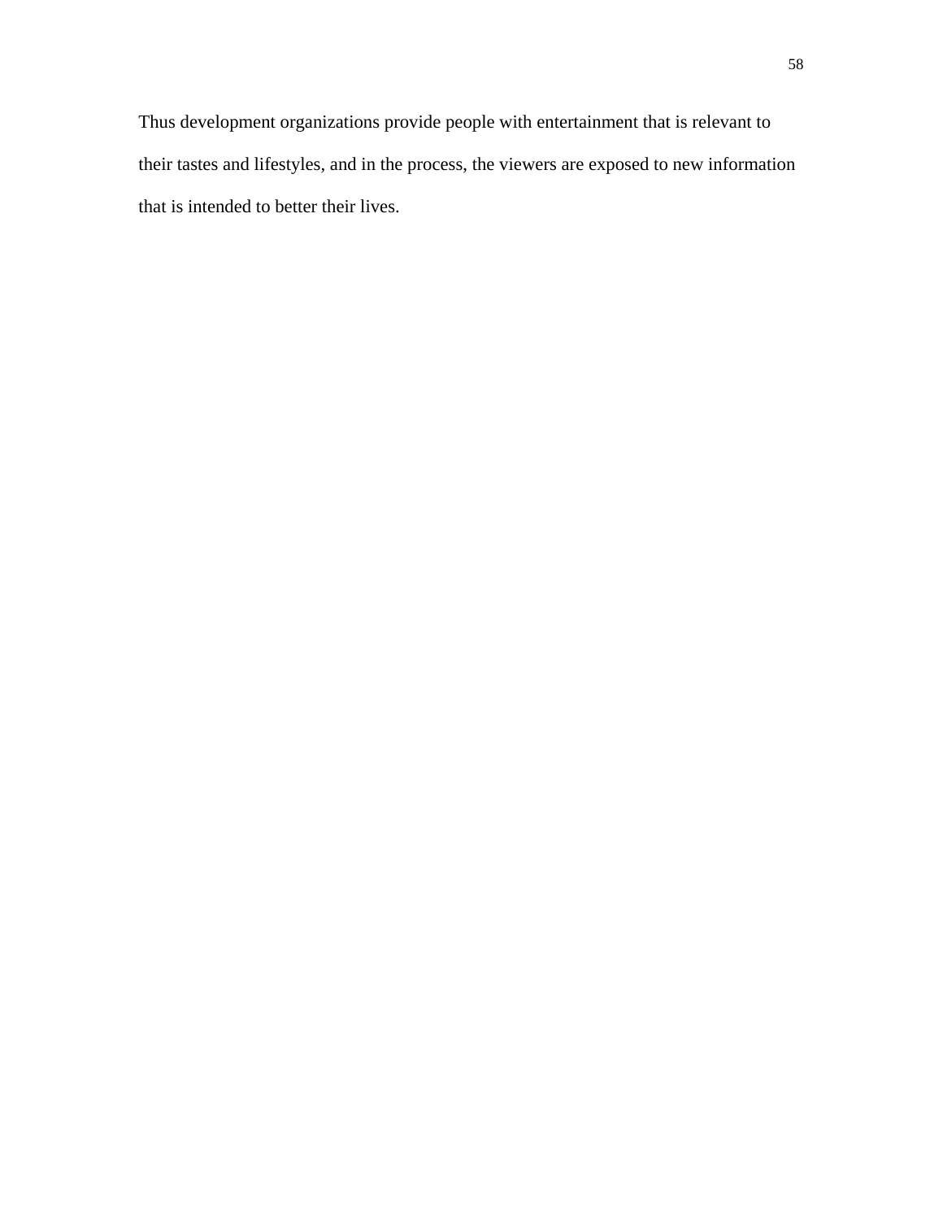Thus development organizations provide people with entertainment that is relevant to their tastes and lifestyles, and in the process, the viewers are exposed to new information that is intended to better their lives.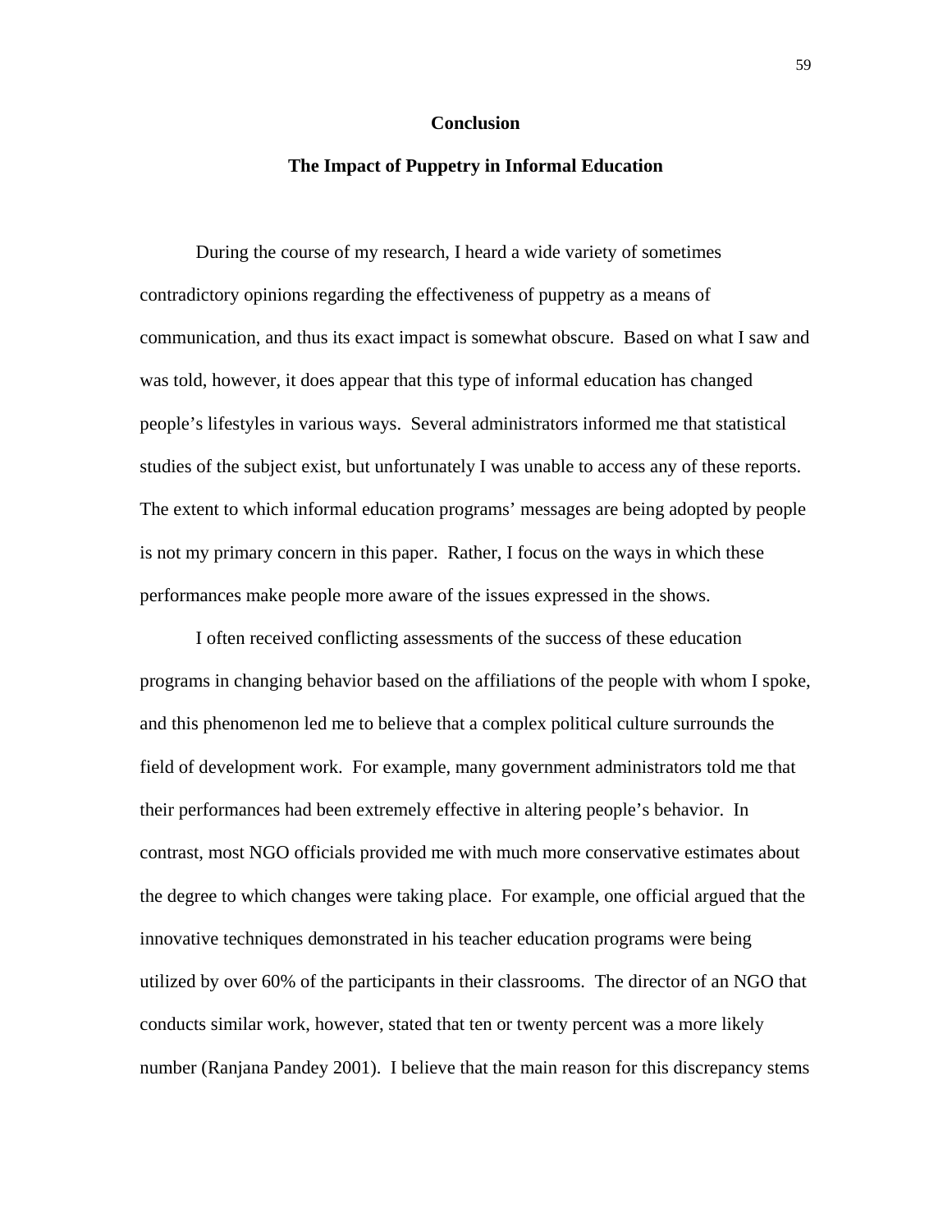## Conclusion

### The Impact of Puppetry in Informal Education

During the course of my research, I heard a wide variety of sometimes contradictory opinions regarding the effectiveness of puppetry as a means of communication, and thus its exact impact is somewhat obscure. Based on what I saw and was told, however, it does appear that this type of informal education has changed people's lifestyles in various ways. Several administrators informed me that statistical studies of the subject exist, but unfortunately I was unable to access any of these reports. The extent to which informal education programs' messages are being adopted by people is not my primary concern in this paper. Rather, I focus on the ways in which these performances make people more aware of the issues expressed in the shows.

I often received conflicting assessments of the success of these education programs in changing behavior based on the affiliations of the people with whom I spoke, and this phenomenon led me to believe that a complex political culture surrounds the field of development work. For example, many government administrators told me that their performances had been extremely effective in altering people's behavior. In contrast, most NGO officials provided me with much more conservative estimates about the degree to which changes were taking place. For example, one official argued that the innovative techniques demonstrated in his teacher education programs were being utilized by over 60% of the participants in their classrooms. The director of an NGO that conducts similar work, however, stated that ten or twenty percent was a more likely number (Ranjana Pandey 2001). I believe that the main reason for this discrepancy stems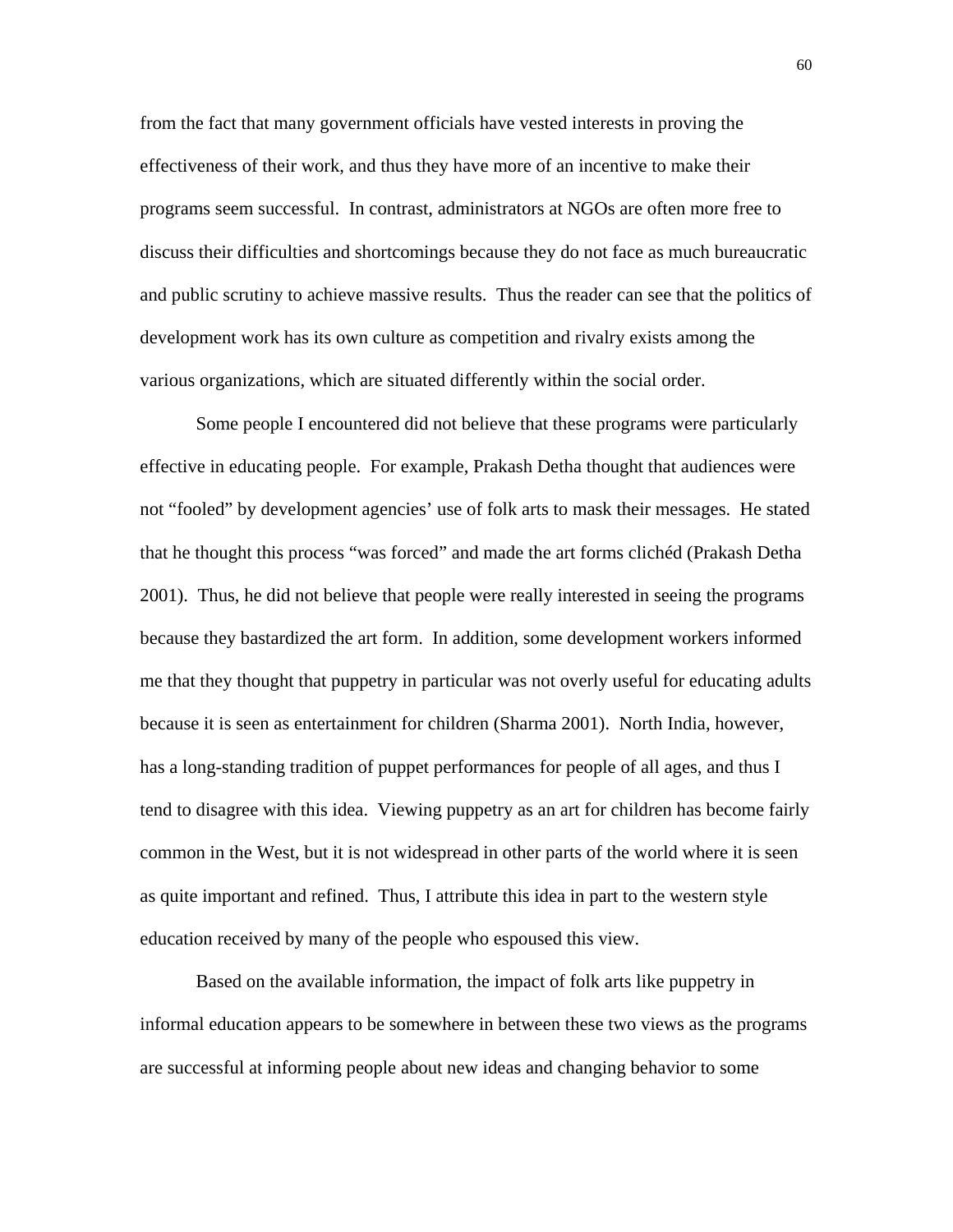from the fact that many government officials have vested interests in proving the effectiveness of their work, and thus they have more of an incentive to make their programs seem successful. In contrast, administrators at NGOs are often more free to discuss their difficulties and shortcomings because they do not face as much bureaucratic and public scrutiny to achieve massive results. Thus the reader can see that the politics of development work has its own culture as competition and rivalry exists among the various organizations, which are situated differently within the social order.

Some people I encountered did not believe that these programs were particularly effective in educating people. For example, Prakash Detha thought that audiences were not "fooled" by development agencies' use of folk arts to mask their messages. He stated that he thought this process "was forced" and made the art forms clichéd (Prakash Detha 2001). Thus, he did not believe that people were really interested in seeing the programs because they bastardized the art form. In addition, some development workers informed me that they thought that puppetry in particular was not overly useful for educating adults because it is seen as entertainment for children (Sharma 2001). North India, however, has a long-standing tradition of puppet performances for people of all ages, and thus I tend to disagree with this idea. Viewing puppetry as an art for children has become fairly common in the West, but it is not widespread in other parts of the world where it is seen as quite important and refined. Thus, I attribute this idea in part to the western style education received by many of the people who espoused this view.

Based on the available information, the impact of folk arts like puppetry in informal education appears to be somewhere in between these two views as the programs are successful at informing people about new ideas and changing behavior to some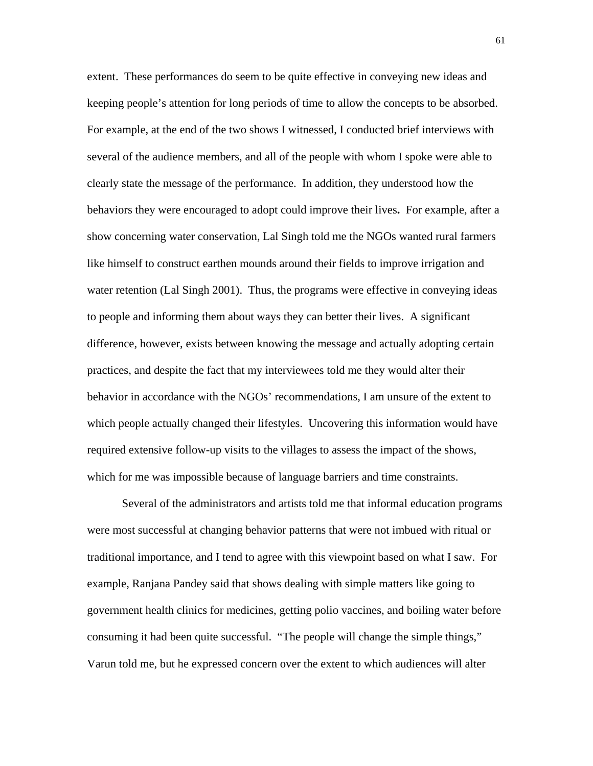extent. These performances do seem to be quite effective in conveying new ideas and keeping people's attention for long periods of time to allow the concepts to be absorbed. For example, at the end of the two shows I witnessed, I conducted brief interviews with several of the audience members, and all of the people with whom I spoke were able to clearly state the message of the performance. In addition, they understood how the behaviors they were encouraged to adopt could improve their lives**.** For example, after a show concerning water conservation, Lal Singh told me the NGOs wanted rural farmers like himself to construct earthen mounds around their fields to improve irrigation and water retention (Lal Singh 2001). Thus, the programs were effective in conveying ideas to people and informing them about ways they can better their lives. A significant difference, however, exists between knowing the message and actually adopting certain practices, and despite the fact that my interviewees told me they would alter their behavior in accordance with the NGOs' recommendations, I am unsure of the extent to which people actually changed their lifestyles. Uncovering this information would have required extensive follow-up visits to the villages to assess the impact of the shows, which for me was impossible because of language barriers and time constraints.

Several of the administrators and artists told me that informal education programs were most successful at changing behavior patterns that were not imbued with ritual or traditional importance, and I tend to agree with this viewpoint based on what I saw. For example, Ranjana Pandey said that shows dealing with simple matters like going to government health clinics for medicines, getting polio vaccines, and boiling water before consuming it had been quite successful. "The people will change the simple things," Varun told me, but he expressed concern over the extent to which audiences will alter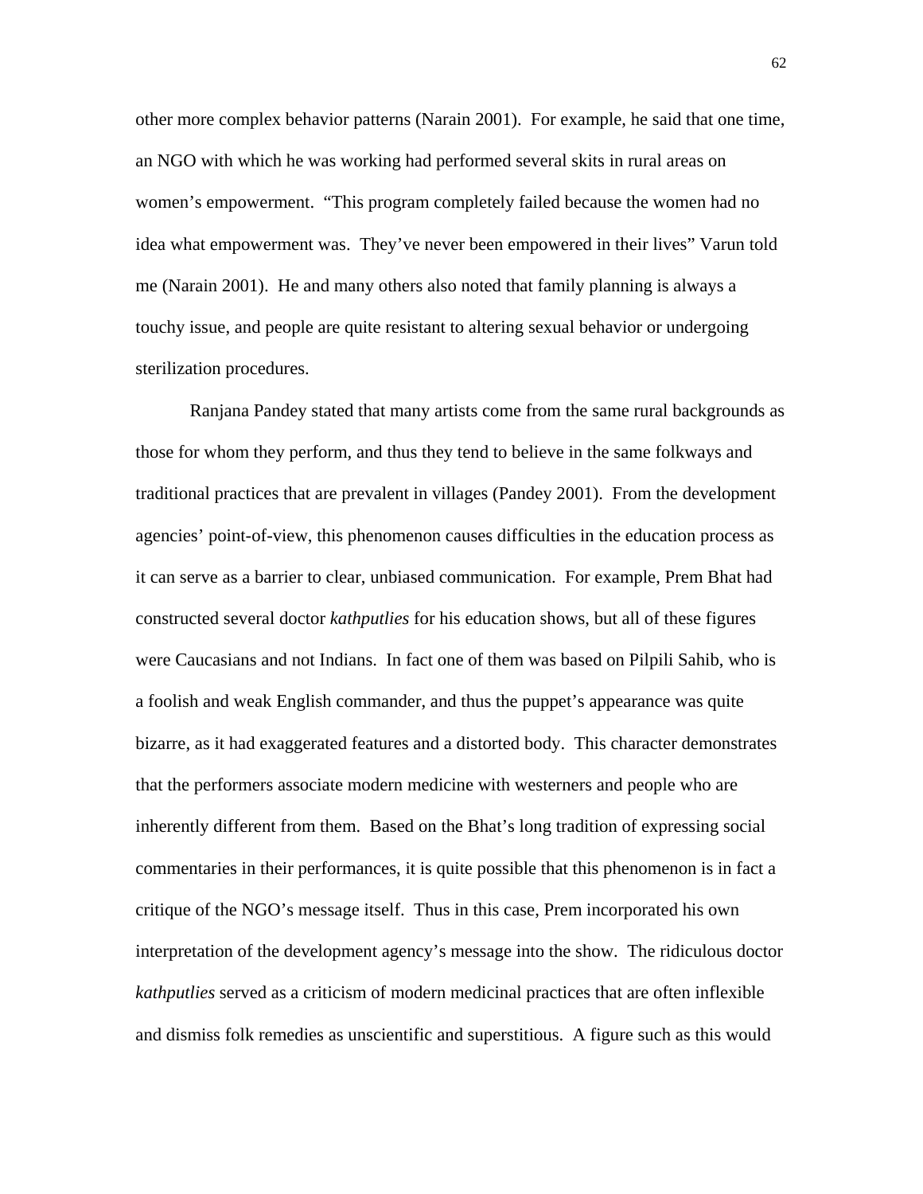other more complex behavior patterns (Narain 2001). For example, he said that one time, an NGO with which he was working had performed several skits in rural areas on women's empowerment. "This program completely failed because the women had no idea what empowerment was. They've never been empowered in their lives" Varun told me (Narain 2001). He and many others also noted that family planning is always a touchy issue, and people are quite resistant to altering sexual behavior or undergoing sterilization procedures.

Ranjana Pandey stated that many artists come from the same rural backgrounds as those for whom they perform, and thus they tend to believe in the same folkways and traditional practices that are prevalent in villages (Pandey 2001). From the development agencies' point-of-view, this phenomenon causes difficulties in the education process as it can serve as a barrier to clear, unbiased communication. For example, Prem Bhat had constructed several doctor *kathputlies* for his education shows, but all of these figures were Caucasians and not Indians. In fact one of them was based on Pilpili Sahib, who is a foolish and weak English commander, and thus the puppet's appearance was quite bizarre, as it had exaggerated features and a distorted body. This character demonstrates that the performers associate modern medicine with westerners and people who are inherently different from them. Based on the Bhat's long tradition of expressing social commentaries in their performances, it is quite possible that this phenomenon is in fact a critique of the NGO's message itself. Thus in this case, Prem incorporated his own interpretation of the development agency's message into the show. The ridiculous doctor *kathputlies* served as a criticism of modern medicinal practices that are often inflexible and dismiss folk remedies as unscientific and superstitious. A figure such as this would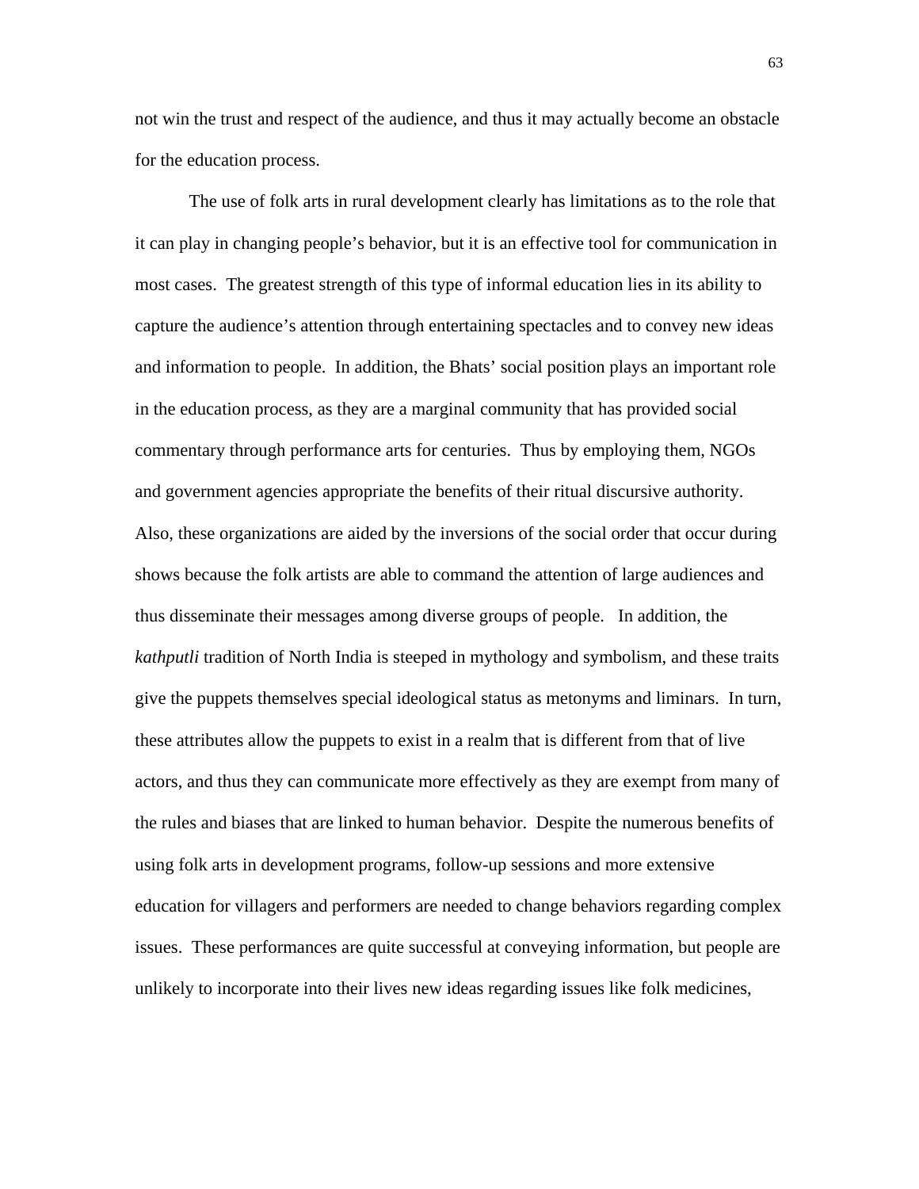not win the trust and respect of the audience, and thus it may actually become an obstacle for the education process.

The use of folk arts in rural development clearly has limitations as to the role that it can play in changing people's behavior, but it is an effective tool for communication in most cases. The greatest strength of this type of informal education lies in its ability to capture the audience's attention through entertaining spectacles and to convey new ideas and information to people. In addition, the Bhats' social position plays an important role in the education process, as they are a marginal community that has provided social commentary through performance arts for centuries. Thus by employing them, NGOs and government agencies appropriate the benefits of their ritual discursive authority. Also, these organizations are aided by the inversions of the social order that occur during shows because the folk artists are able to command the attention of large audiences and thus disseminate their messages among diverse groups of people. In addition, the *kathputli* tradition of North India is steeped in mythology and symbolism, and these traits give the puppets themselves special ideological status as metonyms and liminars. In turn, these attributes allow the puppets to exist in a realm that is different from that of live actors, and thus they can communicate more effectively as they are exempt from many of the rules and biases that are linked to human behavior. Despite the numerous benefits of using folk arts in development programs, follow-up sessions and more extensive education for villagers and performers are needed to change behaviors regarding complex issues. These performances are quite successful at conveying information, but people are unlikely to incorporate into their lives new ideas regarding issues like folk medicines,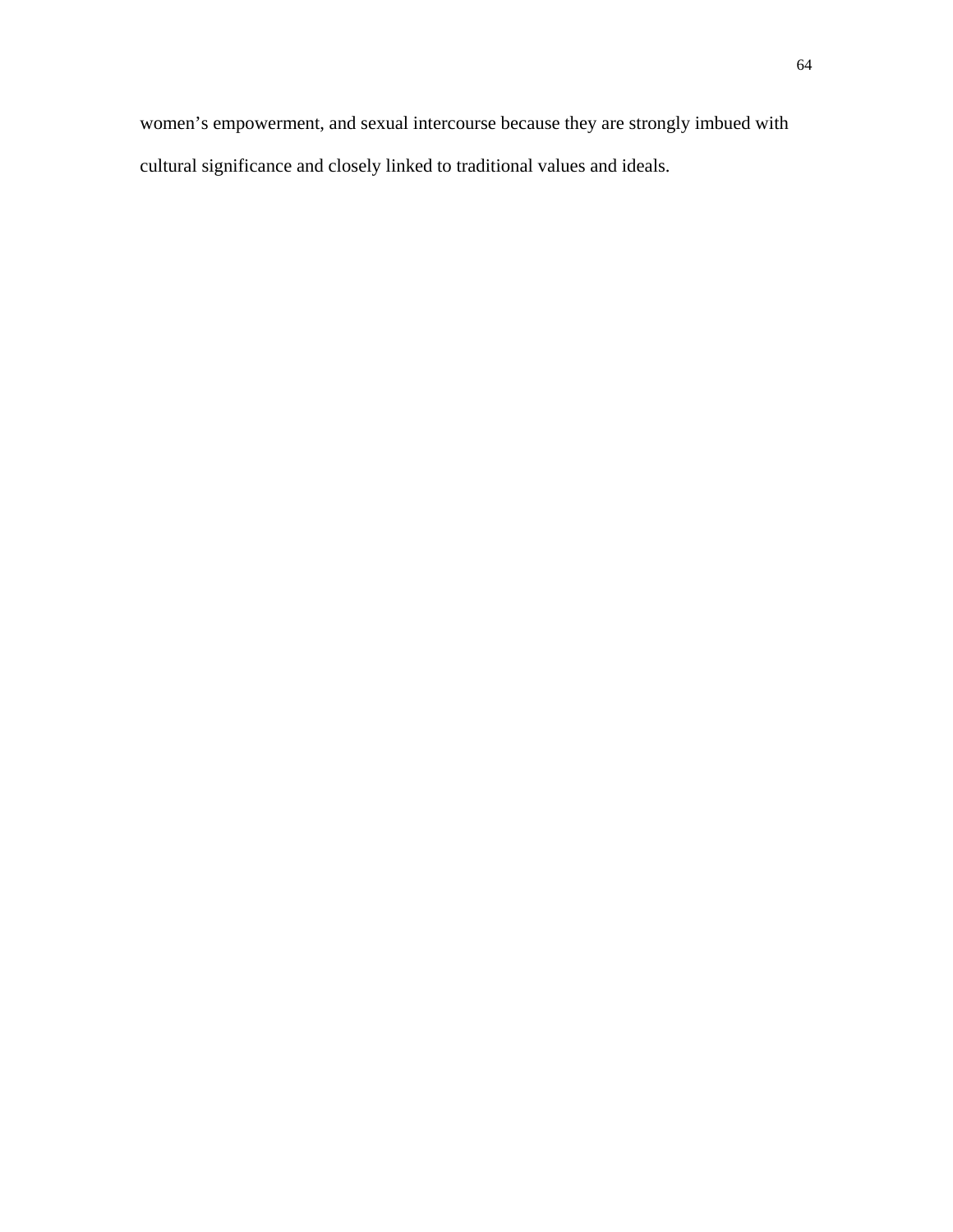women’s empowerment, and sexual intercourse because they are strongly imbued with cultural significance and closely linked to traditional values and ideals.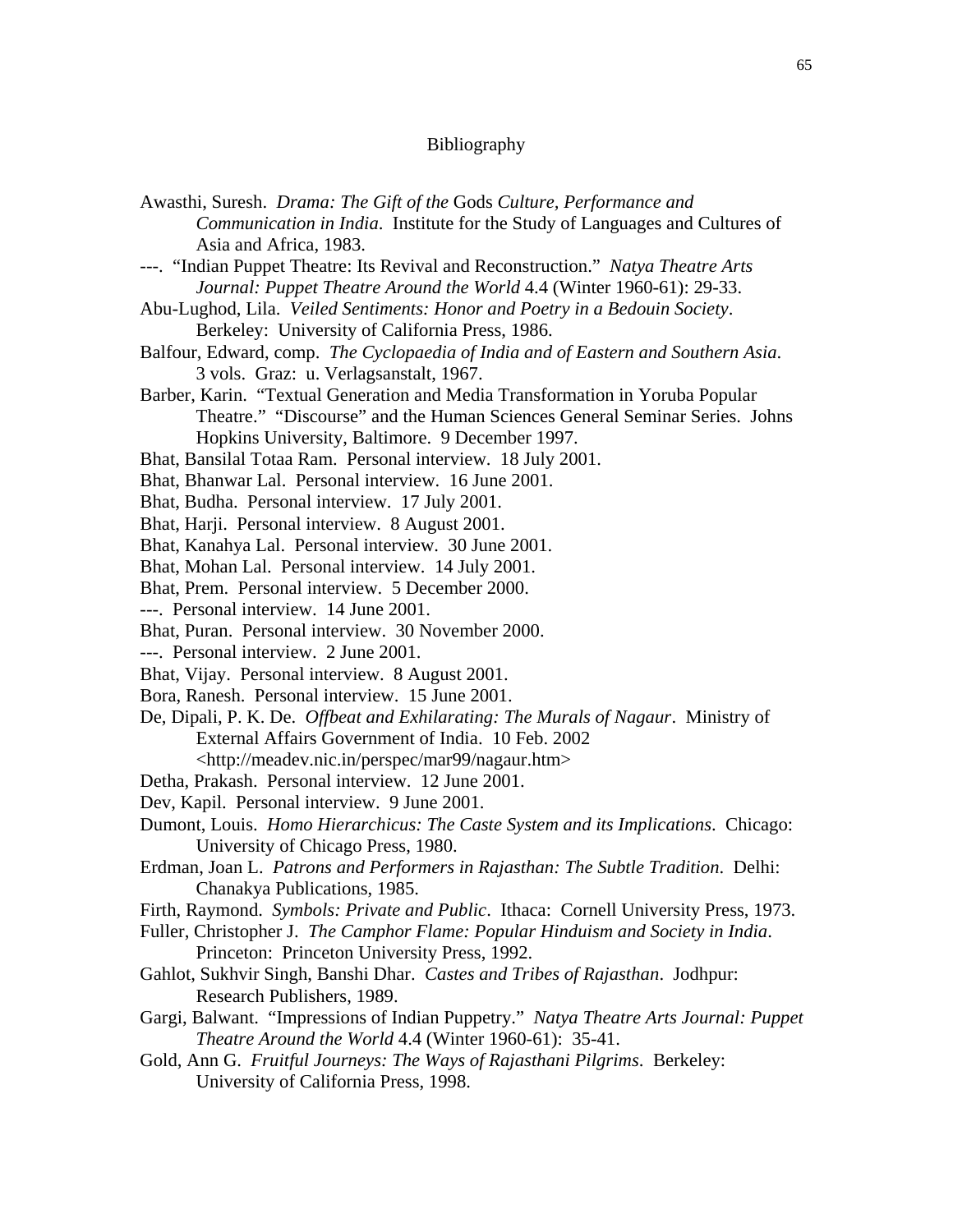# Bibliography

Awasthi, Suresh. *Drama: The Gift of the* Gods *Culture, Performance and Communication in India*. Institute for the Study of Languages and Cultures of Asia and Africa, 1983.

---. "Indian Puppet Theatre: Its Revival and Reconstruction." *Natya Theatre Arts Journal: Puppet Theatre Around the World* 4.4 (Winter 1960-61): 29-33.

Abu-Lughod, Lila. *Veiled Sentiments: Honor and Poetry in a Bedouin Society*. Berkeley: University of California Press, 1986.

Balfour, Edward, comp. *The Cyclopaedia of India and of Eastern and Southern Asia*. 3 vols. Graz: u. Verlagsanstalt, 1967.

Barber, Karin. "Textual Generation and Media Transformation in Yoruba Popular Theatre." "Discourse" and the Human Sciences General Seminar Series. Johns Hopkins University, Baltimore. 9 December 1997.

Bhat, Bansilal Totaa Ram. Personal interview. 18 July 2001.

Bhat, Bhanwar Lal. Personal interview. 16 June 2001.

Bhat, Budha. Personal interview. 17 July 2001.

Bhat, Harji. Personal interview. 8 August 2001.

Bhat, Kanahya Lal. Personal interview. 30 June 2001.

Bhat, Mohan Lal. Personal interview. 14 July 2001.

Bhat, Prem. Personal interview. 5 December 2000.

---. Personal interview. 14 June 2001.

Bhat, Puran. Personal interview. 30 November 2000.

---. Personal interview. 2 June 2001.

Bhat, Vijay. Personal interview. 8 August 2001.

Bora, Ranesh. Personal interview. 15 June 2001.

De, Dipali, P. K. De. *Offbeat and Exhilarating: The Murals of Nagaur*. Ministry of External Affairs Government of India. 10 Feb. 2002 <http://meadev.nic.in/perspec/mar99/nagaur.htm>

Detha, Prakash. Personal interview. 12 June 2001.

Dev, Kapil. Personal interview. 9 June 2001.

Dumont, Louis. *Homo Hierarchicus: The Caste System and its Implications*. Chicago: University of Chicago Press, 1980.

Erdman, Joan L. *Patrons and Performers in Rajasthan: The Subtle Tradition*. Delhi: Chanakya Publications, 1985.

Firth, Raymond. *Symbols: Private and Public*. Ithaca: Cornell University Press, 1973.

Fuller, Christopher J. *The Camphor Flame: Popular Hinduism and Society in India*. Princeton: Princeton University Press, 1992.

Gahlot, Sukhvir Singh, Banshi Dhar. *Castes and Tribes of Rajasthan*. Jodhpur: Research Publishers, 1989.

Gargi, Balwant. "Impressions of Indian Puppetry." *Natya Theatre Arts Journal: Puppet Theatre Around the World* 4.4 (Winter 1960-61): 35-41.

Gold, Ann G. *Fruitful Journeys: The Ways of Rajasthani Pilgrims*. Berkeley: University of California Press, 1998.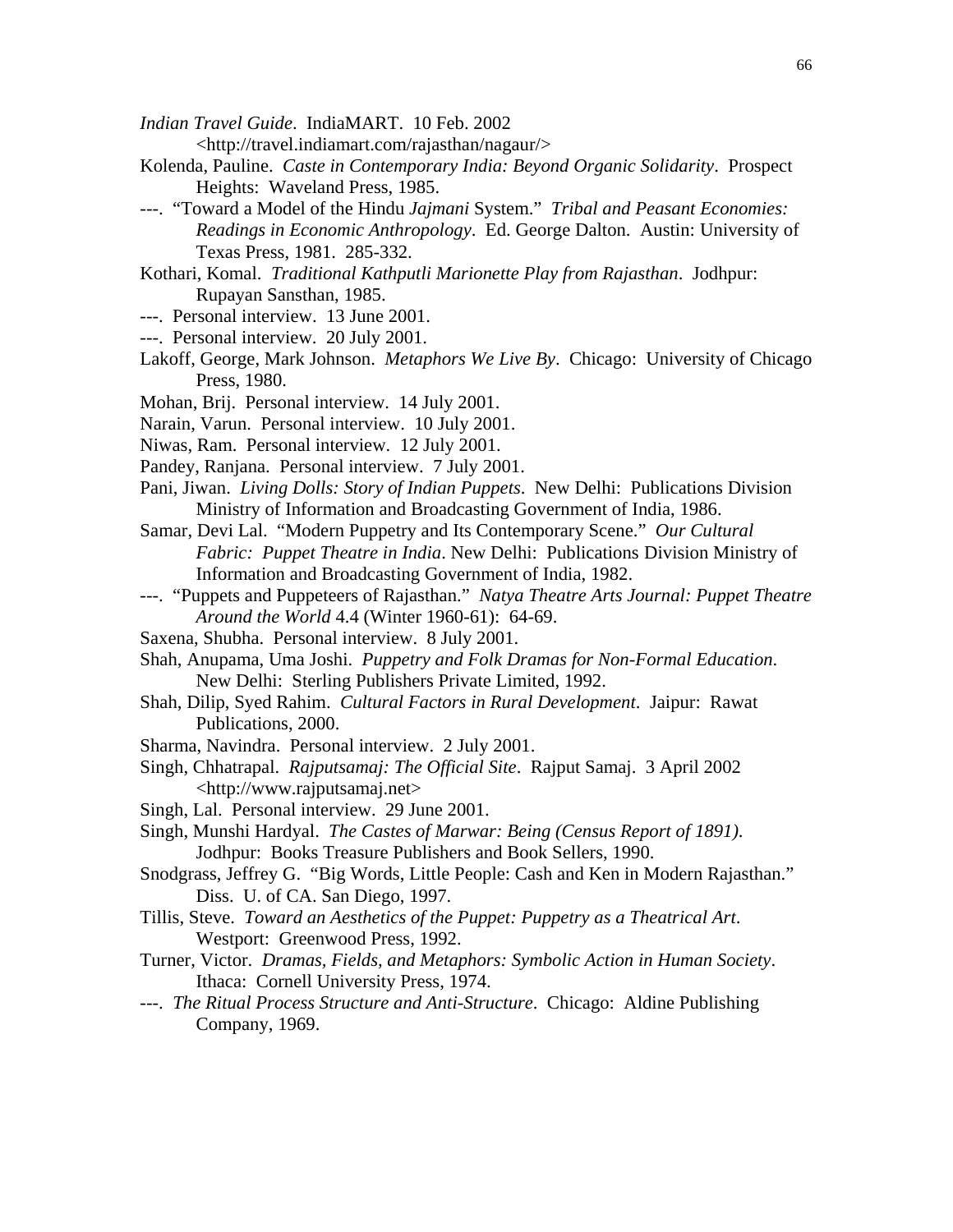*Indian Travel Guide*. IndiaMART. 10 Feb. 2002 <http://travel.indiamart.com/rajasthan/nagaur/>

Kolenda, Pauline. *Caste in Contemporary India: Beyond Organic Solidarity*. Prospect Heights: Waveland Press, 1985.

---. "Toward a Model of the Hindu *Jajmani* System." *Tribal and Peasant Economies: Readings in Economic Anthropology*. Ed. George Dalton. Austin: University of Texas Press, 1981. 285-332.

Kothari, Komal. *Traditional Kathputli Marionette Play from Rajasthan*. Jodhpur: Rupayan Sansthan, 1985.

---. Personal interview. 13 June 2001.

---. Personal interview. 20 July 2001.

Lakoff, George, Mark Johnson. *Metaphors We Live By*. Chicago: University of Chicago Press, 1980.

Mohan, Brij. Personal interview. 14 July 2001.

Narain, Varun. Personal interview. 10 July 2001.

Niwas, Ram. Personal interview. 12 July 2001.

Pandey, Ranjana. Personal interview. 7 July 2001.

Pani, Jiwan. *Living Dolls: Story of Indian Puppets*. New Delhi: Publications Division Ministry of Information and Broadcasting Government of India, 1986.

Samar, Devi Lal. "Modern Puppetry and Its Contemporary Scene." *Our Cultural Fabric: Puppet Theatre in India*. New Delhi: Publications Division Ministry of Information and Broadcasting Government of India, 1982.

---. "Puppets and Puppeteers of Rajasthan." *Natya Theatre Arts Journal: Puppet Theatre Around the World* 4.4 (Winter 1960-61): 64-69.

Saxena, Shubha. Personal interview. 8 July 2001.

Shah, Anupama, Uma Joshi. *Puppetry and Folk Dramas for Non-Formal Education*. New Delhi: Sterling Publishers Private Limited, 1992.

Shah, Dilip, Syed Rahim. *Cultural Factors in Rural Development*. Jaipur: Rawat Publications, 2000.

Sharma, Navindra. Personal interview. 2 July 2001.

Singh, Chhatrapal. *Rajputsamaj: The Official Site*. Rajput Samaj. 3 April 2002 <http://www.rajputsamaj.net>

Singh, Lal. Personal interview. 29 June 2001.

Singh, Munshi Hardyal. *The Castes of Marwar: Being (Census Report of 1891)*. Jodhpur: Books Treasure Publishers and Book Sellers, 1990.

Snodgrass, Jeffrey G. "Big Words, Little People: Cash and Ken in Modern Rajasthan." Diss. U. of CA. San Diego, 1997.

Tillis, Steve. *Toward an Aesthetics of the Puppet: Puppetry as a Theatrical Art*. Westport: Greenwood Press, 1992.

Turner, Victor. *Dramas, Fields, and Metaphors: Symbolic Action in Human Society*. Ithaca: Cornell University Press, 1974.

---. *The Ritual Process Structure and Anti-Structure*. Chicago: Aldine Publishing Company, 1969.